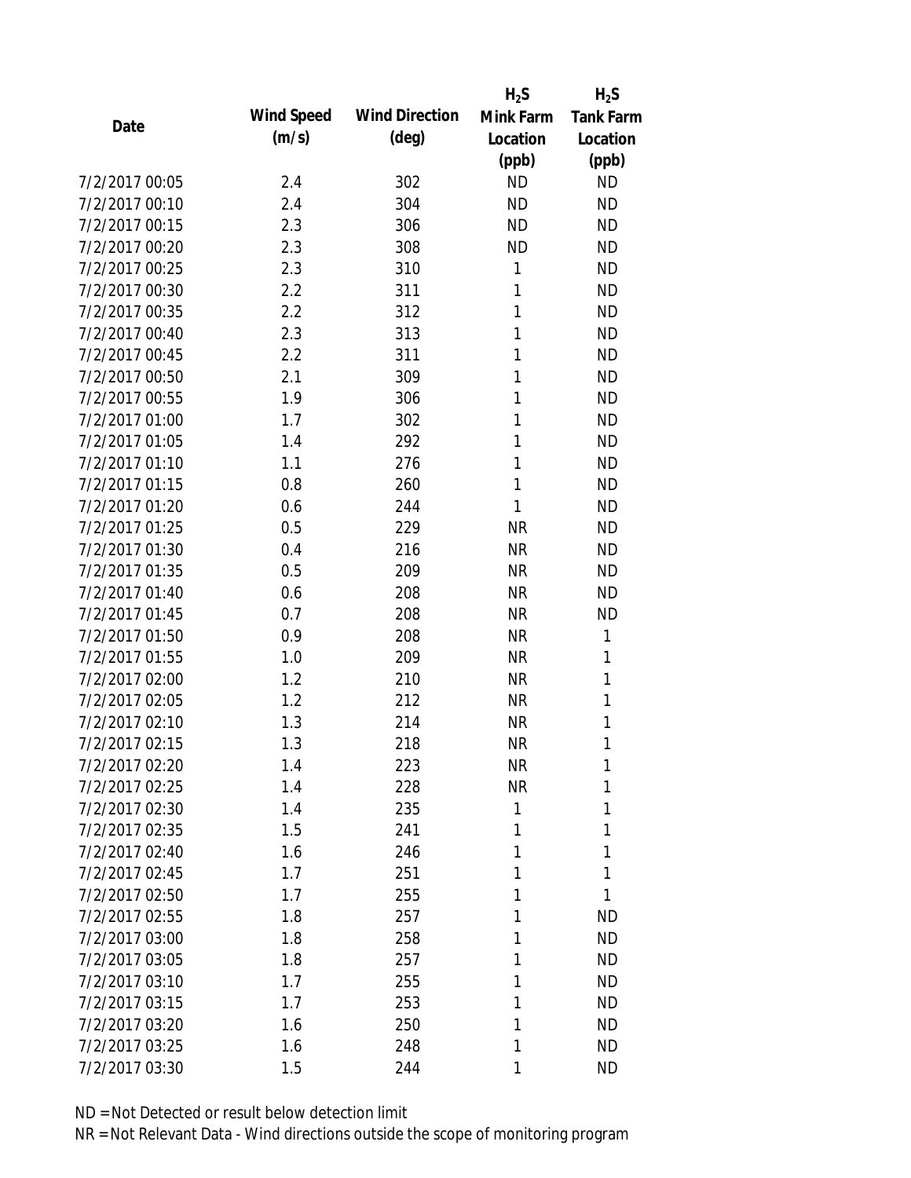| Date | Wind Speed (m/s) | Wind Direction (deg) | $H_2S$ Mink Farm Location (ppb) | $H_2S$ Tank Farm Location (ppb) |
|---|---|---|---|---|
| 7/2/2017 00:05 | 2.4 | 302 | ND | ND |
| 7/2/2017 00:10 | 2.4 | 304 | ND | ND |
| 7/2/2017 00:15 | 2.3 | 306 | ND | ND |
| 7/2/2017 00:20 | 2.3 | 308 | ND | ND |
| 7/2/2017 00:25 | 2.3 | 310 | 1 | ND |
| 7/2/2017 00:30 | 2.2 | 311 | 1 | ND |
| 7/2/2017 00:35 | 2.2 | 312 | 1 | ND |
| 7/2/2017 00:40 | 2.3 | 313 | 1 | ND |
| 7/2/2017 00:45 | 2.2 | 311 | 1 | ND |
| 7/2/2017 00:50 | 2.1 | 309 | 1 | ND |
| 7/2/2017 00:55 | 1.9 | 306 | 1 | ND |
| 7/2/2017 01:00 | 1.7 | 302 | 1 | ND |
| 7/2/2017 01:05 | 1.4 | 292 | 1 | ND |
| 7/2/2017 01:10 | 1.1 | 276 | 1 | ND |
| 7/2/2017 01:15 | 0.8 | 260 | 1 | ND |
| 7/2/2017 01:20 | 0.6 | 244 | 1 | ND |
| 7/2/2017 01:25 | 0.5 | 229 | NR | ND |
| 7/2/2017 01:30 | 0.4 | 216 | NR | ND |
| 7/2/2017 01:35 | 0.5 | 209 | NR | ND |
| 7/2/2017 01:40 | 0.6 | 208 | NR | ND |
| 7/2/2017 01:45 | 0.7 | 208 | NR | ND |
| 7/2/2017 01:50 | 0.9 | 208 | NR | 1 |
| 7/2/2017 01:55 | 1.0 | 209 | NR | 1 |
| 7/2/2017 02:00 | 1.2 | 210 | NR | 1 |
| 7/2/2017 02:05 | 1.2 | 212 | NR | 1 |
| 7/2/2017 02:10 | 1.3 | 214 | NR | 1 |
| 7/2/2017 02:15 | 1.3 | 218 | NR | 1 |
| 7/2/2017 02:20 | 1.4 | 223 | NR | 1 |
| 7/2/2017 02:25 | 1.4 | 228 | NR | 1 |
| 7/2/2017 02:30 | 1.4 | 235 | 1 | 1 |
| 7/2/2017 02:35 | 1.5 | 241 | 1 | 1 |
| 7/2/2017 02:40 | 1.6 | 246 | 1 | 1 |
| 7/2/2017 02:45 | 1.7 | 251 | 1 | 1 |
| 7/2/2017 02:50 | 1.7 | 255 | 1 | 1 |
| 7/2/2017 02:55 | 1.8 | 257 | 1 | ND |
| 7/2/2017 03:00 | 1.8 | 258 | 1 | ND |
| 7/2/2017 03:05 | 1.8 | 257 | 1 | ND |
| 7/2/2017 03:10 | 1.7 | 255 | 1 | ND |
| 7/2/2017 03:15 | 1.7 | 253 | 1 | ND |
| 7/2/2017 03:20 | 1.6 | 250 | 1 | ND |
| 7/2/2017 03:25 | 1.6 | 248 | 1 | ND |
| 7/2/2017 03:30 | 1.5 | 244 | 1 | ND |

ND = Not Detected or result below detection limit

NR = Not Relevant Data - Wind directions outside the scope of monitoring program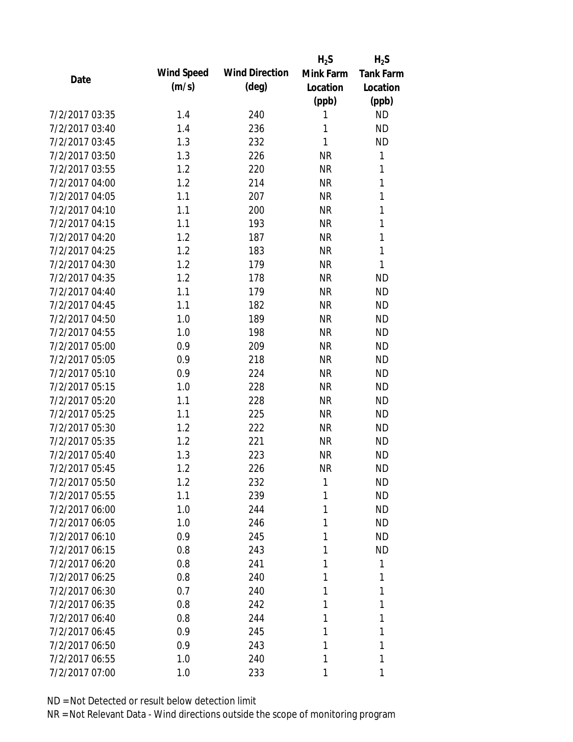| Date | Wind Speed (m/s) | Wind Direction (deg) | $H_2S$ Mink Farm Location (ppb) | $H_2S$ Tank Farm Location (ppb) |
|---|---|---|---|---|
| 7/2/2017 03:35 | 1.4 | 240 | 1 | ND |
| 7/2/2017 03:40 | 1.4 | 236 | 1 | ND |
| 7/2/2017 03:45 | 1.3 | 232 | 1 | ND |
| 7/2/2017 03:50 | 1.3 | 226 | NR | 1 |
| 7/2/2017 03:55 | 1.2 | 220 | NR | 1 |
| 7/2/2017 04:00 | 1.2 | 214 | NR | 1 |
| 7/2/2017 04:05 | 1.1 | 207 | NR | 1 |
| 7/2/2017 04:10 | 1.1 | 200 | NR | 1 |
| 7/2/2017 04:15 | 1.1 | 193 | NR | 1 |
| 7/2/2017 04:20 | 1.2 | 187 | NR | 1 |
| 7/2/2017 04:25 | 1.2 | 183 | NR | 1 |
| 7/2/2017 04:30 | 1.2 | 179 | NR | 1 |
| 7/2/2017 04:35 | 1.2 | 178 | NR | ND |
| 7/2/2017 04:40 | 1.1 | 179 | NR | ND |
| 7/2/2017 04:45 | 1.1 | 182 | NR | ND |
| 7/2/2017 04:50 | 1.0 | 189 | NR | ND |
| 7/2/2017 04:55 | 1.0 | 198 | NR | ND |
| 7/2/2017 05:00 | 0.9 | 209 | NR | ND |
| 7/2/2017 05:05 | 0.9 | 218 | NR | ND |
| 7/2/2017 05:10 | 0.9 | 224 | NR | ND |
| 7/2/2017 05:15 | 1.0 | 228 | NR | ND |
| 7/2/2017 05:20 | 1.1 | 228 | NR | ND |
| 7/2/2017 05:25 | 1.1 | 225 | NR | ND |
| 7/2/2017 05:30 | 1.2 | 222 | NR | ND |
| 7/2/2017 05:35 | 1.2 | 221 | NR | ND |
| 7/2/2017 05:40 | 1.3 | 223 | NR | ND |
| 7/2/2017 05:45 | 1.2 | 226 | NR | ND |
| 7/2/2017 05:50 | 1.2 | 232 | 1 | ND |
| 7/2/2017 05:55 | 1.1 | 239 | 1 | ND |
| 7/2/2017 06:00 | 1.0 | 244 | 1 | ND |
| 7/2/2017 06:05 | 1.0 | 246 | 1 | ND |
| 7/2/2017 06:10 | 0.9 | 245 | 1 | ND |
| 7/2/2017 06:15 | 0.8 | 243 | 1 | ND |
| 7/2/2017 06:20 | 0.8 | 241 | 1 | 1 |
| 7/2/2017 06:25 | 0.8 | 240 | 1 | 1 |
| 7/2/2017 06:30 | 0.7 | 240 | 1 | 1 |
| 7/2/2017 06:35 | 0.8 | 242 | 1 | 1 |
| 7/2/2017 06:40 | 0.8 | 244 | 1 | 1 |
| 7/2/2017 06:45 | 0.9 | 245 | 1 | 1 |
| 7/2/2017 06:50 | 0.9 | 243 | 1 | 1 |
| 7/2/2017 06:55 | 1.0 | 240 | 1 | 1 |
| 7/2/2017 07:00 | 1.0 | 233 | 1 | 1 |

ND = Not Detected or result below detection limit

NR = Not Relevant Data - Wind directions outside the scope of monitoring program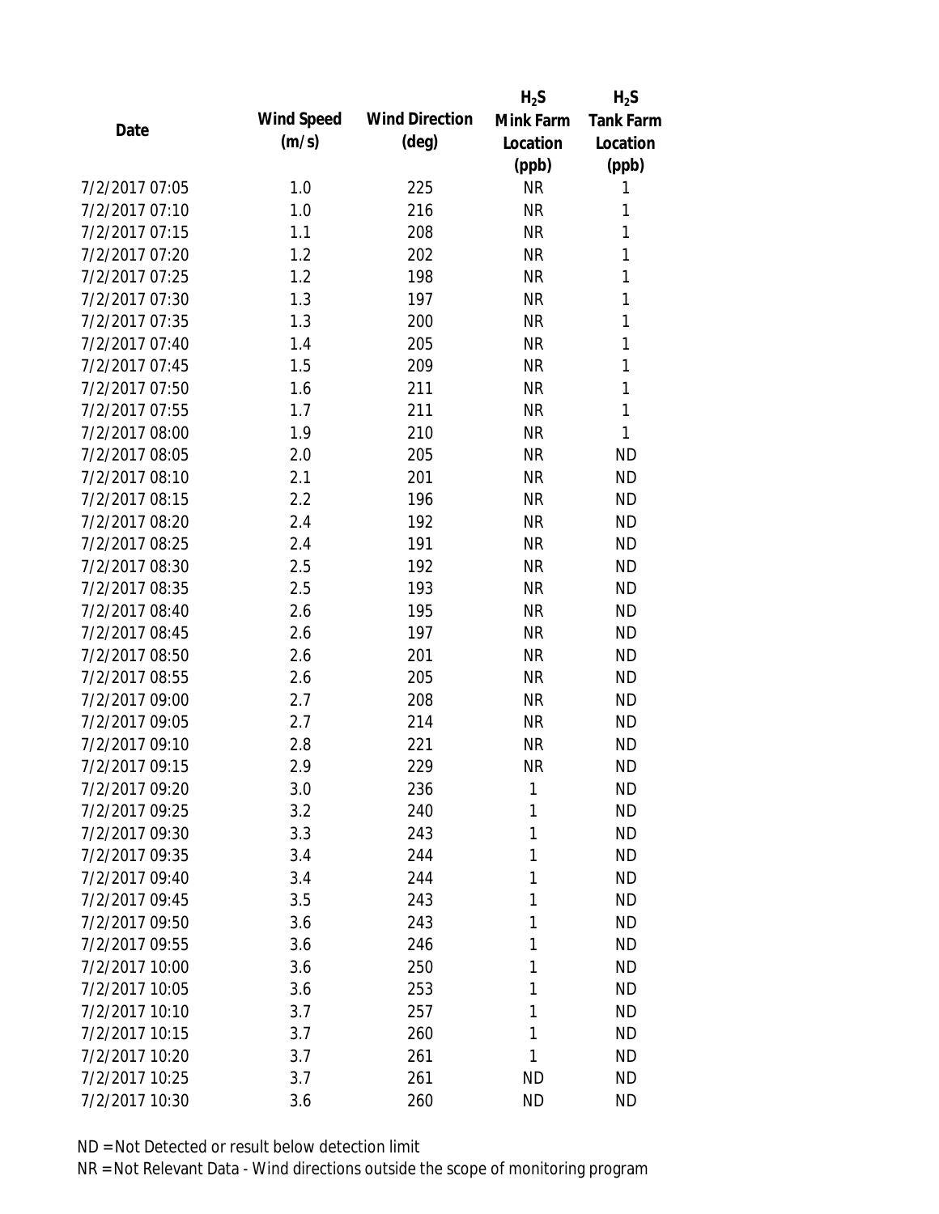| Date | Wind Speed (m/s) | Wind Direction (deg) | $H_2S$ Mink Farm Location (ppb) | $H_2S$ Tank Farm Location (ppb) |
|---|---|---|---|---|
| 7/2/2017 07:05 | 1.0 | 225 | NR | 1 |
| 7/2/2017 07:10 | 1.0 | 216 | NR | 1 |
| 7/2/2017 07:15 | 1.1 | 208 | NR | 1 |
| 7/2/2017 07:20 | 1.2 | 202 | NR | 1 |
| 7/2/2017 07:25 | 1.2 | 198 | NR | 1 |
| 7/2/2017 07:30 | 1.3 | 197 | NR | 1 |
| 7/2/2017 07:35 | 1.3 | 200 | NR | 1 |
| 7/2/2017 07:40 | 1.4 | 205 | NR | 1 |
| 7/2/2017 07:45 | 1.5 | 209 | NR | 1 |
| 7/2/2017 07:50 | 1.6 | 211 | NR | 1 |
| 7/2/2017 07:55 | 1.7 | 211 | NR | 1 |
| 7/2/2017 08:00 | 1.9 | 210 | NR | 1 |
| 7/2/2017 08:05 | 2.0 | 205 | NR | ND |
| 7/2/2017 08:10 | 2.1 | 201 | NR | ND |
| 7/2/2017 08:15 | 2.2 | 196 | NR | ND |
| 7/2/2017 08:20 | 2.4 | 192 | NR | ND |
| 7/2/2017 08:25 | 2.4 | 191 | NR | ND |
| 7/2/2017 08:30 | 2.5 | 192 | NR | ND |
| 7/2/2017 08:35 | 2.5 | 193 | NR | ND |
| 7/2/2017 08:40 | 2.6 | 195 | NR | ND |
| 7/2/2017 08:45 | 2.6 | 197 | NR | ND |
| 7/2/2017 08:50 | 2.6 | 201 | NR | ND |
| 7/2/2017 08:55 | 2.6 | 205 | NR | ND |
| 7/2/2017 09:00 | 2.7 | 208 | NR | ND |
| 7/2/2017 09:05 | 2.7 | 214 | NR | ND |
| 7/2/2017 09:10 | 2.8 | 221 | NR | ND |
| 7/2/2017 09:15 | 2.9 | 229 | NR | ND |
| 7/2/2017 09:20 | 3.0 | 236 | 1 | ND |
| 7/2/2017 09:25 | 3.2 | 240 | 1 | ND |
| 7/2/2017 09:30 | 3.3 | 243 | 1 | ND |
| 7/2/2017 09:35 | 3.4 | 244 | 1 | ND |
| 7/2/2017 09:40 | 3.4 | 244 | 1 | ND |
| 7/2/2017 09:45 | 3.5 | 243 | 1 | ND |
| 7/2/2017 09:50 | 3.6 | 243 | 1 | ND |
| 7/2/2017 09:55 | 3.6 | 246 | 1 | ND |
| 7/2/2017 10:00 | 3.6 | 250 | 1 | ND |
| 7/2/2017 10:05 | 3.6 | 253 | 1 | ND |
| 7/2/2017 10:10 | 3.7 | 257 | 1 | ND |
| 7/2/2017 10:15 | 3.7 | 260 | 1 | ND |
| 7/2/2017 10:20 | 3.7 | 261 | 1 | ND |
| 7/2/2017 10:25 | 3.7 | 261 | ND | ND |
| 7/2/2017 10:30 | 3.6 | 260 | ND | ND |

ND = Not Detected or result below detection limit

NR = Not Relevant Data - Wind directions outside the scope of monitoring program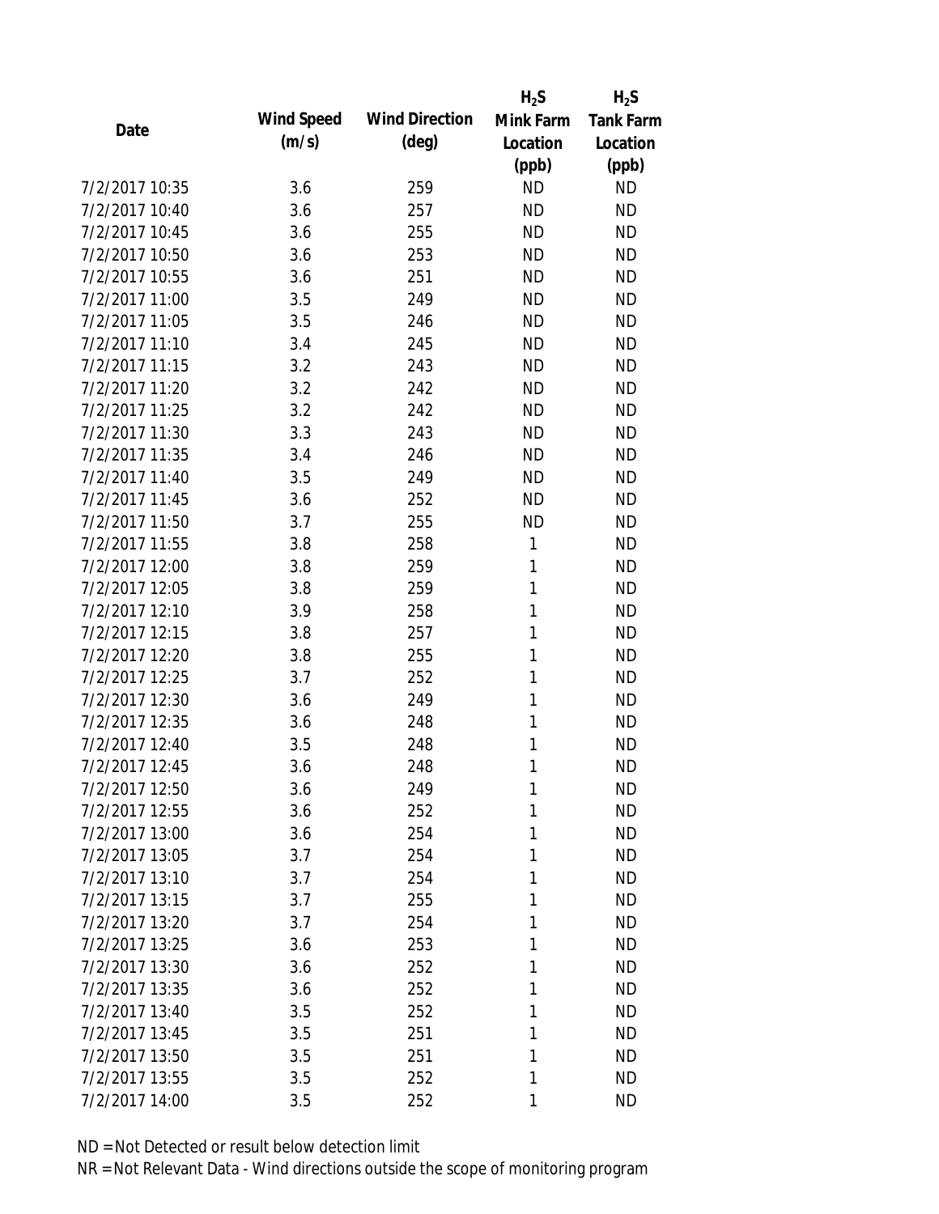| Date | Wind Speed (m/s) | Wind Direction (deg) | $H_2S$ Mink Farm Location (ppb) | $H_2S$ Tank Farm Location (ppb) |
|---|---|---|---|---|
| 7/2/2017 10:35 | 3.6 | 259 | ND | ND |
| 7/2/2017 10:40 | 3.6 | 257 | ND | ND |
| 7/2/2017 10:45 | 3.6 | 255 | ND | ND |
| 7/2/2017 10:50 | 3.6 | 253 | ND | ND |
| 7/2/2017 10:55 | 3.6 | 251 | ND | ND |
| 7/2/2017 11:00 | 3.5 | 249 | ND | ND |
| 7/2/2017 11:05 | 3.5 | 246 | ND | ND |
| 7/2/2017 11:10 | 3.4 | 245 | ND | ND |
| 7/2/2017 11:15 | 3.2 | 243 | ND | ND |
| 7/2/2017 11:20 | 3.2 | 242 | ND | ND |
| 7/2/2017 11:25 | 3.2 | 242 | ND | ND |
| 7/2/2017 11:30 | 3.3 | 243 | ND | ND |
| 7/2/2017 11:35 | 3.4 | 246 | ND | ND |
| 7/2/2017 11:40 | 3.5 | 249 | ND | ND |
| 7/2/2017 11:45 | 3.6 | 252 | ND | ND |
| 7/2/2017 11:50 | 3.7 | 255 | ND | ND |
| 7/2/2017 11:55 | 3.8 | 258 | 1 | ND |
| 7/2/2017 12:00 | 3.8 | 259 | 1 | ND |
| 7/2/2017 12:05 | 3.8 | 259 | 1 | ND |
| 7/2/2017 12:10 | 3.9 | 258 | 1 | ND |
| 7/2/2017 12:15 | 3.8 | 257 | 1 | ND |
| 7/2/2017 12:20 | 3.8 | 255 | 1 | ND |
| 7/2/2017 12:25 | 3.7 | 252 | 1 | ND |
| 7/2/2017 12:30 | 3.6 | 249 | 1 | ND |
| 7/2/2017 12:35 | 3.6 | 248 | 1 | ND |
| 7/2/2017 12:40 | 3.5 | 248 | 1 | ND |
| 7/2/2017 12:45 | 3.6 | 248 | 1 | ND |
| 7/2/2017 12:50 | 3.6 | 249 | 1 | ND |
| 7/2/2017 12:55 | 3.6 | 252 | 1 | ND |
| 7/2/2017 13:00 | 3.6 | 254 | 1 | ND |
| 7/2/2017 13:05 | 3.7 | 254 | 1 | ND |
| 7/2/2017 13:10 | 3.7 | 254 | 1 | ND |
| 7/2/2017 13:15 | 3.7 | 255 | 1 | ND |
| 7/2/2017 13:20 | 3.7 | 254 | 1 | ND |
| 7/2/2017 13:25 | 3.6 | 253 | 1 | ND |
| 7/2/2017 13:30 | 3.6 | 252 | 1 | ND |
| 7/2/2017 13:35 | 3.6 | 252 | 1 | ND |
| 7/2/2017 13:40 | 3.5 | 252 | 1 | ND |
| 7/2/2017 13:45 | 3.5 | 251 | 1 | ND |
| 7/2/2017 13:50 | 3.5 | 251 | 1 | ND |
| 7/2/2017 13:55 | 3.5 | 252 | 1 | ND |
| 7/2/2017 14:00 | 3.5 | 252 | 1 | ND |

ND = Not Detected or result below detection limit

NR = Not Relevant Data - Wind directions outside the scope of monitoring program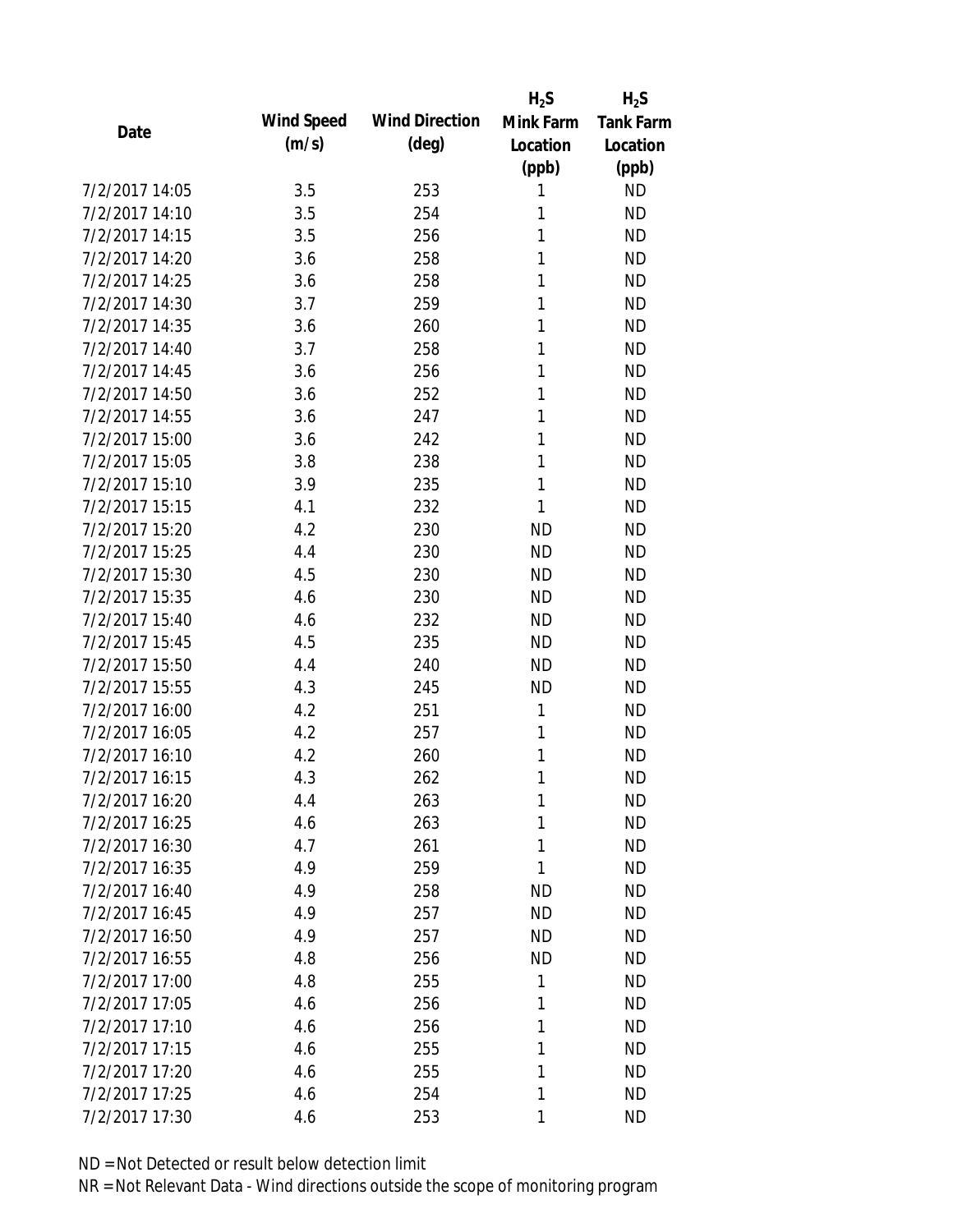| Date | Wind Speed (m/s) | Wind Direction (deg) | $H_2S$ Mink Farm Location (ppb) | $H_2S$ Tank Farm Location (ppb) |
|---|---|---|---|---|
| 7/2/2017 14:05 | 3.5 | 253 | 1 | ND |
| 7/2/2017 14:10 | 3.5 | 254 | 1 | ND |
| 7/2/2017 14:15 | 3.5 | 256 | 1 | ND |
| 7/2/2017 14:20 | 3.6 | 258 | 1 | ND |
| 7/2/2017 14:25 | 3.6 | 258 | 1 | ND |
| 7/2/2017 14:30 | 3.7 | 259 | 1 | ND |
| 7/2/2017 14:35 | 3.6 | 260 | 1 | ND |
| 7/2/2017 14:40 | 3.7 | 258 | 1 | ND |
| 7/2/2017 14:45 | 3.6 | 256 | 1 | ND |
| 7/2/2017 14:50 | 3.6 | 252 | 1 | ND |
| 7/2/2017 14:55 | 3.6 | 247 | 1 | ND |
| 7/2/2017 15:00 | 3.6 | 242 | 1 | ND |
| 7/2/2017 15:05 | 3.8 | 238 | 1 | ND |
| 7/2/2017 15:10 | 3.9 | 235 | 1 | ND |
| 7/2/2017 15:15 | 4.1 | 232 | 1 | ND |
| 7/2/2017 15:20 | 4.2 | 230 | ND | ND |
| 7/2/2017 15:25 | 4.4 | 230 | ND | ND |
| 7/2/2017 15:30 | 4.5 | 230 | ND | ND |
| 7/2/2017 15:35 | 4.6 | 230 | ND | ND |
| 7/2/2017 15:40 | 4.6 | 232 | ND | ND |
| 7/2/2017 15:45 | 4.5 | 235 | ND | ND |
| 7/2/2017 15:50 | 4.4 | 240 | ND | ND |
| 7/2/2017 15:55 | 4.3 | 245 | ND | ND |
| 7/2/2017 16:00 | 4.2 | 251 | 1 | ND |
| 7/2/2017 16:05 | 4.2 | 257 | 1 | ND |
| 7/2/2017 16:10 | 4.2 | 260 | 1 | ND |
| 7/2/2017 16:15 | 4.3 | 262 | 1 | ND |
| 7/2/2017 16:20 | 4.4 | 263 | 1 | ND |
| 7/2/2017 16:25 | 4.6 | 263 | 1 | ND |
| 7/2/2017 16:30 | 4.7 | 261 | 1 | ND |
| 7/2/2017 16:35 | 4.9 | 259 | 1 | ND |
| 7/2/2017 16:40 | 4.9 | 258 | ND | ND |
| 7/2/2017 16:45 | 4.9 | 257 | ND | ND |
| 7/2/2017 16:50 | 4.9 | 257 | ND | ND |
| 7/2/2017 16:55 | 4.8 | 256 | ND | ND |
| 7/2/2017 17:00 | 4.8 | 255 | 1 | ND |
| 7/2/2017 17:05 | 4.6 | 256 | 1 | ND |
| 7/2/2017 17:10 | 4.6 | 256 | 1 | ND |
| 7/2/2017 17:15 | 4.6 | 255 | 1 | ND |
| 7/2/2017 17:20 | 4.6 | 255 | 1 | ND |
| 7/2/2017 17:25 | 4.6 | 254 | 1 | ND |
| 7/2/2017 17:30 | 4.6 | 253 | 1 | ND |

ND = Not Detected or result below detection limit

NR = Not Relevant Data - Wind directions outside the scope of monitoring program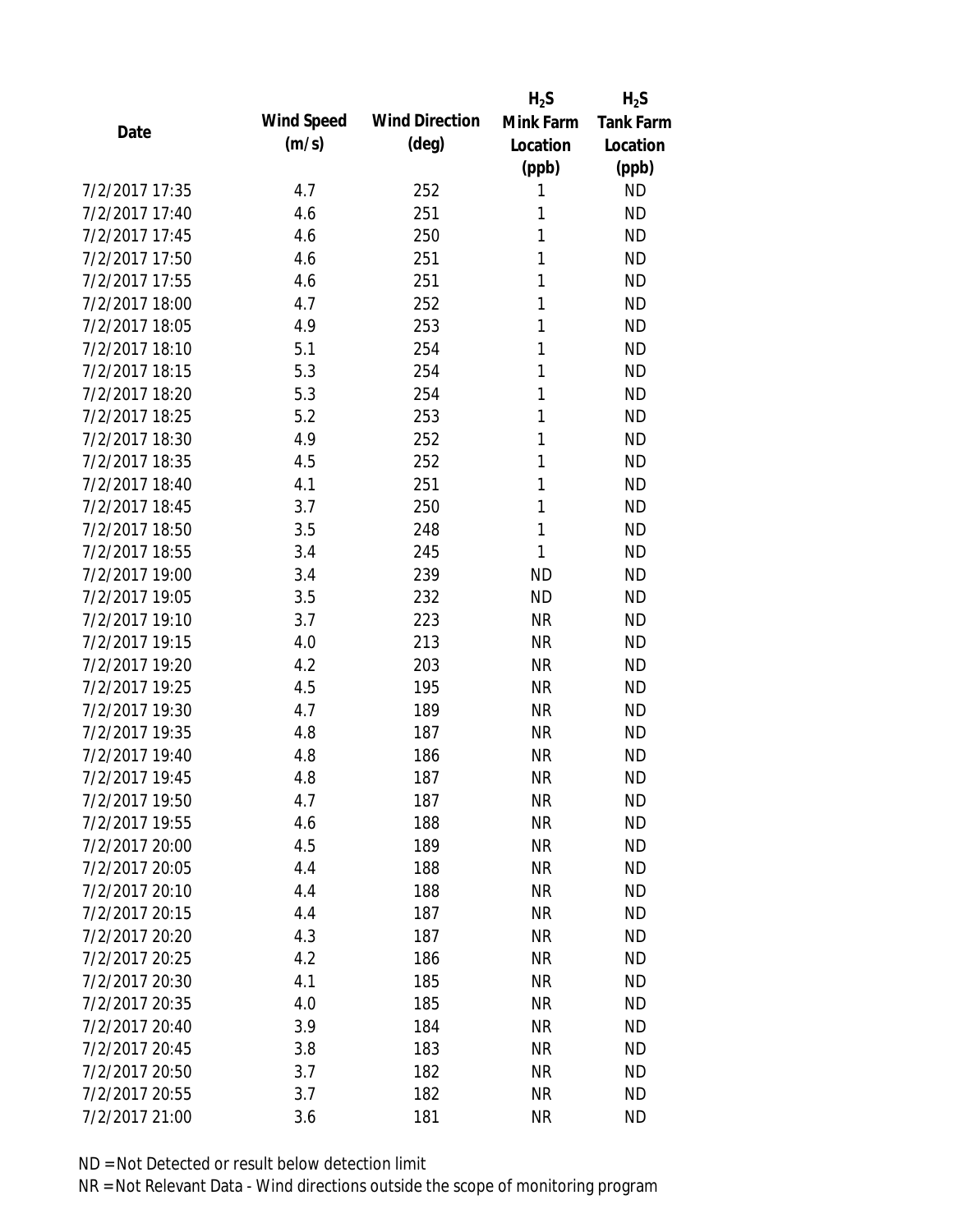| Date | Wind Speed (m/s) | Wind Direction (deg) | $H_2S$ Mink Farm Location (ppb) | $H_2S$ Tank Farm Location (ppb) |
|---|---|---|---|---|
| 7/2/2017 17:35 | 4.7 | 252 | 1 | ND |
| 7/2/2017 17:40 | 4.6 | 251 | 1 | ND |
| 7/2/2017 17:45 | 4.6 | 250 | 1 | ND |
| 7/2/2017 17:50 | 4.6 | 251 | 1 | ND |
| 7/2/2017 17:55 | 4.6 | 251 | 1 | ND |
| 7/2/2017 18:00 | 4.7 | 252 | 1 | ND |
| 7/2/2017 18:05 | 4.9 | 253 | 1 | ND |
| 7/2/2017 18:10 | 5.1 | 254 | 1 | ND |
| 7/2/2017 18:15 | 5.3 | 254 | 1 | ND |
| 7/2/2017 18:20 | 5.3 | 254 | 1 | ND |
| 7/2/2017 18:25 | 5.2 | 253 | 1 | ND |
| 7/2/2017 18:30 | 4.9 | 252 | 1 | ND |
| 7/2/2017 18:35 | 4.5 | 252 | 1 | ND |
| 7/2/2017 18:40 | 4.1 | 251 | 1 | ND |
| 7/2/2017 18:45 | 3.7 | 250 | 1 | ND |
| 7/2/2017 18:50 | 3.5 | 248 | 1 | ND |
| 7/2/2017 18:55 | 3.4 | 245 | 1 | ND |
| 7/2/2017 19:00 | 3.4 | 239 | ND | ND |
| 7/2/2017 19:05 | 3.5 | 232 | ND | ND |
| 7/2/2017 19:10 | 3.7 | 223 | NR | ND |
| 7/2/2017 19:15 | 4.0 | 213 | NR | ND |
| 7/2/2017 19:20 | 4.2 | 203 | NR | ND |
| 7/2/2017 19:25 | 4.5 | 195 | NR | ND |
| 7/2/2017 19:30 | 4.7 | 189 | NR | ND |
| 7/2/2017 19:35 | 4.8 | 187 | NR | ND |
| 7/2/2017 19:40 | 4.8 | 186 | NR | ND |
| 7/2/2017 19:45 | 4.8 | 187 | NR | ND |
| 7/2/2017 19:50 | 4.7 | 187 | NR | ND |
| 7/2/2017 19:55 | 4.6 | 188 | NR | ND |
| 7/2/2017 20:00 | 4.5 | 189 | NR | ND |
| 7/2/2017 20:05 | 4.4 | 188 | NR | ND |
| 7/2/2017 20:10 | 4.4 | 188 | NR | ND |
| 7/2/2017 20:15 | 4.4 | 187 | NR | ND |
| 7/2/2017 20:20 | 4.3 | 187 | NR | ND |
| 7/2/2017 20:25 | 4.2 | 186 | NR | ND |
| 7/2/2017 20:30 | 4.1 | 185 | NR | ND |
| 7/2/2017 20:35 | 4.0 | 185 | NR | ND |
| 7/2/2017 20:40 | 3.9 | 184 | NR | ND |
| 7/2/2017 20:45 | 3.8 | 183 | NR | ND |
| 7/2/2017 20:50 | 3.7 | 182 | NR | ND |
| 7/2/2017 20:55 | 3.7 | 182 | NR | ND |
| 7/2/2017 21:00 | 3.6 | 181 | NR | ND |

ND = Not Detected or result below detection limit

NR = Not Relevant Data - Wind directions outside the scope of monitoring program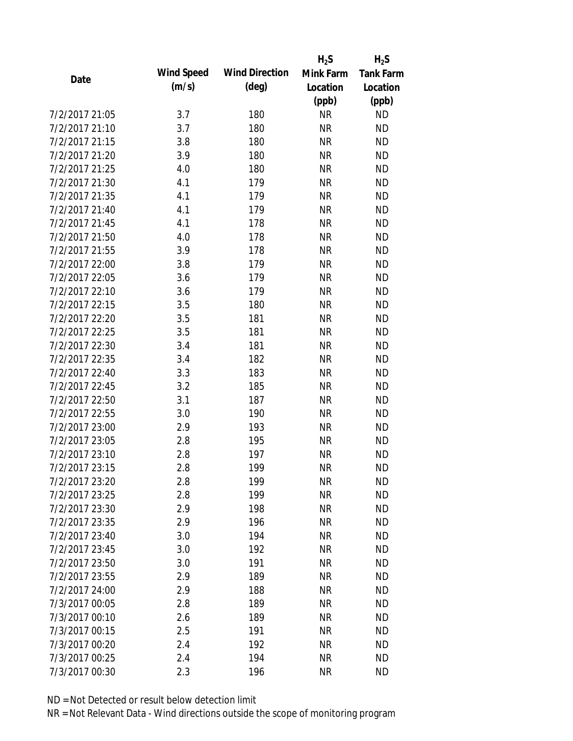| Date | Wind Speed (m/s) | Wind Direction (deg) | $H_2S$ Mink Farm Location (ppb) | $H_2S$ Tank Farm Location (ppb) |
|---|---|---|---|---|
| 7/2/2017 21:05 | 3.7 | 180 | NR | ND |
| 7/2/2017 21:10 | 3.7 | 180 | NR | ND |
| 7/2/2017 21:15 | 3.8 | 180 | NR | ND |
| 7/2/2017 21:20 | 3.9 | 180 | NR | ND |
| 7/2/2017 21:25 | 4.0 | 180 | NR | ND |
| 7/2/2017 21:30 | 4.1 | 179 | NR | ND |
| 7/2/2017 21:35 | 4.1 | 179 | NR | ND |
| 7/2/2017 21:40 | 4.1 | 179 | NR | ND |
| 7/2/2017 21:45 | 4.1 | 178 | NR | ND |
| 7/2/2017 21:50 | 4.0 | 178 | NR | ND |
| 7/2/2017 21:55 | 3.9 | 178 | NR | ND |
| 7/2/2017 22:00 | 3.8 | 179 | NR | ND |
| 7/2/2017 22:05 | 3.6 | 179 | NR | ND |
| 7/2/2017 22:10 | 3.6 | 179 | NR | ND |
| 7/2/2017 22:15 | 3.5 | 180 | NR | ND |
| 7/2/2017 22:20 | 3.5 | 181 | NR | ND |
| 7/2/2017 22:25 | 3.5 | 181 | NR | ND |
| 7/2/2017 22:30 | 3.4 | 181 | NR | ND |
| 7/2/2017 22:35 | 3.4 | 182 | NR | ND |
| 7/2/2017 22:40 | 3.3 | 183 | NR | ND |
| 7/2/2017 22:45 | 3.2 | 185 | NR | ND |
| 7/2/2017 22:50 | 3.1 | 187 | NR | ND |
| 7/2/2017 22:55 | 3.0 | 190 | NR | ND |
| 7/2/2017 23:00 | 2.9 | 193 | NR | ND |
| 7/2/2017 23:05 | 2.8 | 195 | NR | ND |
| 7/2/2017 23:10 | 2.8 | 197 | NR | ND |
| 7/2/2017 23:15 | 2.8 | 199 | NR | ND |
| 7/2/2017 23:20 | 2.8 | 199 | NR | ND |
| 7/2/2017 23:25 | 2.8 | 199 | NR | ND |
| 7/2/2017 23:30 | 2.9 | 198 | NR | ND |
| 7/2/2017 23:35 | 2.9 | 196 | NR | ND |
| 7/2/2017 23:40 | 3.0 | 194 | NR | ND |
| 7/2/2017 23:45 | 3.0 | 192 | NR | ND |
| 7/2/2017 23:50 | 3.0 | 191 | NR | ND |
| 7/2/2017 23:55 | 2.9 | 189 | NR | ND |
| 7/2/2017 24:00 | 2.9 | 188 | NR | ND |
| 7/3/2017 00:05 | 2.8 | 189 | NR | ND |
| 7/3/2017 00:10 | 2.6 | 189 | NR | ND |
| 7/3/2017 00:15 | 2.5 | 191 | NR | ND |
| 7/3/2017 00:20 | 2.4 | 192 | NR | ND |
| 7/3/2017 00:25 | 2.4 | 194 | NR | ND |
| 7/3/2017 00:30 | 2.3 | 196 | NR | ND |

ND = Not Detected or result below detection limit

NR = Not Relevant Data - Wind directions outside the scope of monitoring program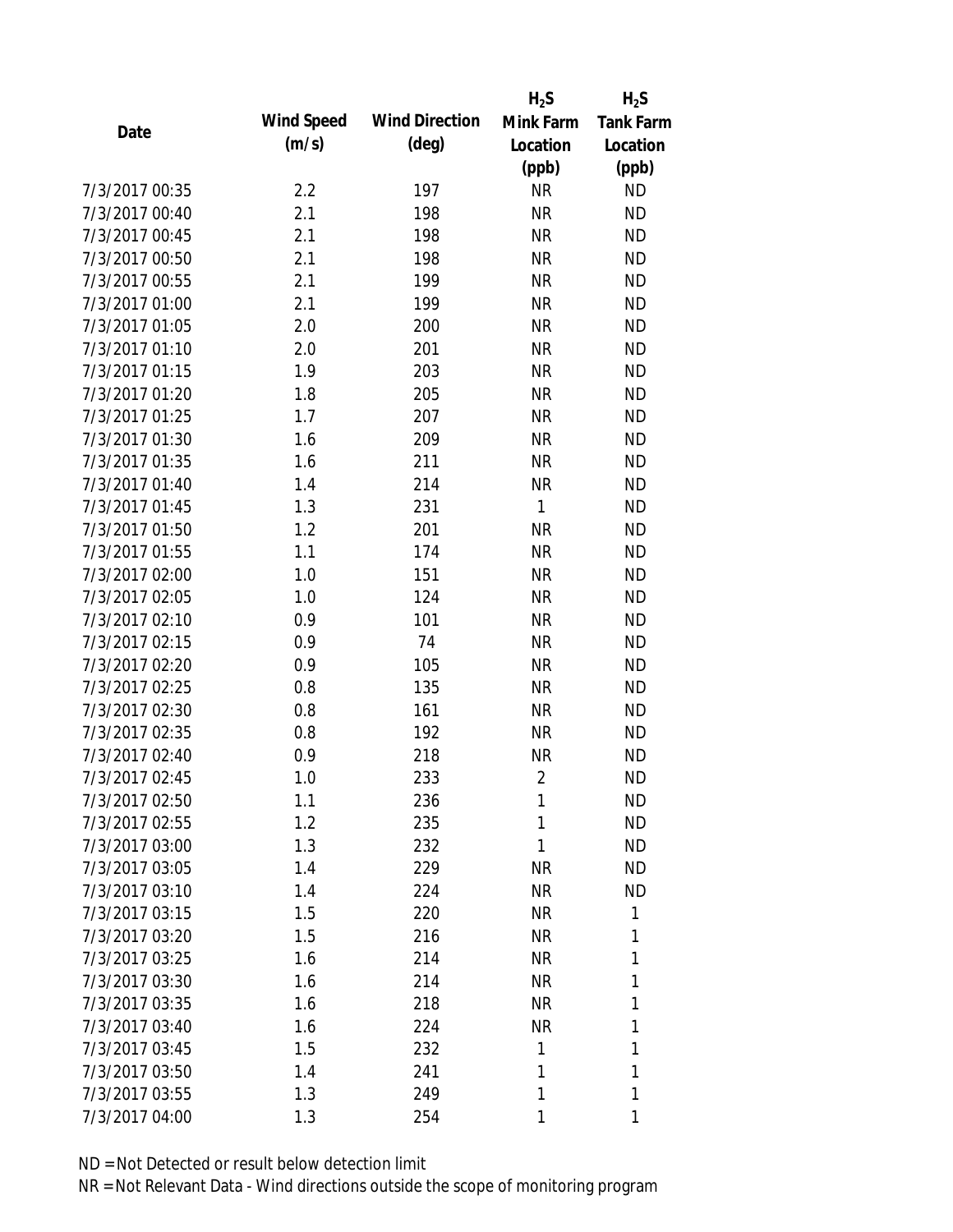| Date | Wind Speed (m/s) | Wind Direction (deg) | $H_2S$ Mink Farm Location (ppb) | $H_2S$ Tank Farm Location (ppb) |
|---|---|---|---|---|
| 7/3/2017 00:35 | 2.2 | 197 | NR | ND |
| 7/3/2017 00:40 | 2.1 | 198 | NR | ND |
| 7/3/2017 00:45 | 2.1 | 198 | NR | ND |
| 7/3/2017 00:50 | 2.1 | 198 | NR | ND |
| 7/3/2017 00:55 | 2.1 | 199 | NR | ND |
| 7/3/2017 01:00 | 2.1 | 199 | NR | ND |
| 7/3/2017 01:05 | 2.0 | 200 | NR | ND |
| 7/3/2017 01:10 | 2.0 | 201 | NR | ND |
| 7/3/2017 01:15 | 1.9 | 203 | NR | ND |
| 7/3/2017 01:20 | 1.8 | 205 | NR | ND |
| 7/3/2017 01:25 | 1.7 | 207 | NR | ND |
| 7/3/2017 01:30 | 1.6 | 209 | NR | ND |
| 7/3/2017 01:35 | 1.6 | 211 | NR | ND |
| 7/3/2017 01:40 | 1.4 | 214 | NR | ND |
| 7/3/2017 01:45 | 1.3 | 231 | 1 | ND |
| 7/3/2017 01:50 | 1.2 | 201 | NR | ND |
| 7/3/2017 01:55 | 1.1 | 174 | NR | ND |
| 7/3/2017 02:00 | 1.0 | 151 | NR | ND |
| 7/3/2017 02:05 | 1.0 | 124 | NR | ND |
| 7/3/2017 02:10 | 0.9 | 101 | NR | ND |
| 7/3/2017 02:15 | 0.9 | 74 | NR | ND |
| 7/3/2017 02:20 | 0.9 | 105 | NR | ND |
| 7/3/2017 02:25 | 0.8 | 135 | NR | ND |
| 7/3/2017 02:30 | 0.8 | 161 | NR | ND |
| 7/3/2017 02:35 | 0.8 | 192 | NR | ND |
| 7/3/2017 02:40 | 0.9 | 218 | NR | ND |
| 7/3/2017 02:45 | 1.0 | 233 | 2 | ND |
| 7/3/2017 02:50 | 1.1 | 236 | 1 | ND |
| 7/3/2017 02:55 | 1.2 | 235 | 1 | ND |
| 7/3/2017 03:00 | 1.3 | 232 | 1 | ND |
| 7/3/2017 03:05 | 1.4 | 229 | NR | ND |
| 7/3/2017 03:10 | 1.4 | 224 | NR | ND |
| 7/3/2017 03:15 | 1.5 | 220 | NR | 1 |
| 7/3/2017 03:20 | 1.5 | 216 | NR | 1 |
| 7/3/2017 03:25 | 1.6 | 214 | NR | 1 |
| 7/3/2017 03:30 | 1.6 | 214 | NR | 1 |
| 7/3/2017 03:35 | 1.6 | 218 | NR | 1 |
| 7/3/2017 03:40 | 1.6 | 224 | NR | 1 |
| 7/3/2017 03:45 | 1.5 | 232 | 1 | 1 |
| 7/3/2017 03:50 | 1.4 | 241 | 1 | 1 |
| 7/3/2017 03:55 | 1.3 | 249 | 1 | 1 |
| 7/3/2017 04:00 | 1.3 | 254 | 1 | 1 |

ND = Not Detected or result below detection limit

NR = Not Relevant Data - Wind directions outside the scope of monitoring program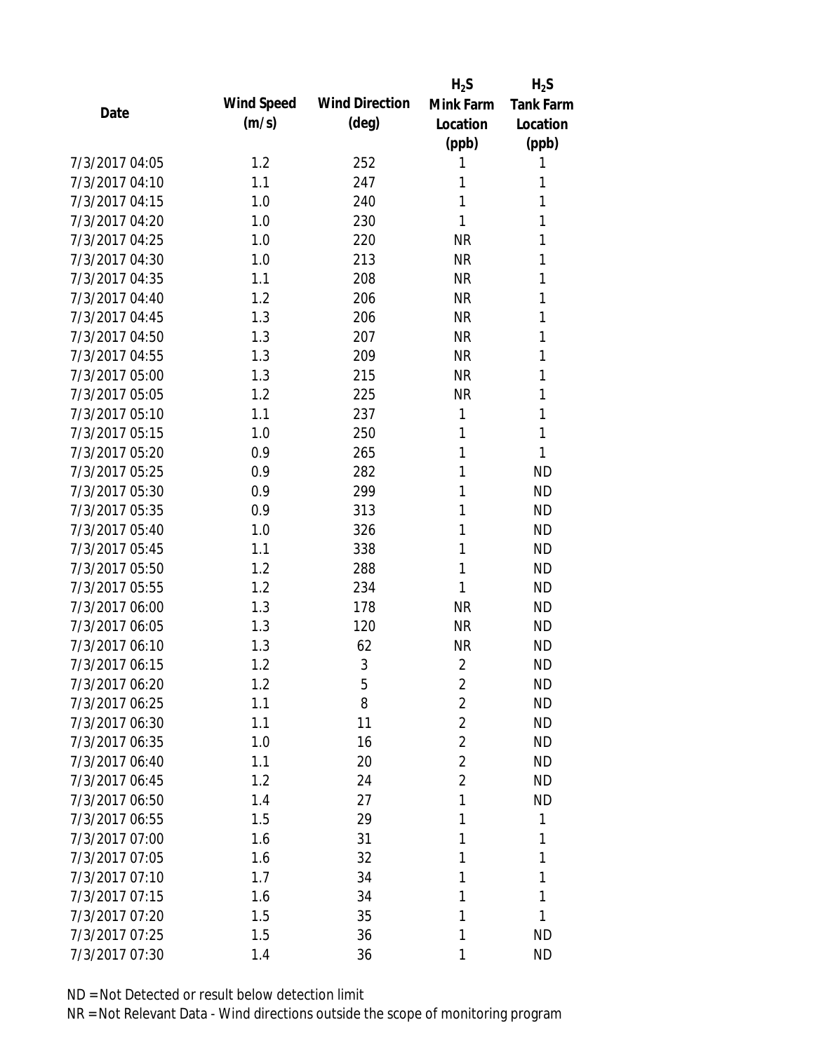| Date | Wind Speed (m/s) | Wind Direction (deg) | $H_2S$ Mink Farm Location (ppb) | $H_2S$ Tank Farm Location (ppb) |
|---|---|---|---|---|
| 7/3/2017 04:05 | 1.2 | 252 | 1 | 1 |
| 7/3/2017 04:10 | 1.1 | 247 | 1 | 1 |
| 7/3/2017 04:15 | 1.0 | 240 | 1 | 1 |
| 7/3/2017 04:20 | 1.0 | 230 | 1 | 1 |
| 7/3/2017 04:25 | 1.0 | 220 | NR | 1 |
| 7/3/2017 04:30 | 1.0 | 213 | NR | 1 |
| 7/3/2017 04:35 | 1.1 | 208 | NR | 1 |
| 7/3/2017 04:40 | 1.2 | 206 | NR | 1 |
| 7/3/2017 04:45 | 1.3 | 206 | NR | 1 |
| 7/3/2017 04:50 | 1.3 | 207 | NR | 1 |
| 7/3/2017 04:55 | 1.3 | 209 | NR | 1 |
| 7/3/2017 05:00 | 1.3 | 215 | NR | 1 |
| 7/3/2017 05:05 | 1.2 | 225 | NR | 1 |
| 7/3/2017 05:10 | 1.1 | 237 | 1 | 1 |
| 7/3/2017 05:15 | 1.0 | 250 | 1 | 1 |
| 7/3/2017 05:20 | 0.9 | 265 | 1 | 1 |
| 7/3/2017 05:25 | 0.9 | 282 | 1 | ND |
| 7/3/2017 05:30 | 0.9 | 299 | 1 | ND |
| 7/3/2017 05:35 | 0.9 | 313 | 1 | ND |
| 7/3/2017 05:40 | 1.0 | 326 | 1 | ND |
| 7/3/2017 05:45 | 1.1 | 338 | 1 | ND |
| 7/3/2017 05:50 | 1.2 | 288 | 1 | ND |
| 7/3/2017 05:55 | 1.2 | 234 | 1 | ND |
| 7/3/2017 06:00 | 1.3 | 178 | NR | ND |
| 7/3/2017 06:05 | 1.3 | 120 | NR | ND |
| 7/3/2017 06:10 | 1.3 | 62 | NR | ND |
| 7/3/2017 06:15 | 1.2 | 3 | 2 | ND |
| 7/3/2017 06:20 | 1.2 | 5 | 2 | ND |
| 7/3/2017 06:25 | 1.1 | 8 | 2 | ND |
| 7/3/2017 06:30 | 1.1 | 11 | 2 | ND |
| 7/3/2017 06:35 | 1.0 | 16 | 2 | ND |
| 7/3/2017 06:40 | 1.1 | 20 | 2 | ND |
| 7/3/2017 06:45 | 1.2 | 24 | 2 | ND |
| 7/3/2017 06:50 | 1.4 | 27 | 1 | ND |
| 7/3/2017 06:55 | 1.5 | 29 | 1 | 1 |
| 7/3/2017 07:00 | 1.6 | 31 | 1 | 1 |
| 7/3/2017 07:05 | 1.6 | 32 | 1 | 1 |
| 7/3/2017 07:10 | 1.7 | 34 | 1 | 1 |
| 7/3/2017 07:15 | 1.6 | 34 | 1 | 1 |
| 7/3/2017 07:20 | 1.5 | 35 | 1 | 1 |
| 7/3/2017 07:25 | 1.5 | 36 | 1 | ND |
| 7/3/2017 07:30 | 1.4 | 36 | 1 | ND |

ND = Not Detected or result below detection limit

NR = Not Relevant Data - Wind directions outside the scope of monitoring program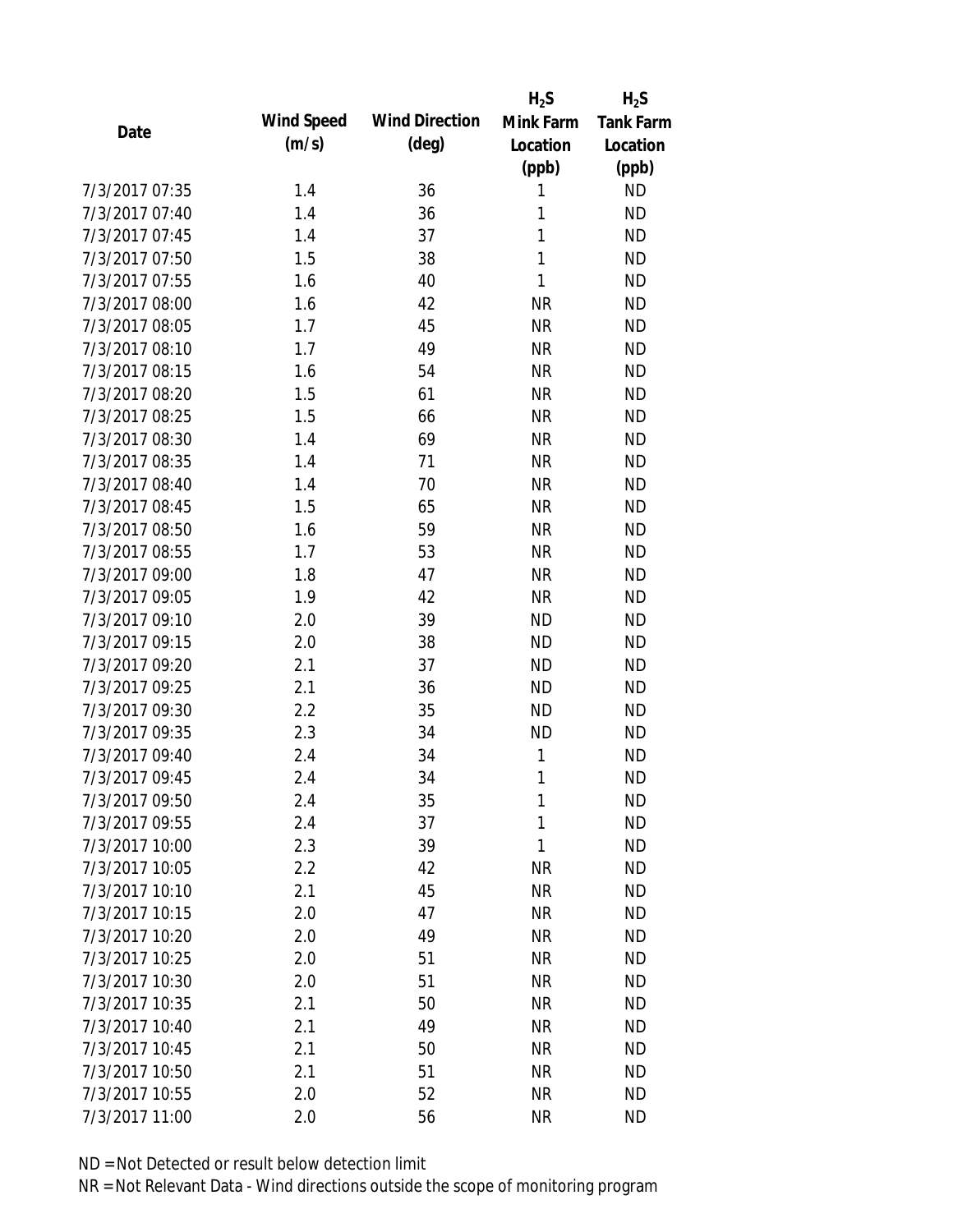| Date | Wind Speed (m/s) | Wind Direction (deg) | $H_2S$ Mink Farm Location (ppb) | $H_2S$ Tank Farm Location (ppb) |
|---|---|---|---|---|
| 7/3/2017 07:35 | 1.4 | 36 | 1 | ND |
| 7/3/2017 07:40 | 1.4 | 36 | 1 | ND |
| 7/3/2017 07:45 | 1.4 | 37 | 1 | ND |
| 7/3/2017 07:50 | 1.5 | 38 | 1 | ND |
| 7/3/2017 07:55 | 1.6 | 40 | 1 | ND |
| 7/3/2017 08:00 | 1.6 | 42 | NR | ND |
| 7/3/2017 08:05 | 1.7 | 45 | NR | ND |
| 7/3/2017 08:10 | 1.7 | 49 | NR | ND |
| 7/3/2017 08:15 | 1.6 | 54 | NR | ND |
| 7/3/2017 08:20 | 1.5 | 61 | NR | ND |
| 7/3/2017 08:25 | 1.5 | 66 | NR | ND |
| 7/3/2017 08:30 | 1.4 | 69 | NR | ND |
| 7/3/2017 08:35 | 1.4 | 71 | NR | ND |
| 7/3/2017 08:40 | 1.4 | 70 | NR | ND |
| 7/3/2017 08:45 | 1.5 | 65 | NR | ND |
| 7/3/2017 08:50 | 1.6 | 59 | NR | ND |
| 7/3/2017 08:55 | 1.7 | 53 | NR | ND |
| 7/3/2017 09:00 | 1.8 | 47 | NR | ND |
| 7/3/2017 09:05 | 1.9 | 42 | NR | ND |
| 7/3/2017 09:10 | 2.0 | 39 | ND | ND |
| 7/3/2017 09:15 | 2.0 | 38 | ND | ND |
| 7/3/2017 09:20 | 2.1 | 37 | ND | ND |
| 7/3/2017 09:25 | 2.1 | 36 | ND | ND |
| 7/3/2017 09:30 | 2.2 | 35 | ND | ND |
| 7/3/2017 09:35 | 2.3 | 34 | ND | ND |
| 7/3/2017 09:40 | 2.4 | 34 | 1 | ND |
| 7/3/2017 09:45 | 2.4 | 34 | 1 | ND |
| 7/3/2017 09:50 | 2.4 | 35 | 1 | ND |
| 7/3/2017 09:55 | 2.4 | 37 | 1 | ND |
| 7/3/2017 10:00 | 2.3 | 39 | 1 | ND |
| 7/3/2017 10:05 | 2.2 | 42 | NR | ND |
| 7/3/2017 10:10 | 2.1 | 45 | NR | ND |
| 7/3/2017 10:15 | 2.0 | 47 | NR | ND |
| 7/3/2017 10:20 | 2.0 | 49 | NR | ND |
| 7/3/2017 10:25 | 2.0 | 51 | NR | ND |
| 7/3/2017 10:30 | 2.0 | 51 | NR | ND |
| 7/3/2017 10:35 | 2.1 | 50 | NR | ND |
| 7/3/2017 10:40 | 2.1 | 49 | NR | ND |
| 7/3/2017 10:45 | 2.1 | 50 | NR | ND |
| 7/3/2017 10:50 | 2.1 | 51 | NR | ND |
| 7/3/2017 10:55 | 2.0 | 52 | NR | ND |
| 7/3/2017 11:00 | 2.0 | 56 | NR | ND |

ND = Not Detected or result below detection limit

NR = Not Relevant Data - Wind directions outside the scope of monitoring program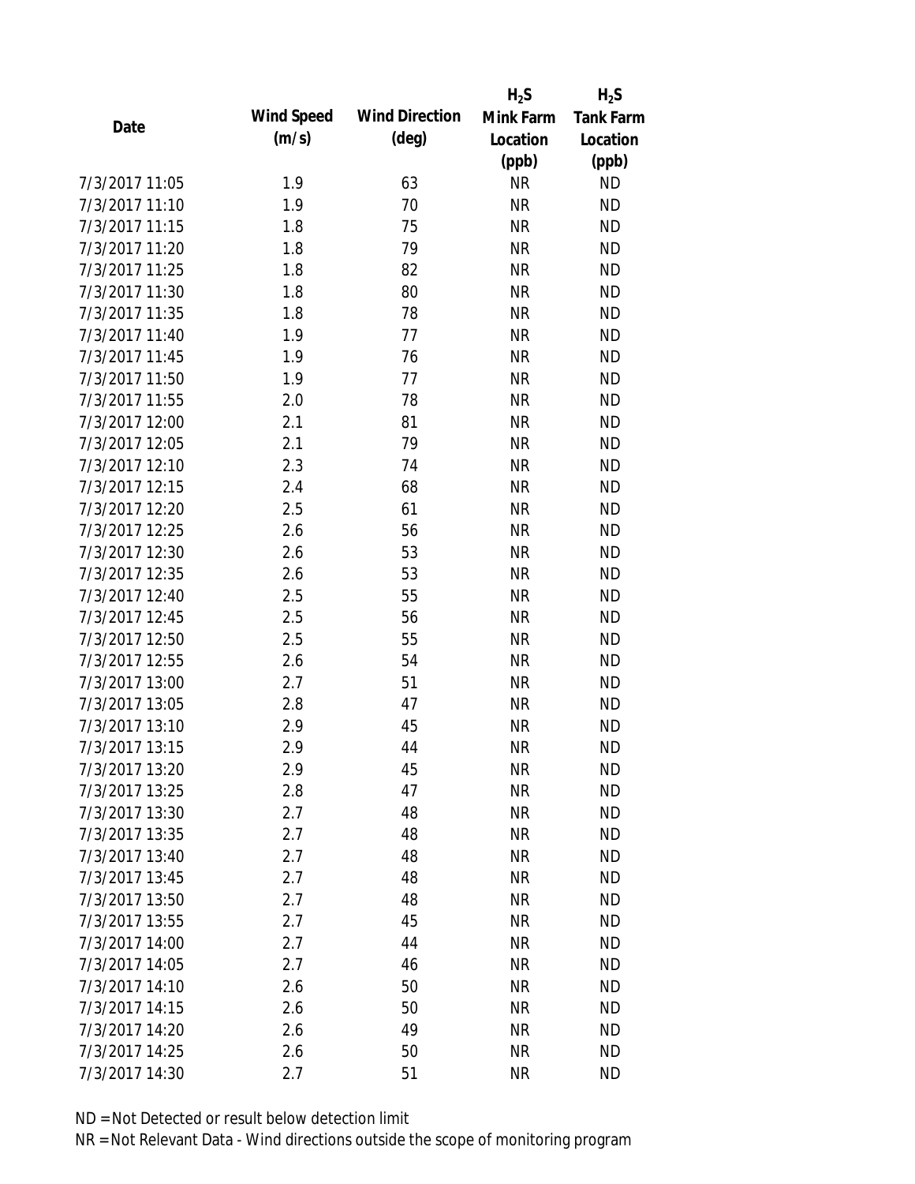| Date | Wind Speed (m/s) | Wind Direction (deg) | $H_2S$ Mink Farm Location (ppb) | $H_2S$ Tank Farm Location (ppb) |
|---|---|---|---|---|
| 7/3/2017 11:05 | 1.9 | 63 | NR | ND |
| 7/3/2017 11:10 | 1.9 | 70 | NR | ND |
| 7/3/2017 11:15 | 1.8 | 75 | NR | ND |
| 7/3/2017 11:20 | 1.8 | 79 | NR | ND |
| 7/3/2017 11:25 | 1.8 | 82 | NR | ND |
| 7/3/2017 11:30 | 1.8 | 80 | NR | ND |
| 7/3/2017 11:35 | 1.8 | 78 | NR | ND |
| 7/3/2017 11:40 | 1.9 | 77 | NR | ND |
| 7/3/2017 11:45 | 1.9 | 76 | NR | ND |
| 7/3/2017 11:50 | 1.9 | 77 | NR | ND |
| 7/3/2017 11:55 | 2.0 | 78 | NR | ND |
| 7/3/2017 12:00 | 2.1 | 81 | NR | ND |
| 7/3/2017 12:05 | 2.1 | 79 | NR | ND |
| 7/3/2017 12:10 | 2.3 | 74 | NR | ND |
| 7/3/2017 12:15 | 2.4 | 68 | NR | ND |
| 7/3/2017 12:20 | 2.5 | 61 | NR | ND |
| 7/3/2017 12:25 | 2.6 | 56 | NR | ND |
| 7/3/2017 12:30 | 2.6 | 53 | NR | ND |
| 7/3/2017 12:35 | 2.6 | 53 | NR | ND |
| 7/3/2017 12:40 | 2.5 | 55 | NR | ND |
| 7/3/2017 12:45 | 2.5 | 56 | NR | ND |
| 7/3/2017 12:50 | 2.5 | 55 | NR | ND |
| 7/3/2017 12:55 | 2.6 | 54 | NR | ND |
| 7/3/2017 13:00 | 2.7 | 51 | NR | ND |
| 7/3/2017 13:05 | 2.8 | 47 | NR | ND |
| 7/3/2017 13:10 | 2.9 | 45 | NR | ND |
| 7/3/2017 13:15 | 2.9 | 44 | NR | ND |
| 7/3/2017 13:20 | 2.9 | 45 | NR | ND |
| 7/3/2017 13:25 | 2.8 | 47 | NR | ND |
| 7/3/2017 13:30 | 2.7 | 48 | NR | ND |
| 7/3/2017 13:35 | 2.7 | 48 | NR | ND |
| 7/3/2017 13:40 | 2.7 | 48 | NR | ND |
| 7/3/2017 13:45 | 2.7 | 48 | NR | ND |
| 7/3/2017 13:50 | 2.7 | 48 | NR | ND |
| 7/3/2017 13:55 | 2.7 | 45 | NR | ND |
| 7/3/2017 14:00 | 2.7 | 44 | NR | ND |
| 7/3/2017 14:05 | 2.7 | 46 | NR | ND |
| 7/3/2017 14:10 | 2.6 | 50 | NR | ND |
| 7/3/2017 14:15 | 2.6 | 50 | NR | ND |
| 7/3/2017 14:20 | 2.6 | 49 | NR | ND |
| 7/3/2017 14:25 | 2.6 | 50 | NR | ND |
| 7/3/2017 14:30 | 2.7 | 51 | NR | ND |

ND = Not Detected or result below detection limit

NR = Not Relevant Data - Wind directions outside the scope of monitoring program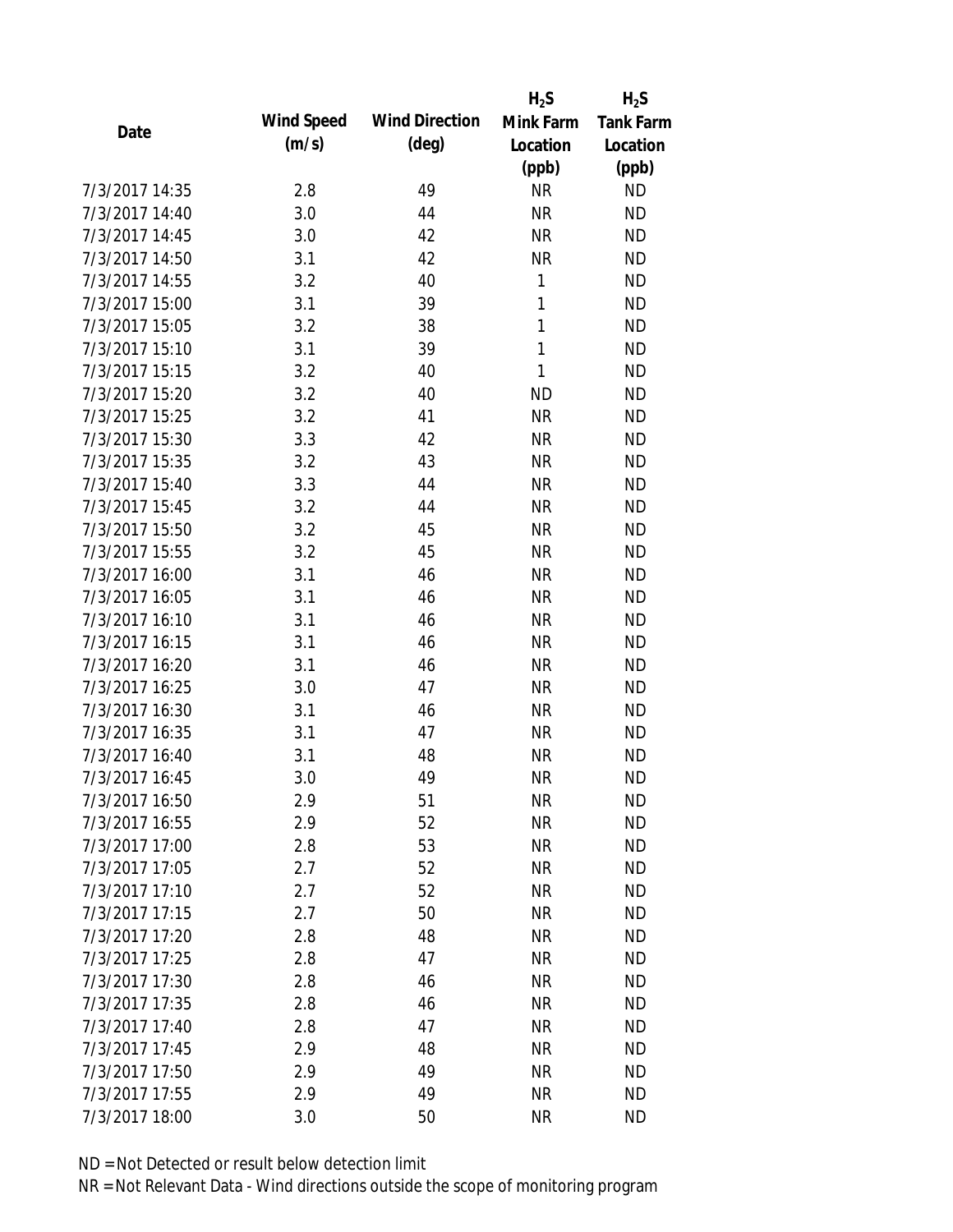| Date | Wind Speed (m/s) | Wind Direction (deg) | $H_2S$ Mink Farm Location (ppb) | $H_2S$ Tank Farm Location (ppb) |
|---|---|---|---|---|
| 7/3/2017 14:35 | 2.8 | 49 | NR | ND |
| 7/3/2017 14:40 | 3.0 | 44 | NR | ND |
| 7/3/2017 14:45 | 3.0 | 42 | NR | ND |
| 7/3/2017 14:50 | 3.1 | 42 | NR | ND |
| 7/3/2017 14:55 | 3.2 | 40 | 1 | ND |
| 7/3/2017 15:00 | 3.1 | 39 | 1 | ND |
| 7/3/2017 15:05 | 3.2 | 38 | 1 | ND |
| 7/3/2017 15:10 | 3.1 | 39 | 1 | ND |
| 7/3/2017 15:15 | 3.2 | 40 | 1 | ND |
| 7/3/2017 15:20 | 3.2 | 40 | ND | ND |
| 7/3/2017 15:25 | 3.2 | 41 | NR | ND |
| 7/3/2017 15:30 | 3.3 | 42 | NR | ND |
| 7/3/2017 15:35 | 3.2 | 43 | NR | ND |
| 7/3/2017 15:40 | 3.3 | 44 | NR | ND |
| 7/3/2017 15:45 | 3.2 | 44 | NR | ND |
| 7/3/2017 15:50 | 3.2 | 45 | NR | ND |
| 7/3/2017 15:55 | 3.2 | 45 | NR | ND |
| 7/3/2017 16:00 | 3.1 | 46 | NR | ND |
| 7/3/2017 16:05 | 3.1 | 46 | NR | ND |
| 7/3/2017 16:10 | 3.1 | 46 | NR | ND |
| 7/3/2017 16:15 | 3.1 | 46 | NR | ND |
| 7/3/2017 16:20 | 3.1 | 46 | NR | ND |
| 7/3/2017 16:25 | 3.0 | 47 | NR | ND |
| 7/3/2017 16:30 | 3.1 | 46 | NR | ND |
| 7/3/2017 16:35 | 3.1 | 47 | NR | ND |
| 7/3/2017 16:40 | 3.1 | 48 | NR | ND |
| 7/3/2017 16:45 | 3.0 | 49 | NR | ND |
| 7/3/2017 16:50 | 2.9 | 51 | NR | ND |
| 7/3/2017 16:55 | 2.9 | 52 | NR | ND |
| 7/3/2017 17:00 | 2.8 | 53 | NR | ND |
| 7/3/2017 17:05 | 2.7 | 52 | NR | ND |
| 7/3/2017 17:10 | 2.7 | 52 | NR | ND |
| 7/3/2017 17:15 | 2.7 | 50 | NR | ND |
| 7/3/2017 17:20 | 2.8 | 48 | NR | ND |
| 7/3/2017 17:25 | 2.8 | 47 | NR | ND |
| 7/3/2017 17:30 | 2.8 | 46 | NR | ND |
| 7/3/2017 17:35 | 2.8 | 46 | NR | ND |
| 7/3/2017 17:40 | 2.8 | 47 | NR | ND |
| 7/3/2017 17:45 | 2.9 | 48 | NR | ND |
| 7/3/2017 17:50 | 2.9 | 49 | NR | ND |
| 7/3/2017 17:55 | 2.9 | 49 | NR | ND |
| 7/3/2017 18:00 | 3.0 | 50 | NR | ND |

ND = Not Detected or result below detection limit

NR = Not Relevant Data - Wind directions outside the scope of monitoring program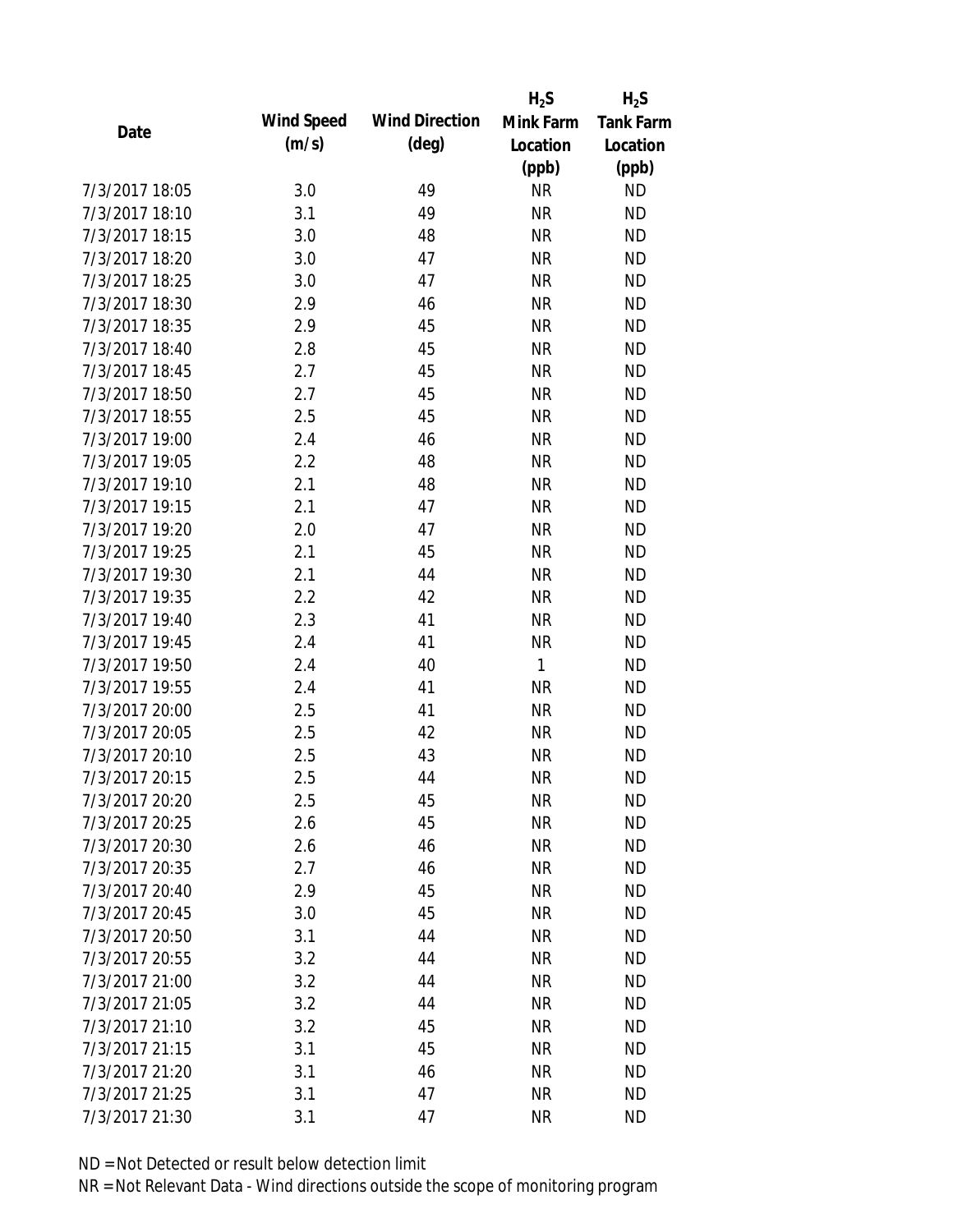| Date | Wind Speed (m/s) | Wind Direction (deg) | $H_2S$ Mink Farm Location (ppb) | $H_2S$ Tank Farm Location (ppb) |
|---|---|---|---|---|
| 7/3/2017 18:05 | 3.0 | 49 | NR | ND |
| 7/3/2017 18:10 | 3.1 | 49 | NR | ND |
| 7/3/2017 18:15 | 3.0 | 48 | NR | ND |
| 7/3/2017 18:20 | 3.0 | 47 | NR | ND |
| 7/3/2017 18:25 | 3.0 | 47 | NR | ND |
| 7/3/2017 18:30 | 2.9 | 46 | NR | ND |
| 7/3/2017 18:35 | 2.9 | 45 | NR | ND |
| 7/3/2017 18:40 | 2.8 | 45 | NR | ND |
| 7/3/2017 18:45 | 2.7 | 45 | NR | ND |
| 7/3/2017 18:50 | 2.7 | 45 | NR | ND |
| 7/3/2017 18:55 | 2.5 | 45 | NR | ND |
| 7/3/2017 19:00 | 2.4 | 46 | NR | ND |
| 7/3/2017 19:05 | 2.2 | 48 | NR | ND |
| 7/3/2017 19:10 | 2.1 | 48 | NR | ND |
| 7/3/2017 19:15 | 2.1 | 47 | NR | ND |
| 7/3/2017 19:20 | 2.0 | 47 | NR | ND |
| 7/3/2017 19:25 | 2.1 | 45 | NR | ND |
| 7/3/2017 19:30 | 2.1 | 44 | NR | ND |
| 7/3/2017 19:35 | 2.2 | 42 | NR | ND |
| 7/3/2017 19:40 | 2.3 | 41 | NR | ND |
| 7/3/2017 19:45 | 2.4 | 41 | NR | ND |
| 7/3/2017 19:50 | 2.4 | 40 | 1 | ND |
| 7/3/2017 19:55 | 2.4 | 41 | NR | ND |
| 7/3/2017 20:00 | 2.5 | 41 | NR | ND |
| 7/3/2017 20:05 | 2.5 | 42 | NR | ND |
| 7/3/2017 20:10 | 2.5 | 43 | NR | ND |
| 7/3/2017 20:15 | 2.5 | 44 | NR | ND |
| 7/3/2017 20:20 | 2.5 | 45 | NR | ND |
| 7/3/2017 20:25 | 2.6 | 45 | NR | ND |
| 7/3/2017 20:30 | 2.6 | 46 | NR | ND |
| 7/3/2017 20:35 | 2.7 | 46 | NR | ND |
| 7/3/2017 20:40 | 2.9 | 45 | NR | ND |
| 7/3/2017 20:45 | 3.0 | 45 | NR | ND |
| 7/3/2017 20:50 | 3.1 | 44 | NR | ND |
| 7/3/2017 20:55 | 3.2 | 44 | NR | ND |
| 7/3/2017 21:00 | 3.2 | 44 | NR | ND |
| 7/3/2017 21:05 | 3.2 | 44 | NR | ND |
| 7/3/2017 21:10 | 3.2 | 45 | NR | ND |
| 7/3/2017 21:15 | 3.1 | 45 | NR | ND |
| 7/3/2017 21:20 | 3.1 | 46 | NR | ND |
| 7/3/2017 21:25 | 3.1 | 47 | NR | ND |
| 7/3/2017 21:30 | 3.1 | 47 | NR | ND |

ND = Not Detected or result below detection limit

NR = Not Relevant Data - Wind directions outside the scope of monitoring program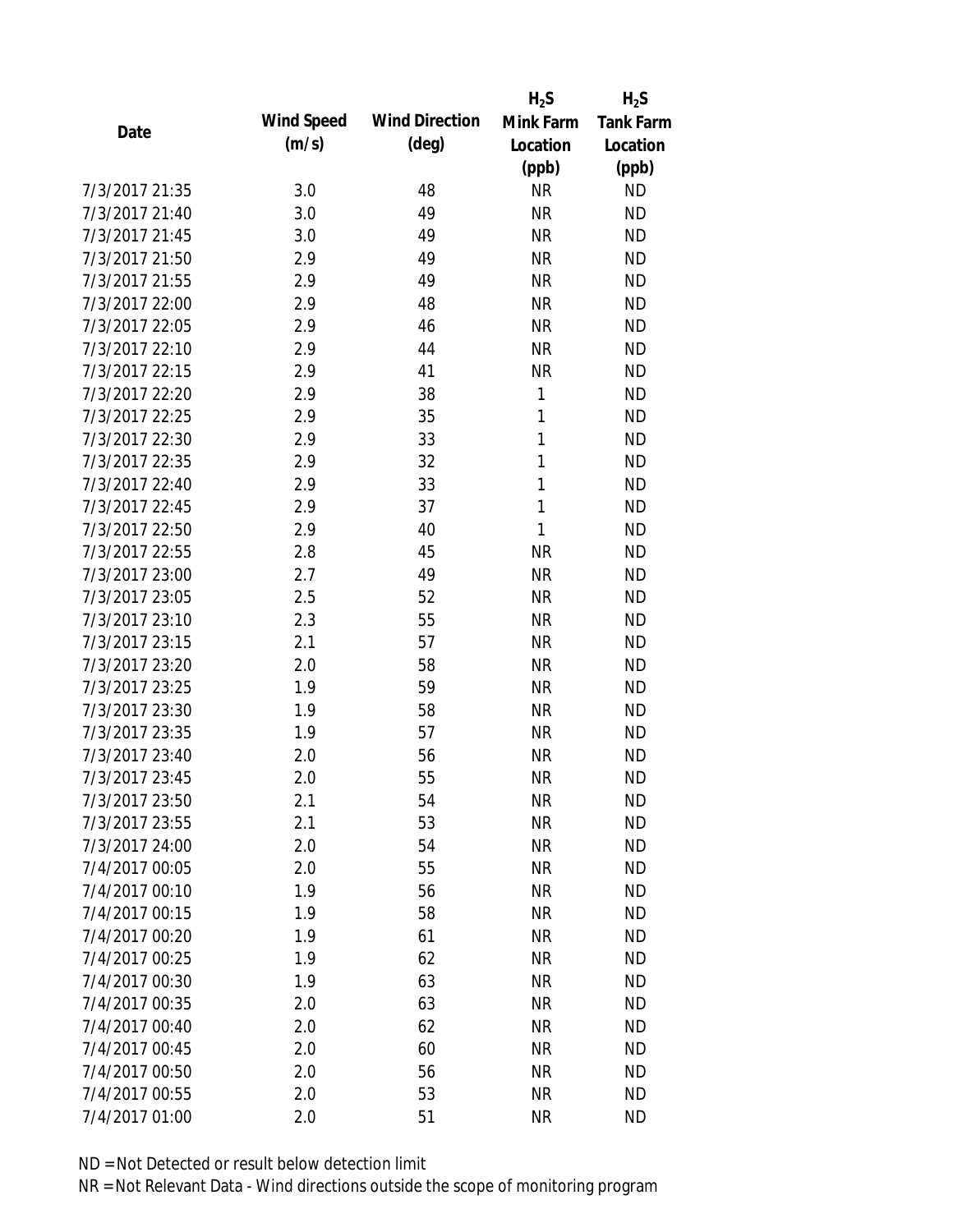| Date | Wind Speed (m/s) | Wind Direction (deg) | $H_2S$ Mink Farm Location (ppb) | $H_2S$ Tank Farm Location (ppb) |
|---|---|---|---|---|
| 7/3/2017 21:35 | 3.0 | 48 | NR | ND |
| 7/3/2017 21:40 | 3.0 | 49 | NR | ND |
| 7/3/2017 21:45 | 3.0 | 49 | NR | ND |
| 7/3/2017 21:50 | 2.9 | 49 | NR | ND |
| 7/3/2017 21:55 | 2.9 | 49 | NR | ND |
| 7/3/2017 22:00 | 2.9 | 48 | NR | ND |
| 7/3/2017 22:05 | 2.9 | 46 | NR | ND |
| 7/3/2017 22:10 | 2.9 | 44 | NR | ND |
| 7/3/2017 22:15 | 2.9 | 41 | NR | ND |
| 7/3/2017 22:20 | 2.9 | 38 | 1 | ND |
| 7/3/2017 22:25 | 2.9 | 35 | 1 | ND |
| 7/3/2017 22:30 | 2.9 | 33 | 1 | ND |
| 7/3/2017 22:35 | 2.9 | 32 | 1 | ND |
| 7/3/2017 22:40 | 2.9 | 33 | 1 | ND |
| 7/3/2017 22:45 | 2.9 | 37 | 1 | ND |
| 7/3/2017 22:50 | 2.9 | 40 | 1 | ND |
| 7/3/2017 22:55 | 2.8 | 45 | NR | ND |
| 7/3/2017 23:00 | 2.7 | 49 | NR | ND |
| 7/3/2017 23:05 | 2.5 | 52 | NR | ND |
| 7/3/2017 23:10 | 2.3 | 55 | NR | ND |
| 7/3/2017 23:15 | 2.1 | 57 | NR | ND |
| 7/3/2017 23:20 | 2.0 | 58 | NR | ND |
| 7/3/2017 23:25 | 1.9 | 59 | NR | ND |
| 7/3/2017 23:30 | 1.9 | 58 | NR | ND |
| 7/3/2017 23:35 | 1.9 | 57 | NR | ND |
| 7/3/2017 23:40 | 2.0 | 56 | NR | ND |
| 7/3/2017 23:45 | 2.0 | 55 | NR | ND |
| 7/3/2017 23:50 | 2.1 | 54 | NR | ND |
| 7/3/2017 23:55 | 2.1 | 53 | NR | ND |
| 7/3/2017 24:00 | 2.0 | 54 | NR | ND |
| 7/4/2017 00:05 | 2.0 | 55 | NR | ND |
| 7/4/2017 00:10 | 1.9 | 56 | NR | ND |
| 7/4/2017 00:15 | 1.9 | 58 | NR | ND |
| 7/4/2017 00:20 | 1.9 | 61 | NR | ND |
| 7/4/2017 00:25 | 1.9 | 62 | NR | ND |
| 7/4/2017 00:30 | 1.9 | 63 | NR | ND |
| 7/4/2017 00:35 | 2.0 | 63 | NR | ND |
| 7/4/2017 00:40 | 2.0 | 62 | NR | ND |
| 7/4/2017 00:45 | 2.0 | 60 | NR | ND |
| 7/4/2017 00:50 | 2.0 | 56 | NR | ND |
| 7/4/2017 00:55 | 2.0 | 53 | NR | ND |
| 7/4/2017 01:00 | 2.0 | 51 | NR | ND |

ND = Not Detected or result below detection limit
NR = Not Relevant Data - Wind directions outside the scope of monitoring program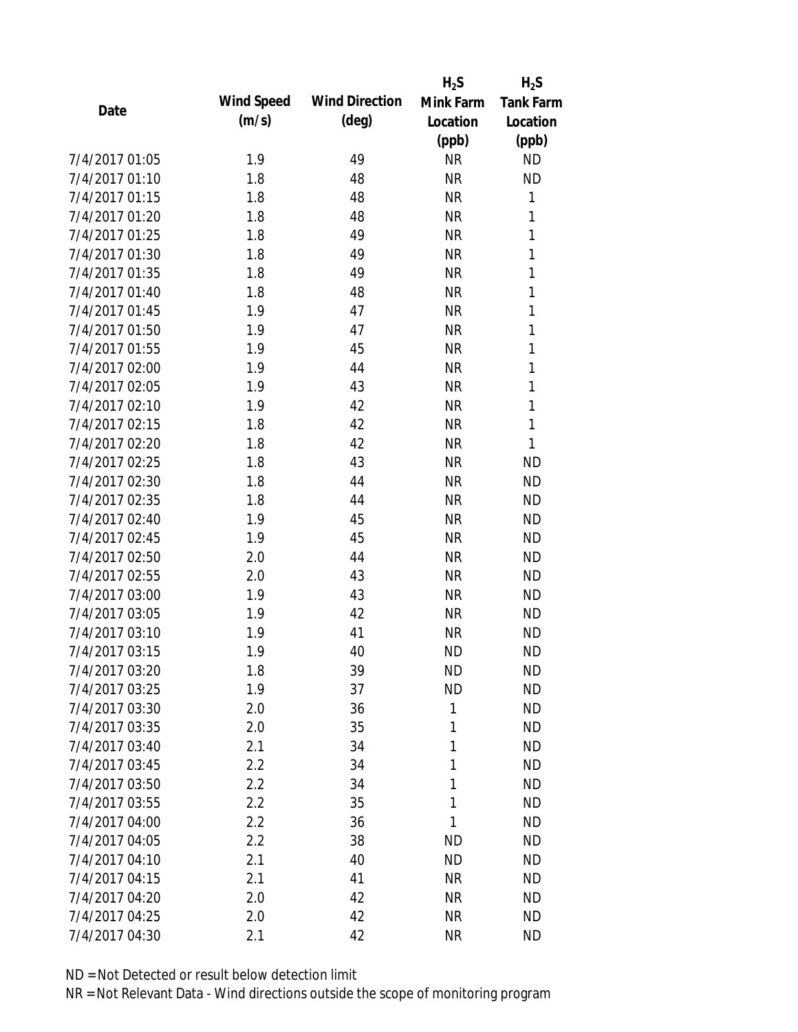| Date | Wind Speed (m/s) | Wind Direction (deg) | $H_2S$ Mink Farm Location (ppb) | $H_2S$ Tank Farm Location (ppb) |
|---|---|---|---|---|
| 7/4/2017 01:05 | 1.9 | 49 | NR | ND |
| 7/4/2017 01:10 | 1.8 | 48 | NR | ND |
| 7/4/2017 01:15 | 1.8 | 48 | NR | 1 |
| 7/4/2017 01:20 | 1.8 | 48 | NR | 1 |
| 7/4/2017 01:25 | 1.8 | 49 | NR | 1 |
| 7/4/2017 01:30 | 1.8 | 49 | NR | 1 |
| 7/4/2017 01:35 | 1.8 | 49 | NR | 1 |
| 7/4/2017 01:40 | 1.8 | 48 | NR | 1 |
| 7/4/2017 01:45 | 1.9 | 47 | NR | 1 |
| 7/4/2017 01:50 | 1.9 | 47 | NR | 1 |
| 7/4/2017 01:55 | 1.9 | 45 | NR | 1 |
| 7/4/2017 02:00 | 1.9 | 44 | NR | 1 |
| 7/4/2017 02:05 | 1.9 | 43 | NR | 1 |
| 7/4/2017 02:10 | 1.9 | 42 | NR | 1 |
| 7/4/2017 02:15 | 1.8 | 42 | NR | 1 |
| 7/4/2017 02:20 | 1.8 | 42 | NR | 1 |
| 7/4/2017 02:25 | 1.8 | 43 | NR | ND |
| 7/4/2017 02:30 | 1.8 | 44 | NR | ND |
| 7/4/2017 02:35 | 1.8 | 44 | NR | ND |
| 7/4/2017 02:40 | 1.9 | 45 | NR | ND |
| 7/4/2017 02:45 | 1.9 | 45 | NR | ND |
| 7/4/2017 02:50 | 2.0 | 44 | NR | ND |
| 7/4/2017 02:55 | 2.0 | 43 | NR | ND |
| 7/4/2017 03:00 | 1.9 | 43 | NR | ND |
| 7/4/2017 03:05 | 1.9 | 42 | NR | ND |
| 7/4/2017 03:10 | 1.9 | 41 | NR | ND |
| 7/4/2017 03:15 | 1.9 | 40 | ND | ND |
| 7/4/2017 03:20 | 1.8 | 39 | ND | ND |
| 7/4/2017 03:25 | 1.9 | 37 | ND | ND |
| 7/4/2017 03:30 | 2.0 | 36 | 1 | ND |
| 7/4/2017 03:35 | 2.0 | 35 | 1 | ND |
| 7/4/2017 03:40 | 2.1 | 34 | 1 | ND |
| 7/4/2017 03:45 | 2.2 | 34 | 1 | ND |
| 7/4/2017 03:50 | 2.2 | 34 | 1 | ND |
| 7/4/2017 03:55 | 2.2 | 35 | 1 | ND |
| 7/4/2017 04:00 | 2.2 | 36 | 1 | ND |
| 7/4/2017 04:05 | 2.2 | 38 | ND | ND |
| 7/4/2017 04:10 | 2.1 | 40 | ND | ND |
| 7/4/2017 04:15 | 2.1 | 41 | NR | ND |
| 7/4/2017 04:20 | 2.0 | 42 | NR | ND |
| 7/4/2017 04:25 | 2.0 | 42 | NR | ND |
| 7/4/2017 04:30 | 2.1 | 42 | NR | ND |

ND = Not Detected or result below detection limit

NR = Not Relevant Data - Wind directions outside the scope of monitoring program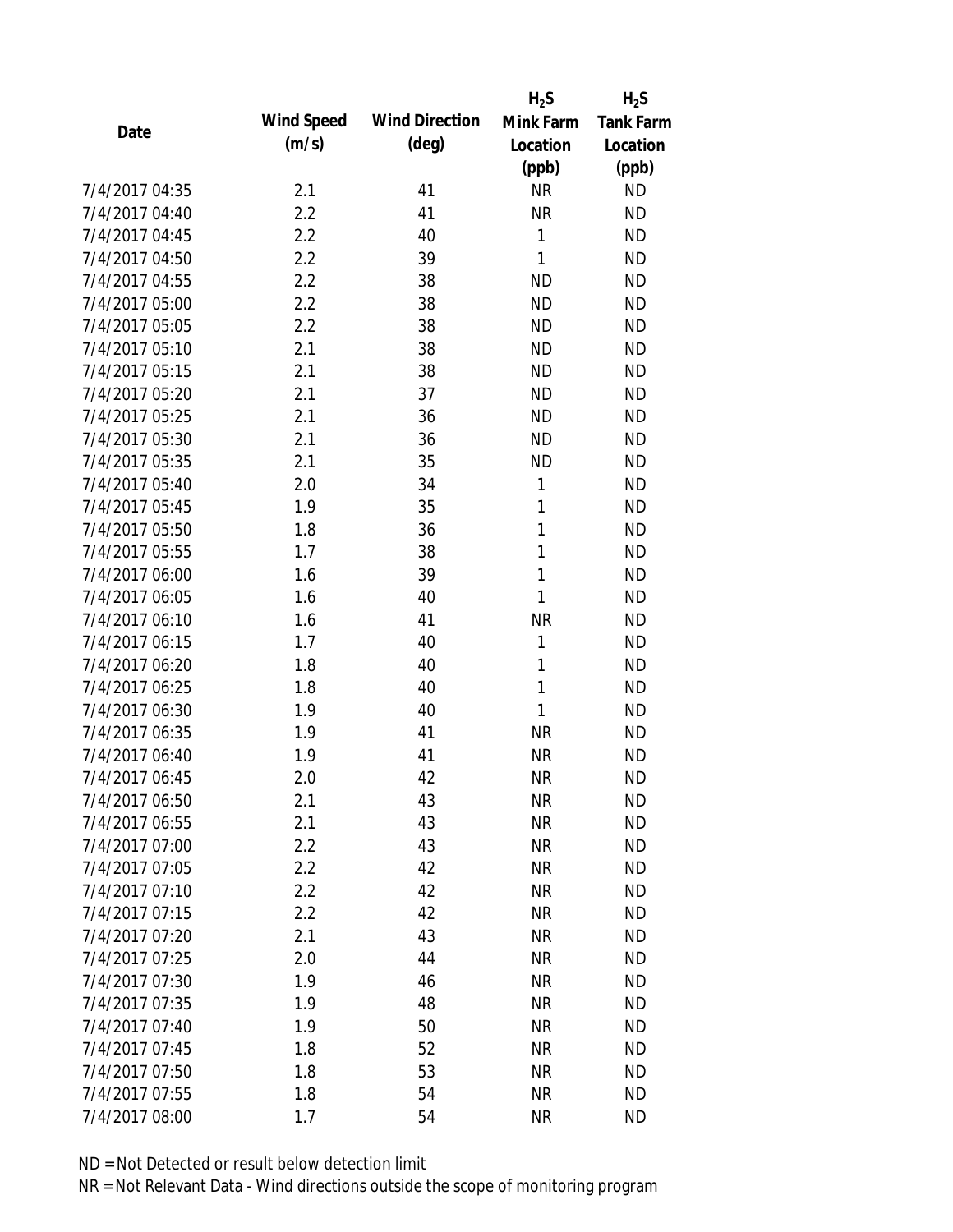| Date | Wind Speed (m/s) | Wind Direction (deg) | $H_2S$ Mink Farm Location (ppb) | $H_2S$ Tank Farm Location (ppb) |
|---|---|---|---|---|
| 7/4/2017 04:35 | 2.1 | 41 | NR | ND |
| 7/4/2017 04:40 | 2.2 | 41 | NR | ND |
| 7/4/2017 04:45 | 2.2 | 40 | 1 | ND |
| 7/4/2017 04:50 | 2.2 | 39 | 1 | ND |
| 7/4/2017 04:55 | 2.2 | 38 | ND | ND |
| 7/4/2017 05:00 | 2.2 | 38 | ND | ND |
| 7/4/2017 05:05 | 2.2 | 38 | ND | ND |
| 7/4/2017 05:10 | 2.1 | 38 | ND | ND |
| 7/4/2017 05:15 | 2.1 | 38 | ND | ND |
| 7/4/2017 05:20 | 2.1 | 37 | ND | ND |
| 7/4/2017 05:25 | 2.1 | 36 | ND | ND |
| 7/4/2017 05:30 | 2.1 | 36 | ND | ND |
| 7/4/2017 05:35 | 2.1 | 35 | ND | ND |
| 7/4/2017 05:40 | 2.0 | 34 | 1 | ND |
| 7/4/2017 05:45 | 1.9 | 35 | 1 | ND |
| 7/4/2017 05:50 | 1.8 | 36 | 1 | ND |
| 7/4/2017 05:55 | 1.7 | 38 | 1 | ND |
| 7/4/2017 06:00 | 1.6 | 39 | 1 | ND |
| 7/4/2017 06:05 | 1.6 | 40 | 1 | ND |
| 7/4/2017 06:10 | 1.6 | 41 | NR | ND |
| 7/4/2017 06:15 | 1.7 | 40 | 1 | ND |
| 7/4/2017 06:20 | 1.8 | 40 | 1 | ND |
| 7/4/2017 06:25 | 1.8 | 40 | 1 | ND |
| 7/4/2017 06:30 | 1.9 | 40 | 1 | ND |
| 7/4/2017 06:35 | 1.9 | 41 | NR | ND |
| 7/4/2017 06:40 | 1.9 | 41 | NR | ND |
| 7/4/2017 06:45 | 2.0 | 42 | NR | ND |
| 7/4/2017 06:50 | 2.1 | 43 | NR | ND |
| 7/4/2017 06:55 | 2.1 | 43 | NR | ND |
| 7/4/2017 07:00 | 2.2 | 43 | NR | ND |
| 7/4/2017 07:05 | 2.2 | 42 | NR | ND |
| 7/4/2017 07:10 | 2.2 | 42 | NR | ND |
| 7/4/2017 07:15 | 2.2 | 42 | NR | ND |
| 7/4/2017 07:20 | 2.1 | 43 | NR | ND |
| 7/4/2017 07:25 | 2.0 | 44 | NR | ND |
| 7/4/2017 07:30 | 1.9 | 46 | NR | ND |
| 7/4/2017 07:35 | 1.9 | 48 | NR | ND |
| 7/4/2017 07:40 | 1.9 | 50 | NR | ND |
| 7/4/2017 07:45 | 1.8 | 52 | NR | ND |
| 7/4/2017 07:50 | 1.8 | 53 | NR | ND |
| 7/4/2017 07:55 | 1.8 | 54 | NR | ND |
| 7/4/2017 08:00 | 1.7 | 54 | NR | ND |

ND = Not Detected or result below detection limit

NR = Not Relevant Data - Wind directions outside the scope of monitoring program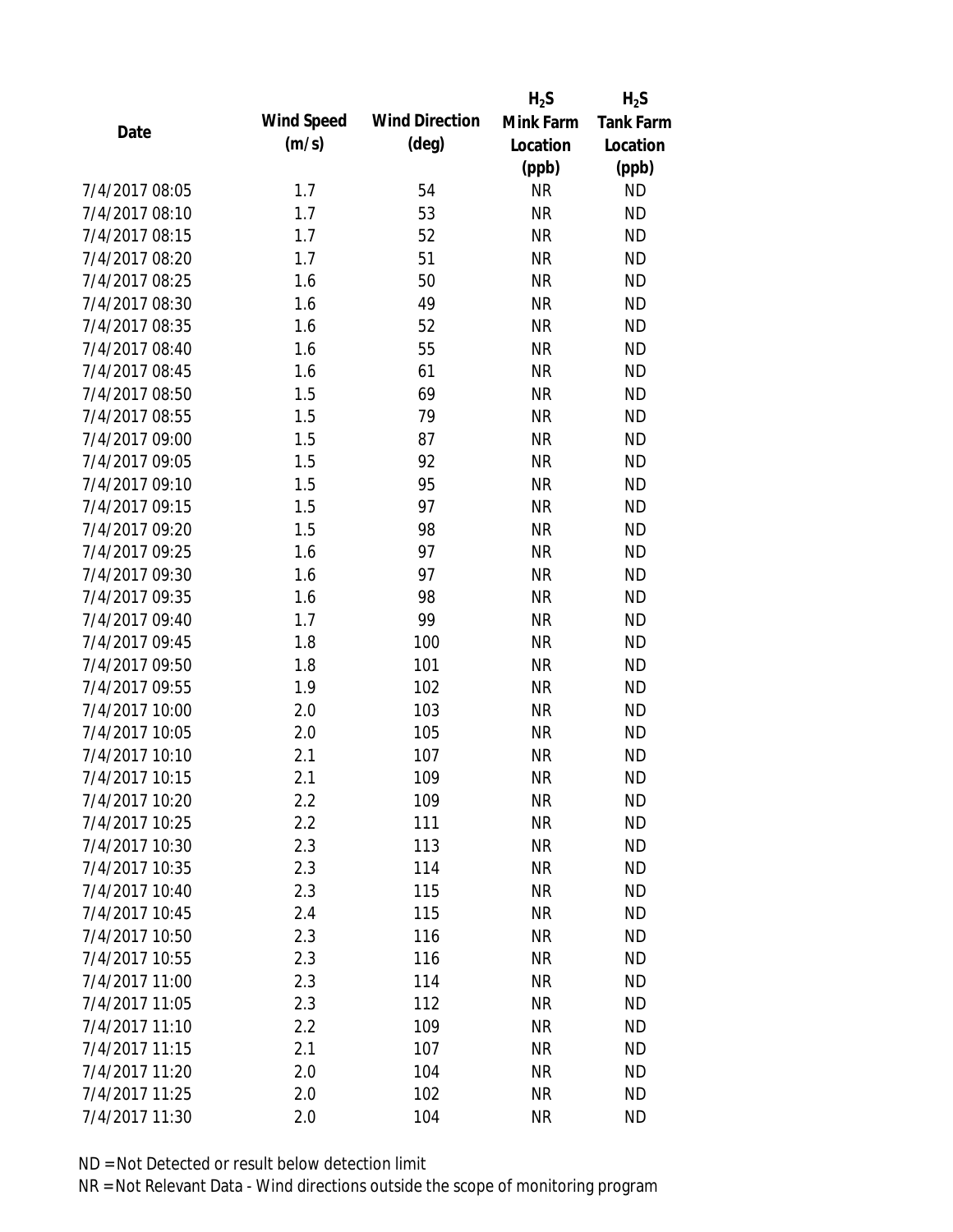| Date | Wind Speed (m/s) | Wind Direction (deg) | $H_2S$ Mink Farm Location (ppb) | $H_2S$ Tank Farm Location (ppb) |
|---|---|---|---|---|
| 7/4/2017 08:05 | 1.7 | 54 | NR | ND |
| 7/4/2017 08:10 | 1.7 | 53 | NR | ND |
| 7/4/2017 08:15 | 1.7 | 52 | NR | ND |
| 7/4/2017 08:20 | 1.7 | 51 | NR | ND |
| 7/4/2017 08:25 | 1.6 | 50 | NR | ND |
| 7/4/2017 08:30 | 1.6 | 49 | NR | ND |
| 7/4/2017 08:35 | 1.6 | 52 | NR | ND |
| 7/4/2017 08:40 | 1.6 | 55 | NR | ND |
| 7/4/2017 08:45 | 1.6 | 61 | NR | ND |
| 7/4/2017 08:50 | 1.5 | 69 | NR | ND |
| 7/4/2017 08:55 | 1.5 | 79 | NR | ND |
| 7/4/2017 09:00 | 1.5 | 87 | NR | ND |
| 7/4/2017 09:05 | 1.5 | 92 | NR | ND |
| 7/4/2017 09:10 | 1.5 | 95 | NR | ND |
| 7/4/2017 09:15 | 1.5 | 97 | NR | ND |
| 7/4/2017 09:20 | 1.5 | 98 | NR | ND |
| 7/4/2017 09:25 | 1.6 | 97 | NR | ND |
| 7/4/2017 09:30 | 1.6 | 97 | NR | ND |
| 7/4/2017 09:35 | 1.6 | 98 | NR | ND |
| 7/4/2017 09:40 | 1.7 | 99 | NR | ND |
| 7/4/2017 09:45 | 1.8 | 100 | NR | ND |
| 7/4/2017 09:50 | 1.8 | 101 | NR | ND |
| 7/4/2017 09:55 | 1.9 | 102 | NR | ND |
| 7/4/2017 10:00 | 2.0 | 103 | NR | ND |
| 7/4/2017 10:05 | 2.0 | 105 | NR | ND |
| 7/4/2017 10:10 | 2.1 | 107 | NR | ND |
| 7/4/2017 10:15 | 2.1 | 109 | NR | ND |
| 7/4/2017 10:20 | 2.2 | 109 | NR | ND |
| 7/4/2017 10:25 | 2.2 | 111 | NR | ND |
| 7/4/2017 10:30 | 2.3 | 113 | NR | ND |
| 7/4/2017 10:35 | 2.3 | 114 | NR | ND |
| 7/4/2017 10:40 | 2.3 | 115 | NR | ND |
| 7/4/2017 10:45 | 2.4 | 115 | NR | ND |
| 7/4/2017 10:50 | 2.3 | 116 | NR | ND |
| 7/4/2017 10:55 | 2.3 | 116 | NR | ND |
| 7/4/2017 11:00 | 2.3 | 114 | NR | ND |
| 7/4/2017 11:05 | 2.3 | 112 | NR | ND |
| 7/4/2017 11:10 | 2.2 | 109 | NR | ND |
| 7/4/2017 11:15 | 2.1 | 107 | NR | ND |
| 7/4/2017 11:20 | 2.0 | 104 | NR | ND |
| 7/4/2017 11:25 | 2.0 | 102 | NR | ND |
| 7/4/2017 11:30 | 2.0 | 104 | NR | ND |

ND = Not Detected or result below detection limit

NR = Not Relevant Data - Wind directions outside the scope of monitoring program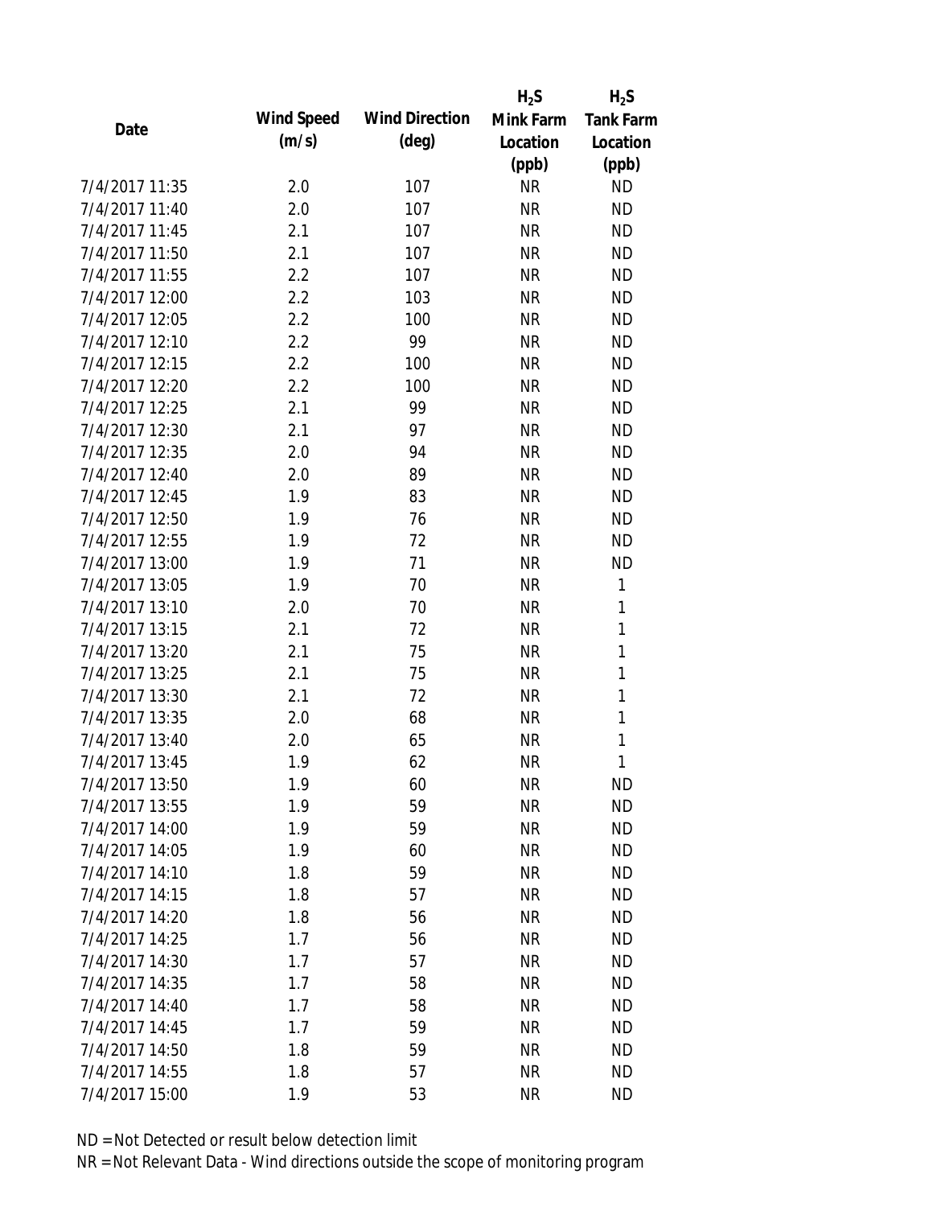| Date | Wind Speed (m/s) | Wind Direction (deg) | $H_2S$ Mink Farm Location (ppb) | $H_2S$ Tank Farm Location (ppb) |
|---|---|---|---|---|
| 7/4/2017 11:35 | 2.0 | 107 | NR | ND |
| 7/4/2017 11:40 | 2.0 | 107 | NR | ND |
| 7/4/2017 11:45 | 2.1 | 107 | NR | ND |
| 7/4/2017 11:50 | 2.1 | 107 | NR | ND |
| 7/4/2017 11:55 | 2.2 | 107 | NR | ND |
| 7/4/2017 12:00 | 2.2 | 103 | NR | ND |
| 7/4/2017 12:05 | 2.2 | 100 | NR | ND |
| 7/4/2017 12:10 | 2.2 | 99 | NR | ND |
| 7/4/2017 12:15 | 2.2 | 100 | NR | ND |
| 7/4/2017 12:20 | 2.2 | 100 | NR | ND |
| 7/4/2017 12:25 | 2.1 | 99 | NR | ND |
| 7/4/2017 12:30 | 2.1 | 97 | NR | ND |
| 7/4/2017 12:35 | 2.0 | 94 | NR | ND |
| 7/4/2017 12:40 | 2.0 | 89 | NR | ND |
| 7/4/2017 12:45 | 1.9 | 83 | NR | ND |
| 7/4/2017 12:50 | 1.9 | 76 | NR | ND |
| 7/4/2017 12:55 | 1.9 | 72 | NR | ND |
| 7/4/2017 13:00 | 1.9 | 71 | NR | ND |
| 7/4/2017 13:05 | 1.9 | 70 | NR | 1 |
| 7/4/2017 13:10 | 2.0 | 70 | NR | 1 |
| 7/4/2017 13:15 | 2.1 | 72 | NR | 1 |
| 7/4/2017 13:20 | 2.1 | 75 | NR | 1 |
| 7/4/2017 13:25 | 2.1 | 75 | NR | 1 |
| 7/4/2017 13:30 | 2.1 | 72 | NR | 1 |
| 7/4/2017 13:35 | 2.0 | 68 | NR | 1 |
| 7/4/2017 13:40 | 2.0 | 65 | NR | 1 |
| 7/4/2017 13:45 | 1.9 | 62 | NR | 1 |
| 7/4/2017 13:50 | 1.9 | 60 | NR | ND |
| 7/4/2017 13:55 | 1.9 | 59 | NR | ND |
| 7/4/2017 14:00 | 1.9 | 59 | NR | ND |
| 7/4/2017 14:05 | 1.9 | 60 | NR | ND |
| 7/4/2017 14:10 | 1.8 | 59 | NR | ND |
| 7/4/2017 14:15 | 1.8 | 57 | NR | ND |
| 7/4/2017 14:20 | 1.8 | 56 | NR | ND |
| 7/4/2017 14:25 | 1.7 | 56 | NR | ND |
| 7/4/2017 14:30 | 1.7 | 57 | NR | ND |
| 7/4/2017 14:35 | 1.7 | 58 | NR | ND |
| 7/4/2017 14:40 | 1.7 | 58 | NR | ND |
| 7/4/2017 14:45 | 1.7 | 59 | NR | ND |
| 7/4/2017 14:50 | 1.8 | 59 | NR | ND |
| 7/4/2017 14:55 | 1.8 | 57 | NR | ND |
| 7/4/2017 15:00 | 1.9 | 53 | NR | ND |

ND = Not Detected or result below detection limit

NR = Not Relevant Data - Wind directions outside the scope of monitoring program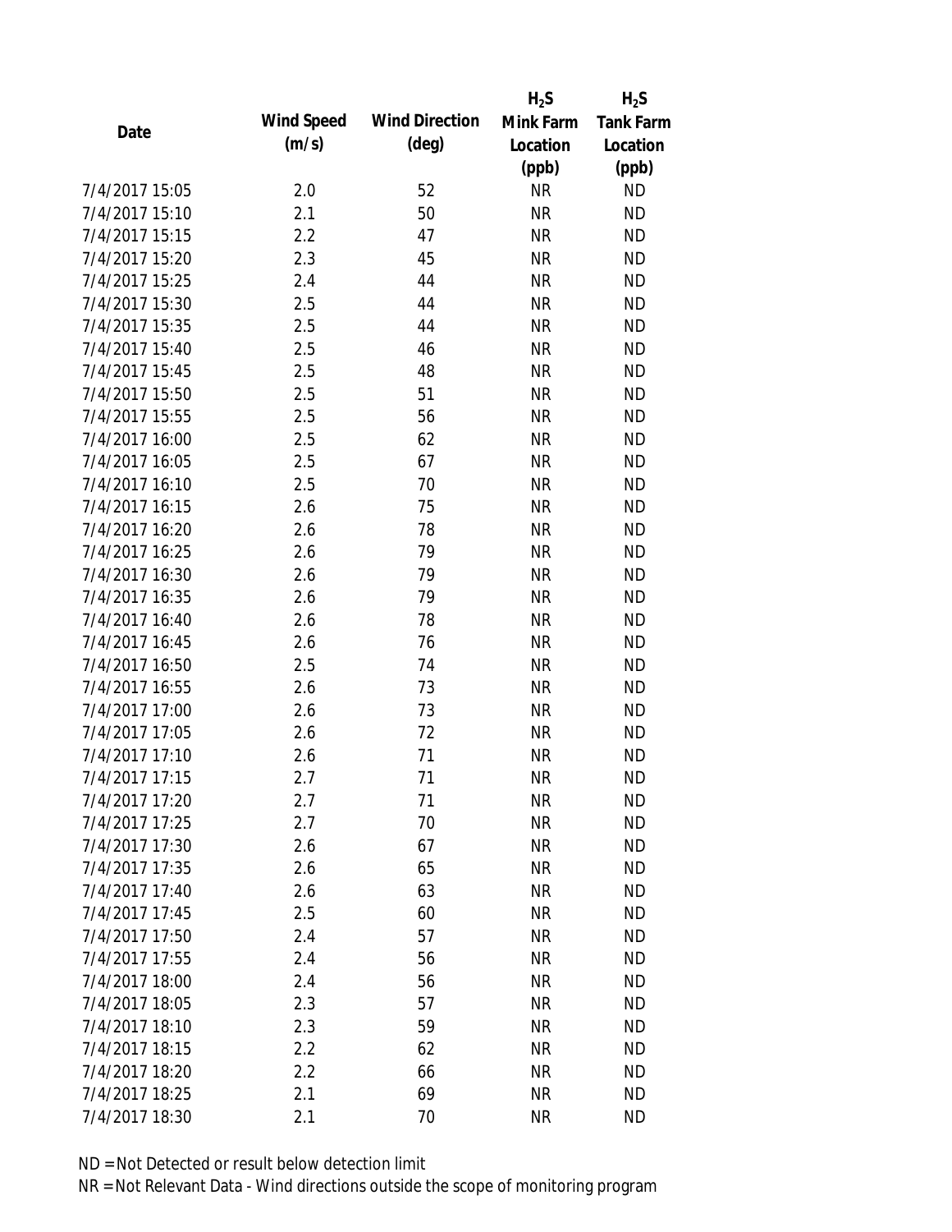| Date | Wind Speed (m/s) | Wind Direction (deg) | $H_2S$ Mink Farm Location (ppb) | $H_2S$ Tank Farm Location (ppb) |
|---|---|---|---|---|
| 7/4/2017 15:05 | 2.0 | 52 | NR | ND |
| 7/4/2017 15:10 | 2.1 | 50 | NR | ND |
| 7/4/2017 15:15 | 2.2 | 47 | NR | ND |
| 7/4/2017 15:20 | 2.3 | 45 | NR | ND |
| 7/4/2017 15:25 | 2.4 | 44 | NR | ND |
| 7/4/2017 15:30 | 2.5 | 44 | NR | ND |
| 7/4/2017 15:35 | 2.5 | 44 | NR | ND |
| 7/4/2017 15:40 | 2.5 | 46 | NR | ND |
| 7/4/2017 15:45 | 2.5 | 48 | NR | ND |
| 7/4/2017 15:50 | 2.5 | 51 | NR | ND |
| 7/4/2017 15:55 | 2.5 | 56 | NR | ND |
| 7/4/2017 16:00 | 2.5 | 62 | NR | ND |
| 7/4/2017 16:05 | 2.5 | 67 | NR | ND |
| 7/4/2017 16:10 | 2.5 | 70 | NR | ND |
| 7/4/2017 16:15 | 2.6 | 75 | NR | ND |
| 7/4/2017 16:20 | 2.6 | 78 | NR | ND |
| 7/4/2017 16:25 | 2.6 | 79 | NR | ND |
| 7/4/2017 16:30 | 2.6 | 79 | NR | ND |
| 7/4/2017 16:35 | 2.6 | 79 | NR | ND |
| 7/4/2017 16:40 | 2.6 | 78 | NR | ND |
| 7/4/2017 16:45 | 2.6 | 76 | NR | ND |
| 7/4/2017 16:50 | 2.5 | 74 | NR | ND |
| 7/4/2017 16:55 | 2.6 | 73 | NR | ND |
| 7/4/2017 17:00 | 2.6 | 73 | NR | ND |
| 7/4/2017 17:05 | 2.6 | 72 | NR | ND |
| 7/4/2017 17:10 | 2.6 | 71 | NR | ND |
| 7/4/2017 17:15 | 2.7 | 71 | NR | ND |
| 7/4/2017 17:20 | 2.7 | 71 | NR | ND |
| 7/4/2017 17:25 | 2.7 | 70 | NR | ND |
| 7/4/2017 17:30 | 2.6 | 67 | NR | ND |
| 7/4/2017 17:35 | 2.6 | 65 | NR | ND |
| 7/4/2017 17:40 | 2.6 | 63 | NR | ND |
| 7/4/2017 17:45 | 2.5 | 60 | NR | ND |
| 7/4/2017 17:50 | 2.4 | 57 | NR | ND |
| 7/4/2017 17:55 | 2.4 | 56 | NR | ND |
| 7/4/2017 18:00 | 2.4 | 56 | NR | ND |
| 7/4/2017 18:05 | 2.3 | 57 | NR | ND |
| 7/4/2017 18:10 | 2.3 | 59 | NR | ND |
| 7/4/2017 18:15 | 2.2 | 62 | NR | ND |
| 7/4/2017 18:20 | 2.2 | 66 | NR | ND |
| 7/4/2017 18:25 | 2.1 | 69 | NR | ND |
| 7/4/2017 18:30 | 2.1 | 70 | NR | ND |

ND = Not Detected or result below detection limit

NR = Not Relevant Data - Wind directions outside the scope of monitoring program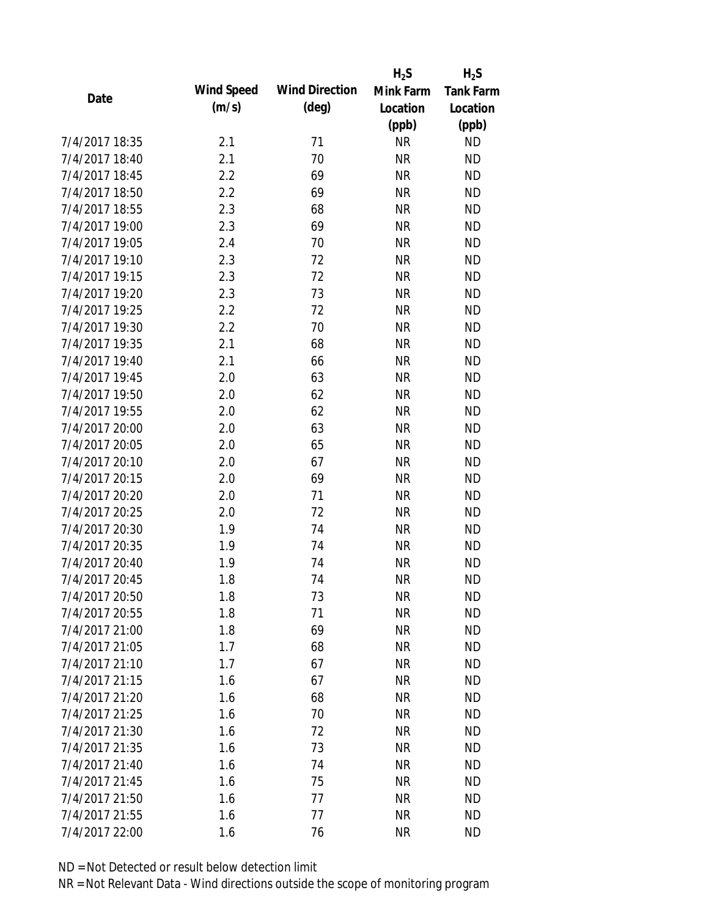| Date | Wind Speed (m/s) | Wind Direction (deg) | $H_2S$ Mink Farm Location (ppb) | $H_2S$ Tank Farm Location (ppb) |
|---|---|---|---|---|
| 7/4/2017 18:35 | 2.1 | 71 | NR | ND |
| 7/4/2017 18:40 | 2.1 | 70 | NR | ND |
| 7/4/2017 18:45 | 2.2 | 69 | NR | ND |
| 7/4/2017 18:50 | 2.2 | 69 | NR | ND |
| 7/4/2017 18:55 | 2.3 | 68 | NR | ND |
| 7/4/2017 19:00 | 2.3 | 69 | NR | ND |
| 7/4/2017 19:05 | 2.4 | 70 | NR | ND |
| 7/4/2017 19:10 | 2.3 | 72 | NR | ND |
| 7/4/2017 19:15 | 2.3 | 72 | NR | ND |
| 7/4/2017 19:20 | 2.3 | 73 | NR | ND |
| 7/4/2017 19:25 | 2.2 | 72 | NR | ND |
| 7/4/2017 19:30 | 2.2 | 70 | NR | ND |
| 7/4/2017 19:35 | 2.1 | 68 | NR | ND |
| 7/4/2017 19:40 | 2.1 | 66 | NR | ND |
| 7/4/2017 19:45 | 2.0 | 63 | NR | ND |
| 7/4/2017 19:50 | 2.0 | 62 | NR | ND |
| 7/4/2017 19:55 | 2.0 | 62 | NR | ND |
| 7/4/2017 20:00 | 2.0 | 63 | NR | ND |
| 7/4/2017 20:05 | 2.0 | 65 | NR | ND |
| 7/4/2017 20:10 | 2.0 | 67 | NR | ND |
| 7/4/2017 20:15 | 2.0 | 69 | NR | ND |
| 7/4/2017 20:20 | 2.0 | 71 | NR | ND |
| 7/4/2017 20:25 | 2.0 | 72 | NR | ND |
| 7/4/2017 20:30 | 1.9 | 74 | NR | ND |
| 7/4/2017 20:35 | 1.9 | 74 | NR | ND |
| 7/4/2017 20:40 | 1.9 | 74 | NR | ND |
| 7/4/2017 20:45 | 1.8 | 74 | NR | ND |
| 7/4/2017 20:50 | 1.8 | 73 | NR | ND |
| 7/4/2017 20:55 | 1.8 | 71 | NR | ND |
| 7/4/2017 21:00 | 1.8 | 69 | NR | ND |
| 7/4/2017 21:05 | 1.7 | 68 | NR | ND |
| 7/4/2017 21:10 | 1.7 | 67 | NR | ND |
| 7/4/2017 21:15 | 1.6 | 67 | NR | ND |
| 7/4/2017 21:20 | 1.6 | 68 | NR | ND |
| 7/4/2017 21:25 | 1.6 | 70 | NR | ND |
| 7/4/2017 21:30 | 1.6 | 72 | NR | ND |
| 7/4/2017 21:35 | 1.6 | 73 | NR | ND |
| 7/4/2017 21:40 | 1.6 | 74 | NR | ND |
| 7/4/2017 21:45 | 1.6 | 75 | NR | ND |
| 7/4/2017 21:50 | 1.6 | 77 | NR | ND |
| 7/4/2017 21:55 | 1.6 | 77 | NR | ND |
| 7/4/2017 22:00 | 1.6 | 76 | NR | ND |

ND = Not Detected or result below detection limit

NR = Not Relevant Data - Wind directions outside the scope of monitoring program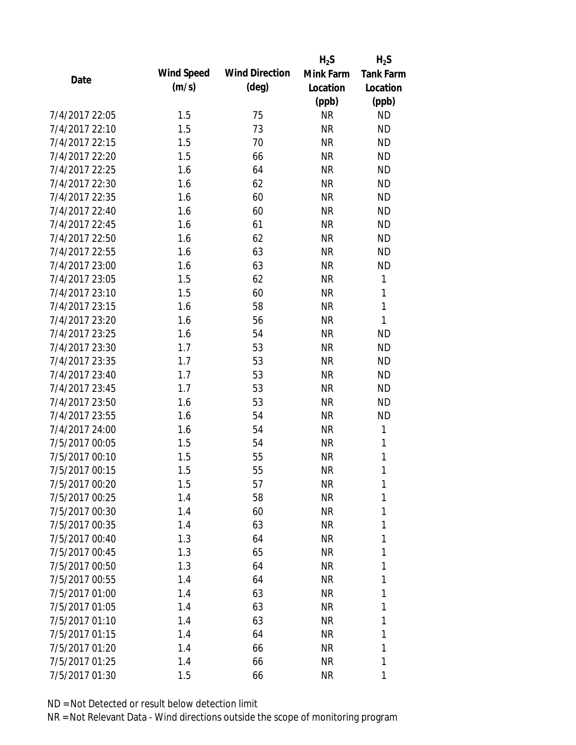| Date | Wind Speed (m/s) | Wind Direction (deg) | $H_2S$ Mink Farm Location (ppb) | $H_2S$ Tank Farm Location (ppb) |
|---|---|---|---|---|
| 7/4/2017 22:05 | 1.5 | 75 | NR | ND |
| 7/4/2017 22:10 | 1.5 | 73 | NR | ND |
| 7/4/2017 22:15 | 1.5 | 70 | NR | ND |
| 7/4/2017 22:20 | 1.5 | 66 | NR | ND |
| 7/4/2017 22:25 | 1.6 | 64 | NR | ND |
| 7/4/2017 22:30 | 1.6 | 62 | NR | ND |
| 7/4/2017 22:35 | 1.6 | 60 | NR | ND |
| 7/4/2017 22:40 | 1.6 | 60 | NR | ND |
| 7/4/2017 22:45 | 1.6 | 61 | NR | ND |
| 7/4/2017 22:50 | 1.6 | 62 | NR | ND |
| 7/4/2017 22:55 | 1.6 | 63 | NR | ND |
| 7/4/2017 23:00 | 1.6 | 63 | NR | ND |
| 7/4/2017 23:05 | 1.5 | 62 | NR | 1 |
| 7/4/2017 23:10 | 1.5 | 60 | NR | 1 |
| 7/4/2017 23:15 | 1.6 | 58 | NR | 1 |
| 7/4/2017 23:20 | 1.6 | 56 | NR | 1 |
| 7/4/2017 23:25 | 1.6 | 54 | NR | ND |
| 7/4/2017 23:30 | 1.7 | 53 | NR | ND |
| 7/4/2017 23:35 | 1.7 | 53 | NR | ND |
| 7/4/2017 23:40 | 1.7 | 53 | NR | ND |
| 7/4/2017 23:45 | 1.7 | 53 | NR | ND |
| 7/4/2017 23:50 | 1.6 | 53 | NR | ND |
| 7/4/2017 23:55 | 1.6 | 54 | NR | ND |
| 7/4/2017 24:00 | 1.6 | 54 | NR | 1 |
| 7/5/2017 00:05 | 1.5 | 54 | NR | 1 |
| 7/5/2017 00:10 | 1.5 | 55 | NR | 1 |
| 7/5/2017 00:15 | 1.5 | 55 | NR | 1 |
| 7/5/2017 00:20 | 1.5 | 57 | NR | 1 |
| 7/5/2017 00:25 | 1.4 | 58 | NR | 1 |
| 7/5/2017 00:30 | 1.4 | 60 | NR | 1 |
| 7/5/2017 00:35 | 1.4 | 63 | NR | 1 |
| 7/5/2017 00:40 | 1.3 | 64 | NR | 1 |
| 7/5/2017 00:45 | 1.3 | 65 | NR | 1 |
| 7/5/2017 00:50 | 1.3 | 64 | NR | 1 |
| 7/5/2017 00:55 | 1.4 | 64 | NR | 1 |
| 7/5/2017 01:00 | 1.4 | 63 | NR | 1 |
| 7/5/2017 01:05 | 1.4 | 63 | NR | 1 |
| 7/5/2017 01:10 | 1.4 | 63 | NR | 1 |
| 7/5/2017 01:15 | 1.4 | 64 | NR | 1 |
| 7/5/2017 01:20 | 1.4 | 66 | NR | 1 |
| 7/5/2017 01:25 | 1.4 | 66 | NR | 1 |
| 7/5/2017 01:30 | 1.5 | 66 | NR | 1 |

ND = Not Detected or result below detection limit

NR = Not Relevant Data - Wind directions outside the scope of monitoring program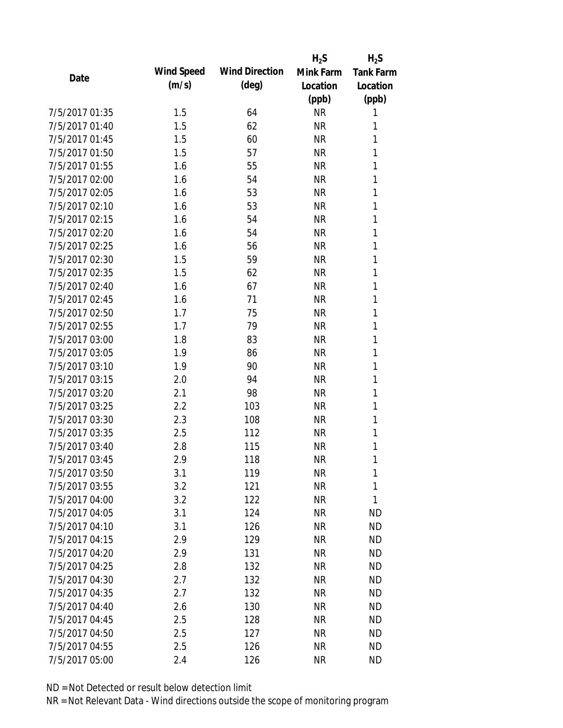| Date | Wind Speed (m/s) | Wind Direction (deg) | $H_2S$ Mink Farm Location (ppb) | $H_2S$ Tank Farm Location (ppb) |
|---|---|---|---|---|
| 7/5/2017 01:35 | 1.5 | 64 | NR | 1 |
| 7/5/2017 01:40 | 1.5 | 62 | NR | 1 |
| 7/5/2017 01:45 | 1.5 | 60 | NR | 1 |
| 7/5/2017 01:50 | 1.5 | 57 | NR | 1 |
| 7/5/2017 01:55 | 1.6 | 55 | NR | 1 |
| 7/5/2017 02:00 | 1.6 | 54 | NR | 1 |
| 7/5/2017 02:05 | 1.6 | 53 | NR | 1 |
| 7/5/2017 02:10 | 1.6 | 53 | NR | 1 |
| 7/5/2017 02:15 | 1.6 | 54 | NR | 1 |
| 7/5/2017 02:20 | 1.6 | 54 | NR | 1 |
| 7/5/2017 02:25 | 1.6 | 56 | NR | 1 |
| 7/5/2017 02:30 | 1.5 | 59 | NR | 1 |
| 7/5/2017 02:35 | 1.5 | 62 | NR | 1 |
| 7/5/2017 02:40 | 1.6 | 67 | NR | 1 |
| 7/5/2017 02:45 | 1.6 | 71 | NR | 1 |
| 7/5/2017 02:50 | 1.7 | 75 | NR | 1 |
| 7/5/2017 02:55 | 1.7 | 79 | NR | 1 |
| 7/5/2017 03:00 | 1.8 | 83 | NR | 1 |
| 7/5/2017 03:05 | 1.9 | 86 | NR | 1 |
| 7/5/2017 03:10 | 1.9 | 90 | NR | 1 |
| 7/5/2017 03:15 | 2.0 | 94 | NR | 1 |
| 7/5/2017 03:20 | 2.1 | 98 | NR | 1 |
| 7/5/2017 03:25 | 2.2 | 103 | NR | 1 |
| 7/5/2017 03:30 | 2.3 | 108 | NR | 1 |
| 7/5/2017 03:35 | 2.5 | 112 | NR | 1 |
| 7/5/2017 03:40 | 2.8 | 115 | NR | 1 |
| 7/5/2017 03:45 | 2.9 | 118 | NR | 1 |
| 7/5/2017 03:50 | 3.1 | 119 | NR | 1 |
| 7/5/2017 03:55 | 3.2 | 121 | NR | 1 |
| 7/5/2017 04:00 | 3.2 | 122 | NR | 1 |
| 7/5/2017 04:05 | 3.1 | 124 | NR | ND |
| 7/5/2017 04:10 | 3.1 | 126 | NR | ND |
| 7/5/2017 04:15 | 2.9 | 129 | NR | ND |
| 7/5/2017 04:20 | 2.9 | 131 | NR | ND |
| 7/5/2017 04:25 | 2.8 | 132 | NR | ND |
| 7/5/2017 04:30 | 2.7 | 132 | NR | ND |
| 7/5/2017 04:35 | 2.7 | 132 | NR | ND |
| 7/5/2017 04:40 | 2.6 | 130 | NR | ND |
| 7/5/2017 04:45 | 2.5 | 128 | NR | ND |
| 7/5/2017 04:50 | 2.5 | 127 | NR | ND |
| 7/5/2017 04:55 | 2.5 | 126 | NR | ND |
| 7/5/2017 05:00 | 2.4 | 126 | NR | ND |

ND = Not Detected or result below detection limit

NR = Not Relevant Data - Wind directions outside the scope of monitoring program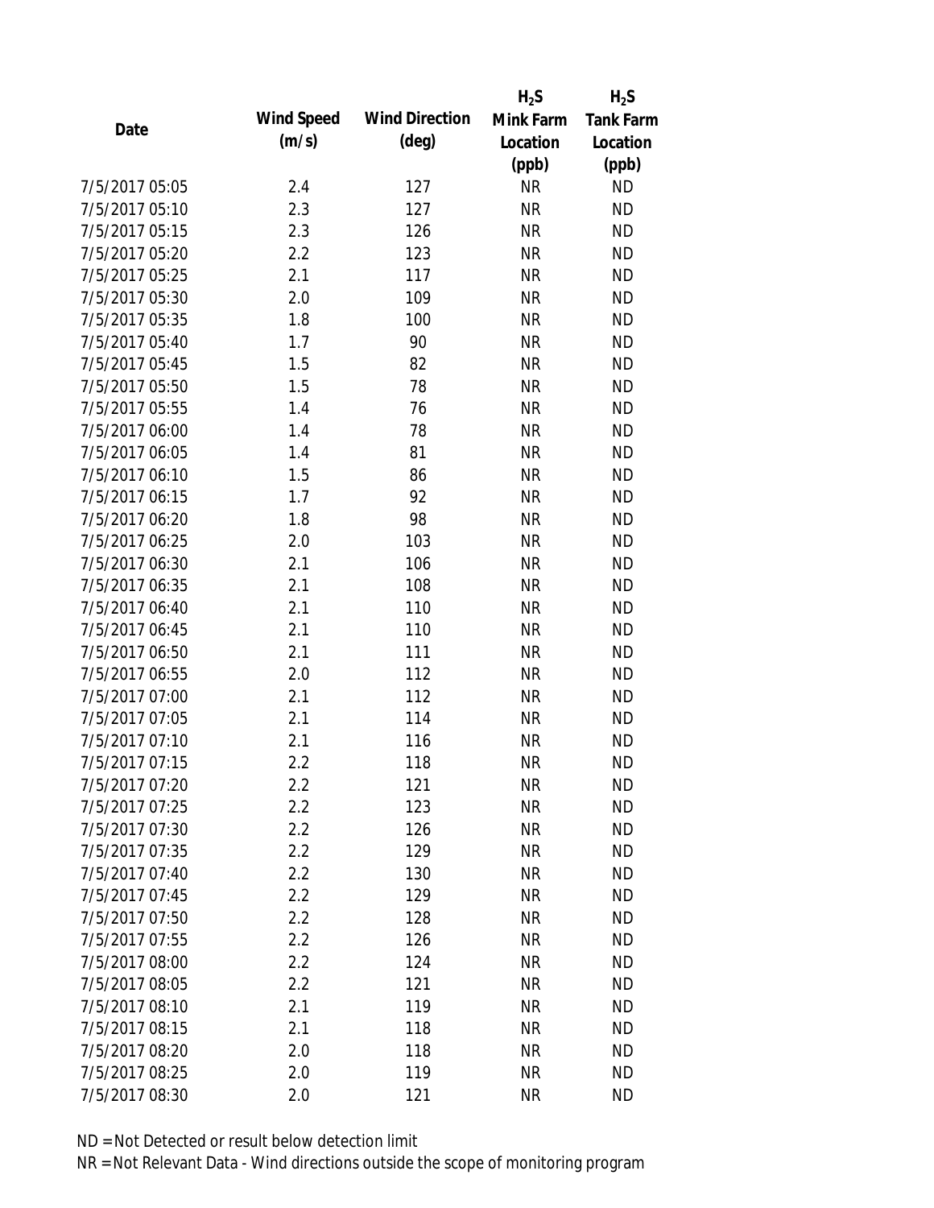| Date | Wind Speed (m/s) | Wind Direction (deg) | $H_2S$ Mink Farm Location (ppb) | $H_2S$ Tank Farm Location (ppb) |
|---|---|---|---|---|
| 7/5/2017 05:05 | 2.4 | 127 | NR | ND |
| 7/5/2017 05:10 | 2.3 | 127 | NR | ND |
| 7/5/2017 05:15 | 2.3 | 126 | NR | ND |
| 7/5/2017 05:20 | 2.2 | 123 | NR | ND |
| 7/5/2017 05:25 | 2.1 | 117 | NR | ND |
| 7/5/2017 05:30 | 2.0 | 109 | NR | ND |
| 7/5/2017 05:35 | 1.8 | 100 | NR | ND |
| 7/5/2017 05:40 | 1.7 | 90 | NR | ND |
| 7/5/2017 05:45 | 1.5 | 82 | NR | ND |
| 7/5/2017 05:50 | 1.5 | 78 | NR | ND |
| 7/5/2017 05:55 | 1.4 | 76 | NR | ND |
| 7/5/2017 06:00 | 1.4 | 78 | NR | ND |
| 7/5/2017 06:05 | 1.4 | 81 | NR | ND |
| 7/5/2017 06:10 | 1.5 | 86 | NR | ND |
| 7/5/2017 06:15 | 1.7 | 92 | NR | ND |
| 7/5/2017 06:20 | 1.8 | 98 | NR | ND |
| 7/5/2017 06:25 | 2.0 | 103 | NR | ND |
| 7/5/2017 06:30 | 2.1 | 106 | NR | ND |
| 7/5/2017 06:35 | 2.1 | 108 | NR | ND |
| 7/5/2017 06:40 | 2.1 | 110 | NR | ND |
| 7/5/2017 06:45 | 2.1 | 110 | NR | ND |
| 7/5/2017 06:50 | 2.1 | 111 | NR | ND |
| 7/5/2017 06:55 | 2.0 | 112 | NR | ND |
| 7/5/2017 07:00 | 2.1 | 112 | NR | ND |
| 7/5/2017 07:05 | 2.1 | 114 | NR | ND |
| 7/5/2017 07:10 | 2.1 | 116 | NR | ND |
| 7/5/2017 07:15 | 2.2 | 118 | NR | ND |
| 7/5/2017 07:20 | 2.2 | 121 | NR | ND |
| 7/5/2017 07:25 | 2.2 | 123 | NR | ND |
| 7/5/2017 07:30 | 2.2 | 126 | NR | ND |
| 7/5/2017 07:35 | 2.2 | 129 | NR | ND |
| 7/5/2017 07:40 | 2.2 | 130 | NR | ND |
| 7/5/2017 07:45 | 2.2 | 129 | NR | ND |
| 7/5/2017 07:50 | 2.2 | 128 | NR | ND |
| 7/5/2017 07:55 | 2.2 | 126 | NR | ND |
| 7/5/2017 08:00 | 2.2 | 124 | NR | ND |
| 7/5/2017 08:05 | 2.2 | 121 | NR | ND |
| 7/5/2017 08:10 | 2.1 | 119 | NR | ND |
| 7/5/2017 08:15 | 2.1 | 118 | NR | ND |
| 7/5/2017 08:20 | 2.0 | 118 | NR | ND |
| 7/5/2017 08:25 | 2.0 | 119 | NR | ND |
| 7/5/2017 08:30 | 2.0 | 121 | NR | ND |

ND = Not Detected or result below detection limit

NR = Not Relevant Data - Wind directions outside the scope of monitoring program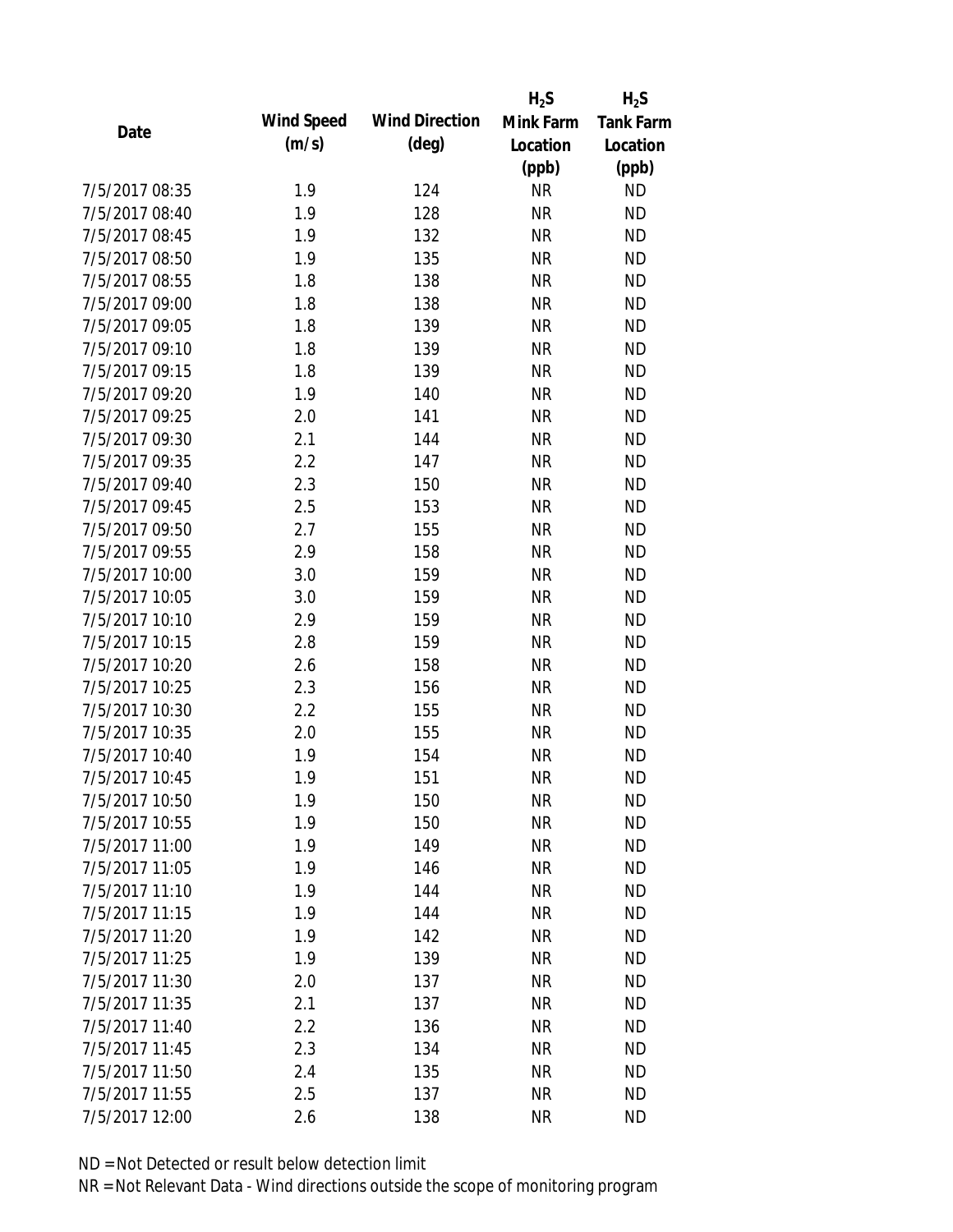| Date | Wind Speed (m/s) | Wind Direction (deg) | $H_2S$ Mink Farm Location (ppb) | $H_2S$ Tank Farm Location (ppb) |
|---|---|---|---|---|
| 7/5/2017 08:35 | 1.9 | 124 | NR | ND |
| 7/5/2017 08:40 | 1.9 | 128 | NR | ND |
| 7/5/2017 08:45 | 1.9 | 132 | NR | ND |
| 7/5/2017 08:50 | 1.9 | 135 | NR | ND |
| 7/5/2017 08:55 | 1.8 | 138 | NR | ND |
| 7/5/2017 09:00 | 1.8 | 138 | NR | ND |
| 7/5/2017 09:05 | 1.8 | 139 | NR | ND |
| 7/5/2017 09:10 | 1.8 | 139 | NR | ND |
| 7/5/2017 09:15 | 1.8 | 139 | NR | ND |
| 7/5/2017 09:20 | 1.9 | 140 | NR | ND |
| 7/5/2017 09:25 | 2.0 | 141 | NR | ND |
| 7/5/2017 09:30 | 2.1 | 144 | NR | ND |
| 7/5/2017 09:35 | 2.2 | 147 | NR | ND |
| 7/5/2017 09:40 | 2.3 | 150 | NR | ND |
| 7/5/2017 09:45 | 2.5 | 153 | NR | ND |
| 7/5/2017 09:50 | 2.7 | 155 | NR | ND |
| 7/5/2017 09:55 | 2.9 | 158 | NR | ND |
| 7/5/2017 10:00 | 3.0 | 159 | NR | ND |
| 7/5/2017 10:05 | 3.0 | 159 | NR | ND |
| 7/5/2017 10:10 | 2.9 | 159 | NR | ND |
| 7/5/2017 10:15 | 2.8 | 159 | NR | ND |
| 7/5/2017 10:20 | 2.6 | 158 | NR | ND |
| 7/5/2017 10:25 | 2.3 | 156 | NR | ND |
| 7/5/2017 10:30 | 2.2 | 155 | NR | ND |
| 7/5/2017 10:35 | 2.0 | 155 | NR | ND |
| 7/5/2017 10:40 | 1.9 | 154 | NR | ND |
| 7/5/2017 10:45 | 1.9 | 151 | NR | ND |
| 7/5/2017 10:50 | 1.9 | 150 | NR | ND |
| 7/5/2017 10:55 | 1.9 | 150 | NR | ND |
| 7/5/2017 11:00 | 1.9 | 149 | NR | ND |
| 7/5/2017 11:05 | 1.9 | 146 | NR | ND |
| 7/5/2017 11:10 | 1.9 | 144 | NR | ND |
| 7/5/2017 11:15 | 1.9 | 144 | NR | ND |
| 7/5/2017 11:20 | 1.9 | 142 | NR | ND |
| 7/5/2017 11:25 | 1.9 | 139 | NR | ND |
| 7/5/2017 11:30 | 2.0 | 137 | NR | ND |
| 7/5/2017 11:35 | 2.1 | 137 | NR | ND |
| 7/5/2017 11:40 | 2.2 | 136 | NR | ND |
| 7/5/2017 11:45 | 2.3 | 134 | NR | ND |
| 7/5/2017 11:50 | 2.4 | 135 | NR | ND |
| 7/5/2017 11:55 | 2.5 | 137 | NR | ND |
| 7/5/2017 12:00 | 2.6 | 138 | NR | ND |

ND = Not Detected or result below detection limit

NR = Not Relevant Data - Wind directions outside the scope of monitoring program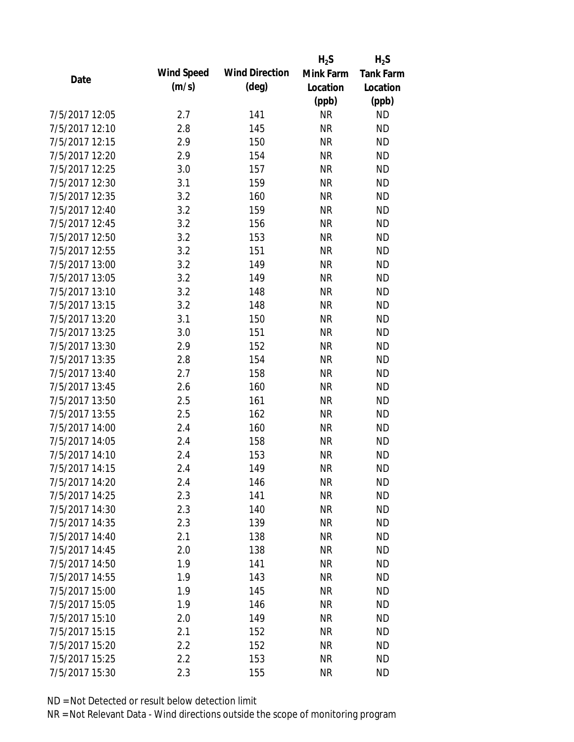| Date | Wind Speed (m/s) | Wind Direction (deg) | $H_2S$ Mink Farm Location (ppb) | $H_2S$ Tank Farm Location (ppb) |
|---|---|---|---|---|
| 7/5/2017 12:05 | 2.7 | 141 | NR | ND |
| 7/5/2017 12:10 | 2.8 | 145 | NR | ND |
| 7/5/2017 12:15 | 2.9 | 150 | NR | ND |
| 7/5/2017 12:20 | 2.9 | 154 | NR | ND |
| 7/5/2017 12:25 | 3.0 | 157 | NR | ND |
| 7/5/2017 12:30 | 3.1 | 159 | NR | ND |
| 7/5/2017 12:35 | 3.2 | 160 | NR | ND |
| 7/5/2017 12:40 | 3.2 | 159 | NR | ND |
| 7/5/2017 12:45 | 3.2 | 156 | NR | ND |
| 7/5/2017 12:50 | 3.2 | 153 | NR | ND |
| 7/5/2017 12:55 | 3.2 | 151 | NR | ND |
| 7/5/2017 13:00 | 3.2 | 149 | NR | ND |
| 7/5/2017 13:05 | 3.2 | 149 | NR | ND |
| 7/5/2017 13:10 | 3.2 | 148 | NR | ND |
| 7/5/2017 13:15 | 3.2 | 148 | NR | ND |
| 7/5/2017 13:20 | 3.1 | 150 | NR | ND |
| 7/5/2017 13:25 | 3.0 | 151 | NR | ND |
| 7/5/2017 13:30 | 2.9 | 152 | NR | ND |
| 7/5/2017 13:35 | 2.8 | 154 | NR | ND |
| 7/5/2017 13:40 | 2.7 | 158 | NR | ND |
| 7/5/2017 13:45 | 2.6 | 160 | NR | ND |
| 7/5/2017 13:50 | 2.5 | 161 | NR | ND |
| 7/5/2017 13:55 | 2.5 | 162 | NR | ND |
| 7/5/2017 14:00 | 2.4 | 160 | NR | ND |
| 7/5/2017 14:05 | 2.4 | 158 | NR | ND |
| 7/5/2017 14:10 | 2.4 | 153 | NR | ND |
| 7/5/2017 14:15 | 2.4 | 149 | NR | ND |
| 7/5/2017 14:20 | 2.4 | 146 | NR | ND |
| 7/5/2017 14:25 | 2.3 | 141 | NR | ND |
| 7/5/2017 14:30 | 2.3 | 140 | NR | ND |
| 7/5/2017 14:35 | 2.3 | 139 | NR | ND |
| 7/5/2017 14:40 | 2.1 | 138 | NR | ND |
| 7/5/2017 14:45 | 2.0 | 138 | NR | ND |
| 7/5/2017 14:50 | 1.9 | 141 | NR | ND |
| 7/5/2017 14:55 | 1.9 | 143 | NR | ND |
| 7/5/2017 15:00 | 1.9 | 145 | NR | ND |
| 7/5/2017 15:05 | 1.9 | 146 | NR | ND |
| 7/5/2017 15:10 | 2.0 | 149 | NR | ND |
| 7/5/2017 15:15 | 2.1 | 152 | NR | ND |
| 7/5/2017 15:20 | 2.2 | 152 | NR | ND |
| 7/5/2017 15:25 | 2.2 | 153 | NR | ND |
| 7/5/2017 15:30 | 2.3 | 155 | NR | ND |

ND = Not Detected or result below detection limit

NR = Not Relevant Data - Wind directions outside the scope of monitoring program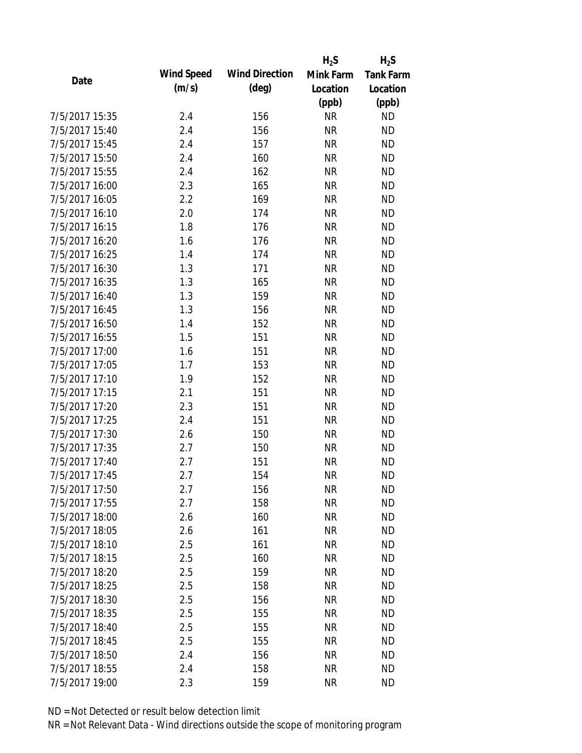| Date | Wind Speed (m/s) | Wind Direction (deg) | $H_2S$ Mink Farm Location (ppb) | $H_2S$ Tank Farm Location (ppb) |
|---|---|---|---|---|
| 7/5/2017 15:35 | 2.4 | 156 | NR | ND |
| 7/5/2017 15:40 | 2.4 | 156 | NR | ND |
| 7/5/2017 15:45 | 2.4 | 157 | NR | ND |
| 7/5/2017 15:50 | 2.4 | 160 | NR | ND |
| 7/5/2017 15:55 | 2.4 | 162 | NR | ND |
| 7/5/2017 16:00 | 2.3 | 165 | NR | ND |
| 7/5/2017 16:05 | 2.2 | 169 | NR | ND |
| 7/5/2017 16:10 | 2.0 | 174 | NR | ND |
| 7/5/2017 16:15 | 1.8 | 176 | NR | ND |
| 7/5/2017 16:20 | 1.6 | 176 | NR | ND |
| 7/5/2017 16:25 | 1.4 | 174 | NR | ND |
| 7/5/2017 16:30 | 1.3 | 171 | NR | ND |
| 7/5/2017 16:35 | 1.3 | 165 | NR | ND |
| 7/5/2017 16:40 | 1.3 | 159 | NR | ND |
| 7/5/2017 16:45 | 1.3 | 156 | NR | ND |
| 7/5/2017 16:50 | 1.4 | 152 | NR | ND |
| 7/5/2017 16:55 | 1.5 | 151 | NR | ND |
| 7/5/2017 17:00 | 1.6 | 151 | NR | ND |
| 7/5/2017 17:05 | 1.7 | 153 | NR | ND |
| 7/5/2017 17:10 | 1.9 | 152 | NR | ND |
| 7/5/2017 17:15 | 2.1 | 151 | NR | ND |
| 7/5/2017 17:20 | 2.3 | 151 | NR | ND |
| 7/5/2017 17:25 | 2.4 | 151 | NR | ND |
| 7/5/2017 17:30 | 2.6 | 150 | NR | ND |
| 7/5/2017 17:35 | 2.7 | 150 | NR | ND |
| 7/5/2017 17:40 | 2.7 | 151 | NR | ND |
| 7/5/2017 17:45 | 2.7 | 154 | NR | ND |
| 7/5/2017 17:50 | 2.7 | 156 | NR | ND |
| 7/5/2017 17:55 | 2.7 | 158 | NR | ND |
| 7/5/2017 18:00 | 2.6 | 160 | NR | ND |
| 7/5/2017 18:05 | 2.6 | 161 | NR | ND |
| 7/5/2017 18:10 | 2.5 | 161 | NR | ND |
| 7/5/2017 18:15 | 2.5 | 160 | NR | ND |
| 7/5/2017 18:20 | 2.5 | 159 | NR | ND |
| 7/5/2017 18:25 | 2.5 | 158 | NR | ND |
| 7/5/2017 18:30 | 2.5 | 156 | NR | ND |
| 7/5/2017 18:35 | 2.5 | 155 | NR | ND |
| 7/5/2017 18:40 | 2.5 | 155 | NR | ND |
| 7/5/2017 18:45 | 2.5 | 155 | NR | ND |
| 7/5/2017 18:50 | 2.4 | 156 | NR | ND |
| 7/5/2017 18:55 | 2.4 | 158 | NR | ND |
| 7/5/2017 19:00 | 2.3 | 159 | NR | ND |

ND = Not Detected or result below detection limit

NR = Not Relevant Data - Wind directions outside the scope of monitoring program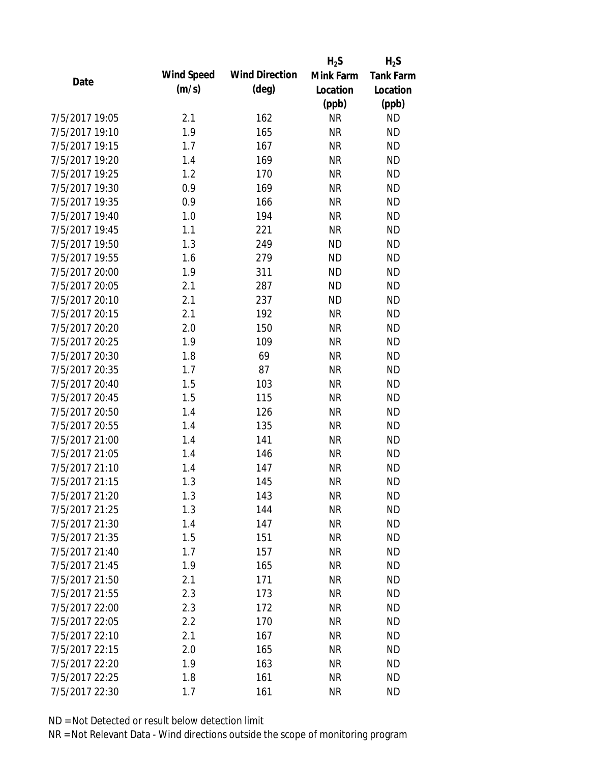| Date | Wind Speed (m/s) | Wind Direction (deg) | $H_2S$ Mink Farm Location (ppb) | $H_2S$ Tank Farm Location (ppb) |
|---|---|---|---|---|
| 7/5/2017 19:05 | 2.1 | 162 | NR | ND |
| 7/5/2017 19:10 | 1.9 | 165 | NR | ND |
| 7/5/2017 19:15 | 1.7 | 167 | NR | ND |
| 7/5/2017 19:20 | 1.4 | 169 | NR | ND |
| 7/5/2017 19:25 | 1.2 | 170 | NR | ND |
| 7/5/2017 19:30 | 0.9 | 169 | NR | ND |
| 7/5/2017 19:35 | 0.9 | 166 | NR | ND |
| 7/5/2017 19:40 | 1.0 | 194 | NR | ND |
| 7/5/2017 19:45 | 1.1 | 221 | NR | ND |
| 7/5/2017 19:50 | 1.3 | 249 | ND | ND |
| 7/5/2017 19:55 | 1.6 | 279 | ND | ND |
| 7/5/2017 20:00 | 1.9 | 311 | ND | ND |
| 7/5/2017 20:05 | 2.1 | 287 | ND | ND |
| 7/5/2017 20:10 | 2.1 | 237 | ND | ND |
| 7/5/2017 20:15 | 2.1 | 192 | NR | ND |
| 7/5/2017 20:20 | 2.0 | 150 | NR | ND |
| 7/5/2017 20:25 | 1.9 | 109 | NR | ND |
| 7/5/2017 20:30 | 1.8 | 69 | NR | ND |
| 7/5/2017 20:35 | 1.7 | 87 | NR | ND |
| 7/5/2017 20:40 | 1.5 | 103 | NR | ND |
| 7/5/2017 20:45 | 1.5 | 115 | NR | ND |
| 7/5/2017 20:50 | 1.4 | 126 | NR | ND |
| 7/5/2017 20:55 | 1.4 | 135 | NR | ND |
| 7/5/2017 21:00 | 1.4 | 141 | NR | ND |
| 7/5/2017 21:05 | 1.4 | 146 | NR | ND |
| 7/5/2017 21:10 | 1.4 | 147 | NR | ND |
| 7/5/2017 21:15 | 1.3 | 145 | NR | ND |
| 7/5/2017 21:20 | 1.3 | 143 | NR | ND |
| 7/5/2017 21:25 | 1.3 | 144 | NR | ND |
| 7/5/2017 21:30 | 1.4 | 147 | NR | ND |
| 7/5/2017 21:35 | 1.5 | 151 | NR | ND |
| 7/5/2017 21:40 | 1.7 | 157 | NR | ND |
| 7/5/2017 21:45 | 1.9 | 165 | NR | ND |
| 7/5/2017 21:50 | 2.1 | 171 | NR | ND |
| 7/5/2017 21:55 | 2.3 | 173 | NR | ND |
| 7/5/2017 22:00 | 2.3 | 172 | NR | ND |
| 7/5/2017 22:05 | 2.2 | 170 | NR | ND |
| 7/5/2017 22:10 | 2.1 | 167 | NR | ND |
| 7/5/2017 22:15 | 2.0 | 165 | NR | ND |
| 7/5/2017 22:20 | 1.9 | 163 | NR | ND |
| 7/5/2017 22:25 | 1.8 | 161 | NR | ND |
| 7/5/2017 22:30 | 1.7 | 161 | NR | ND |

ND = Not Detected or result below detection limit

NR = Not Relevant Data - Wind directions outside the scope of monitoring program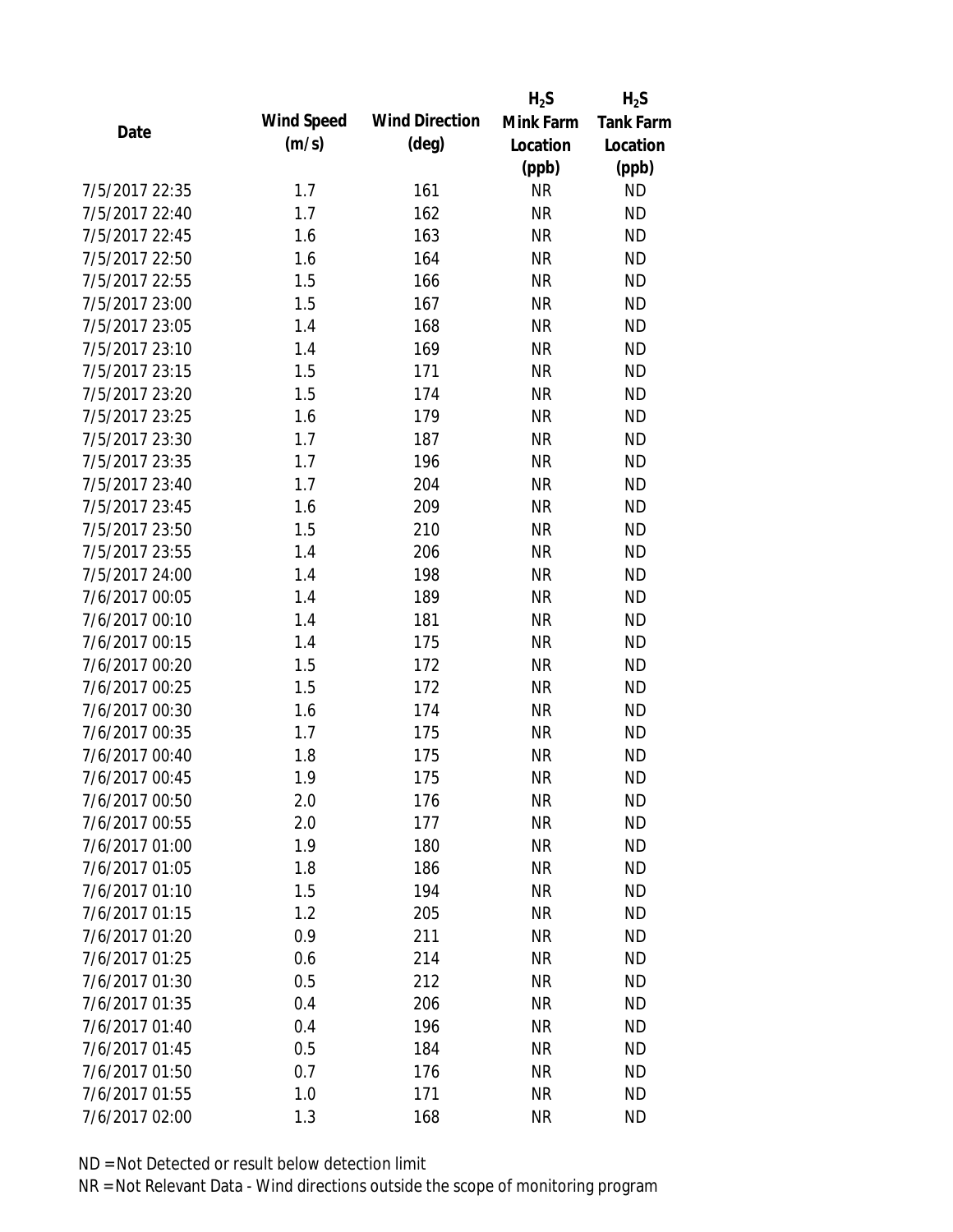| Date | Wind Speed (m/s) | Wind Direction (deg) | $H_2S$ Mink Farm Location (ppb) | $H_2S$ Tank Farm Location (ppb) |
|---|---|---|---|---|
| 7/5/2017 22:35 | 1.7 | 161 | NR | ND |
| 7/5/2017 22:40 | 1.7 | 162 | NR | ND |
| 7/5/2017 22:45 | 1.6 | 163 | NR | ND |
| 7/5/2017 22:50 | 1.6 | 164 | NR | ND |
| 7/5/2017 22:55 | 1.5 | 166 | NR | ND |
| 7/5/2017 23:00 | 1.5 | 167 | NR | ND |
| 7/5/2017 23:05 | 1.4 | 168 | NR | ND |
| 7/5/2017 23:10 | 1.4 | 169 | NR | ND |
| 7/5/2017 23:15 | 1.5 | 171 | NR | ND |
| 7/5/2017 23:20 | 1.5 | 174 | NR | ND |
| 7/5/2017 23:25 | 1.6 | 179 | NR | ND |
| 7/5/2017 23:30 | 1.7 | 187 | NR | ND |
| 7/5/2017 23:35 | 1.7 | 196 | NR | ND |
| 7/5/2017 23:40 | 1.7 | 204 | NR | ND |
| 7/5/2017 23:45 | 1.6 | 209 | NR | ND |
| 7/5/2017 23:50 | 1.5 | 210 | NR | ND |
| 7/5/2017 23:55 | 1.4 | 206 | NR | ND |
| 7/5/2017 24:00 | 1.4 | 198 | NR | ND |
| 7/6/2017 00:05 | 1.4 | 189 | NR | ND |
| 7/6/2017 00:10 | 1.4 | 181 | NR | ND |
| 7/6/2017 00:15 | 1.4 | 175 | NR | ND |
| 7/6/2017 00:20 | 1.5 | 172 | NR | ND |
| 7/6/2017 00:25 | 1.5 | 172 | NR | ND |
| 7/6/2017 00:30 | 1.6 | 174 | NR | ND |
| 7/6/2017 00:35 | 1.7 | 175 | NR | ND |
| 7/6/2017 00:40 | 1.8 | 175 | NR | ND |
| 7/6/2017 00:45 | 1.9 | 175 | NR | ND |
| 7/6/2017 00:50 | 2.0 | 176 | NR | ND |
| 7/6/2017 00:55 | 2.0 | 177 | NR | ND |
| 7/6/2017 01:00 | 1.9 | 180 | NR | ND |
| 7/6/2017 01:05 | 1.8 | 186 | NR | ND |
| 7/6/2017 01:10 | 1.5 | 194 | NR | ND |
| 7/6/2017 01:15 | 1.2 | 205 | NR | ND |
| 7/6/2017 01:20 | 0.9 | 211 | NR | ND |
| 7/6/2017 01:25 | 0.6 | 214 | NR | ND |
| 7/6/2017 01:30 | 0.5 | 212 | NR | ND |
| 7/6/2017 01:35 | 0.4 | 206 | NR | ND |
| 7/6/2017 01:40 | 0.4 | 196 | NR | ND |
| 7/6/2017 01:45 | 0.5 | 184 | NR | ND |
| 7/6/2017 01:50 | 0.7 | 176 | NR | ND |
| 7/6/2017 01:55 | 1.0 | 171 | NR | ND |
| 7/6/2017 02:00 | 1.3 | 168 | NR | ND |

ND = Not Detected or result below detection limit

NR = Not Relevant Data - Wind directions outside the scope of monitoring program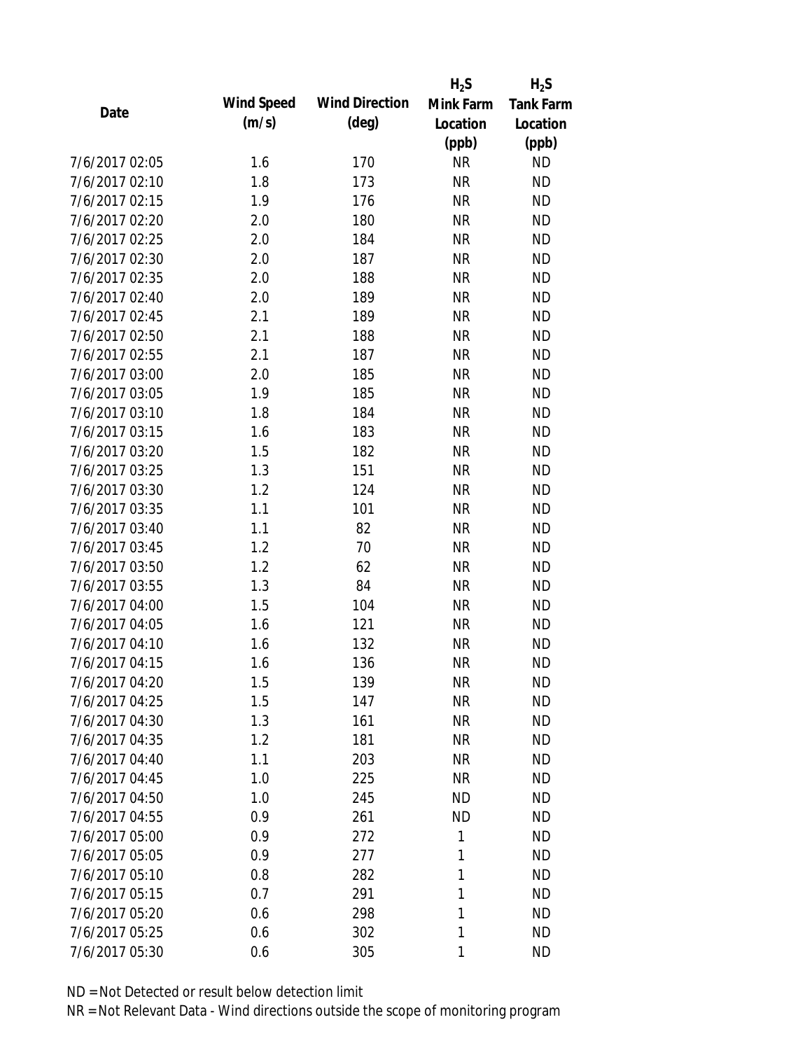| Date | Wind Speed (m/s) | Wind Direction (deg) | $H_2S$ Mink Farm Location (ppb) | $H_2S$ Tank Farm Location (ppb) |
|---|---|---|---|---|
| 7/6/2017 02:05 | 1.6 | 170 | NR | ND |
| 7/6/2017 02:10 | 1.8 | 173 | NR | ND |
| 7/6/2017 02:15 | 1.9 | 176 | NR | ND |
| 7/6/2017 02:20 | 2.0 | 180 | NR | ND |
| 7/6/2017 02:25 | 2.0 | 184 | NR | ND |
| 7/6/2017 02:30 | 2.0 | 187 | NR | ND |
| 7/6/2017 02:35 | 2.0 | 188 | NR | ND |
| 7/6/2017 02:40 | 2.0 | 189 | NR | ND |
| 7/6/2017 02:45 | 2.1 | 189 | NR | ND |
| 7/6/2017 02:50 | 2.1 | 188 | NR | ND |
| 7/6/2017 02:55 | 2.1 | 187 | NR | ND |
| 7/6/2017 03:00 | 2.0 | 185 | NR | ND |
| 7/6/2017 03:05 | 1.9 | 185 | NR | ND |
| 7/6/2017 03:10 | 1.8 | 184 | NR | ND |
| 7/6/2017 03:15 | 1.6 | 183 | NR | ND |
| 7/6/2017 03:20 | 1.5 | 182 | NR | ND |
| 7/6/2017 03:25 | 1.3 | 151 | NR | ND |
| 7/6/2017 03:30 | 1.2 | 124 | NR | ND |
| 7/6/2017 03:35 | 1.1 | 101 | NR | ND |
| 7/6/2017 03:40 | 1.1 | 82 | NR | ND |
| 7/6/2017 03:45 | 1.2 | 70 | NR | ND |
| 7/6/2017 03:50 | 1.2 | 62 | NR | ND |
| 7/6/2017 03:55 | 1.3 | 84 | NR | ND |
| 7/6/2017 04:00 | 1.5 | 104 | NR | ND |
| 7/6/2017 04:05 | 1.6 | 121 | NR | ND |
| 7/6/2017 04:10 | 1.6 | 132 | NR | ND |
| 7/6/2017 04:15 | 1.6 | 136 | NR | ND |
| 7/6/2017 04:20 | 1.5 | 139 | NR | ND |
| 7/6/2017 04:25 | 1.5 | 147 | NR | ND |
| 7/6/2017 04:30 | 1.3 | 161 | NR | ND |
| 7/6/2017 04:35 | 1.2 | 181 | NR | ND |
| 7/6/2017 04:40 | 1.1 | 203 | NR | ND |
| 7/6/2017 04:45 | 1.0 | 225 | NR | ND |
| 7/6/2017 04:50 | 1.0 | 245 | ND | ND |
| 7/6/2017 04:55 | 0.9 | 261 | ND | ND |
| 7/6/2017 05:00 | 0.9 | 272 | 1 | ND |
| 7/6/2017 05:05 | 0.9 | 277 | 1 | ND |
| 7/6/2017 05:10 | 0.8 | 282 | 1 | ND |
| 7/6/2017 05:15 | 0.7 | 291 | 1 | ND |
| 7/6/2017 05:20 | 0.6 | 298 | 1 | ND |
| 7/6/2017 05:25 | 0.6 | 302 | 1 | ND |
| 7/6/2017 05:30 | 0.6 | 305 | 1 | ND |

ND = Not Detected or result below detection limit

NR = Not Relevant Data - Wind directions outside the scope of monitoring program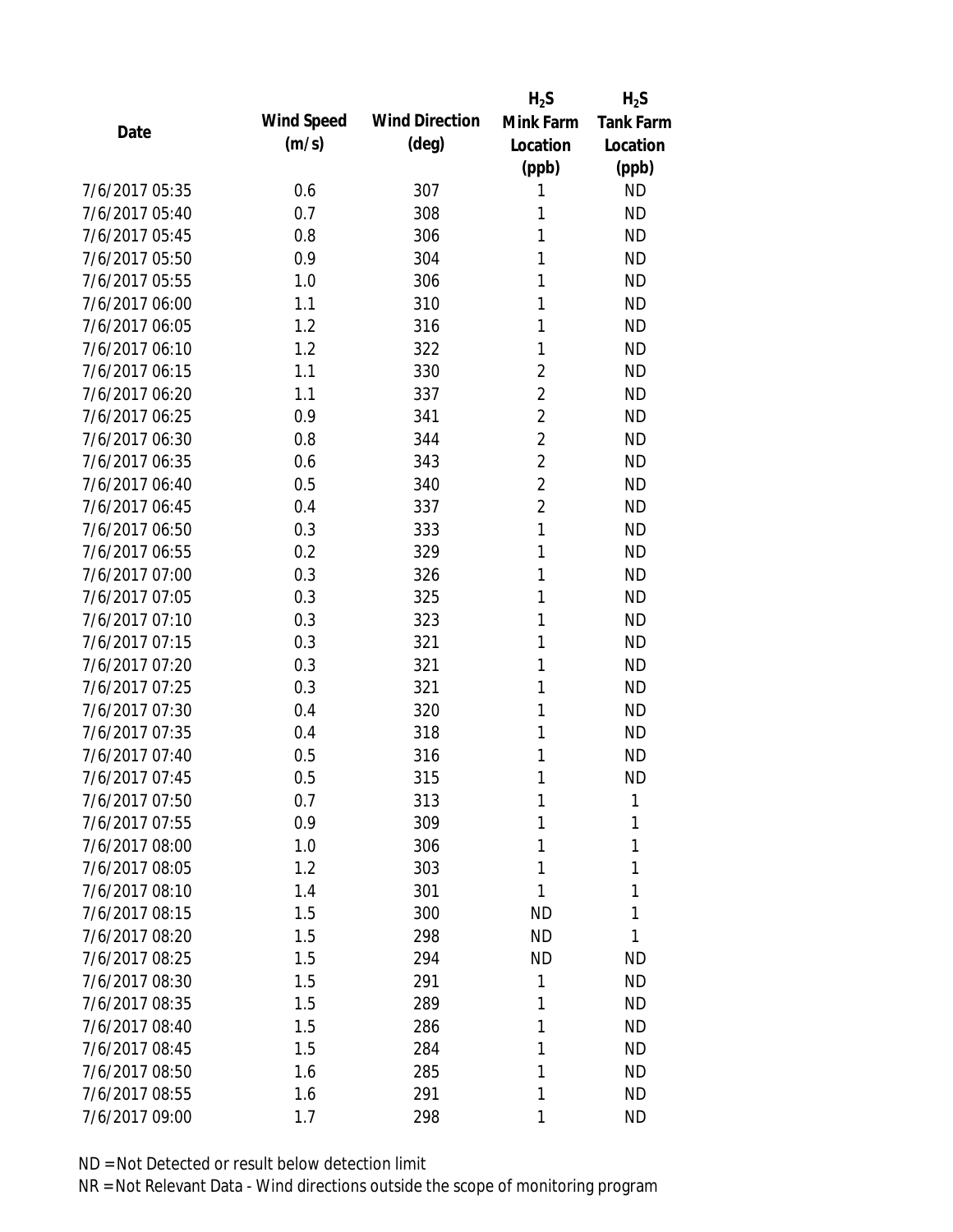| Date | Wind Speed (m/s) | Wind Direction (deg) | $H_2S$ Mink Farm Location (ppb) | $H_2S$ Tank Farm Location (ppb) |
|---|---|---|---|---|
| 7/6/2017 05:35 | 0.6 | 307 | 1 | ND |
| 7/6/2017 05:40 | 0.7 | 308 | 1 | ND |
| 7/6/2017 05:45 | 0.8 | 306 | 1 | ND |
| 7/6/2017 05:50 | 0.9 | 304 | 1 | ND |
| 7/6/2017 05:55 | 1.0 | 306 | 1 | ND |
| 7/6/2017 06:00 | 1.1 | 310 | 1 | ND |
| 7/6/2017 06:05 | 1.2 | 316 | 1 | ND |
| 7/6/2017 06:10 | 1.2 | 322 | 1 | ND |
| 7/6/2017 06:15 | 1.1 | 330 | 2 | ND |
| 7/6/2017 06:20 | 1.1 | 337 | 2 | ND |
| 7/6/2017 06:25 | 0.9 | 341 | 2 | ND |
| 7/6/2017 06:30 | 0.8 | 344 | 2 | ND |
| 7/6/2017 06:35 | 0.6 | 343 | 2 | ND |
| 7/6/2017 06:40 | 0.5 | 340 | 2 | ND |
| 7/6/2017 06:45 | 0.4 | 337 | 2 | ND |
| 7/6/2017 06:50 | 0.3 | 333 | 1 | ND |
| 7/6/2017 06:55 | 0.2 | 329 | 1 | ND |
| 7/6/2017 07:00 | 0.3 | 326 | 1 | ND |
| 7/6/2017 07:05 | 0.3 | 325 | 1 | ND |
| 7/6/2017 07:10 | 0.3 | 323 | 1 | ND |
| 7/6/2017 07:15 | 0.3 | 321 | 1 | ND |
| 7/6/2017 07:20 | 0.3 | 321 | 1 | ND |
| 7/6/2017 07:25 | 0.3 | 321 | 1 | ND |
| 7/6/2017 07:30 | 0.4 | 320 | 1 | ND |
| 7/6/2017 07:35 | 0.4 | 318 | 1 | ND |
| 7/6/2017 07:40 | 0.5 | 316 | 1 | ND |
| 7/6/2017 07:45 | 0.5 | 315 | 1 | ND |
| 7/6/2017 07:50 | 0.7 | 313 | 1 | 1 |
| 7/6/2017 07:55 | 0.9 | 309 | 1 | 1 |
| 7/6/2017 08:00 | 1.0 | 306 | 1 | 1 |
| 7/6/2017 08:05 | 1.2 | 303 | 1 | 1 |
| 7/6/2017 08:10 | 1.4 | 301 | 1 | 1 |
| 7/6/2017 08:15 | 1.5 | 300 | ND | 1 |
| 7/6/2017 08:20 | 1.5 | 298 | ND | 1 |
| 7/6/2017 08:25 | 1.5 | 294 | ND | ND |
| 7/6/2017 08:30 | 1.5 | 291 | 1 | ND |
| 7/6/2017 08:35 | 1.5 | 289 | 1 | ND |
| 7/6/2017 08:40 | 1.5 | 286 | 1 | ND |
| 7/6/2017 08:45 | 1.5 | 284 | 1 | ND |
| 7/6/2017 08:50 | 1.6 | 285 | 1 | ND |
| 7/6/2017 08:55 | 1.6 | 291 | 1 | ND |
| 7/6/2017 09:00 | 1.7 | 298 | 1 | ND |

ND = Not Detected or result below detection limit

NR = Not Relevant Data - Wind directions outside the scope of monitoring program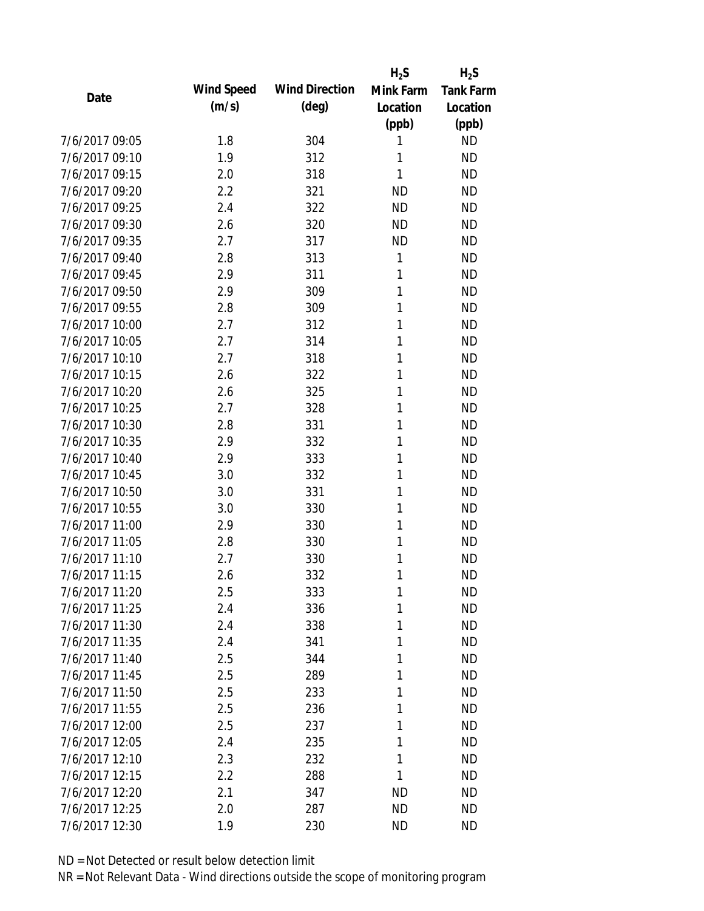| Date | Wind Speed (m/s) | Wind Direction (deg) | $H_2S$ Mink Farm Location (ppb) | $H_2S$ Tank Farm Location (ppb) |
|---|---|---|---|---|
| 7/6/2017 09:05 | 1.8 | 304 | 1 | ND |
| 7/6/2017 09:10 | 1.9 | 312 | 1 | ND |
| 7/6/2017 09:15 | 2.0 | 318 | 1 | ND |
| 7/6/2017 09:20 | 2.2 | 321 | ND | ND |
| 7/6/2017 09:25 | 2.4 | 322 | ND | ND |
| 7/6/2017 09:30 | 2.6 | 320 | ND | ND |
| 7/6/2017 09:35 | 2.7 | 317 | ND | ND |
| 7/6/2017 09:40 | 2.8 | 313 | 1 | ND |
| 7/6/2017 09:45 | 2.9 | 311 | 1 | ND |
| 7/6/2017 09:50 | 2.9 | 309 | 1 | ND |
| 7/6/2017 09:55 | 2.8 | 309 | 1 | ND |
| 7/6/2017 10:00 | 2.7 | 312 | 1 | ND |
| 7/6/2017 10:05 | 2.7 | 314 | 1 | ND |
| 7/6/2017 10:10 | 2.7 | 318 | 1 | ND |
| 7/6/2017 10:15 | 2.6 | 322 | 1 | ND |
| 7/6/2017 10:20 | 2.6 | 325 | 1 | ND |
| 7/6/2017 10:25 | 2.7 | 328 | 1 | ND |
| 7/6/2017 10:30 | 2.8 | 331 | 1 | ND |
| 7/6/2017 10:35 | 2.9 | 332 | 1 | ND |
| 7/6/2017 10:40 | 2.9 | 333 | 1 | ND |
| 7/6/2017 10:45 | 3.0 | 332 | 1 | ND |
| 7/6/2017 10:50 | 3.0 | 331 | 1 | ND |
| 7/6/2017 10:55 | 3.0 | 330 | 1 | ND |
| 7/6/2017 11:00 | 2.9 | 330 | 1 | ND |
| 7/6/2017 11:05 | 2.8 | 330 | 1 | ND |
| 7/6/2017 11:10 | 2.7 | 330 | 1 | ND |
| 7/6/2017 11:15 | 2.6 | 332 | 1 | ND |
| 7/6/2017 11:20 | 2.5 | 333 | 1 | ND |
| 7/6/2017 11:25 | 2.4 | 336 | 1 | ND |
| 7/6/2017 11:30 | 2.4 | 338 | 1 | ND |
| 7/6/2017 11:35 | 2.4 | 341 | 1 | ND |
| 7/6/2017 11:40 | 2.5 | 344 | 1 | ND |
| 7/6/2017 11:45 | 2.5 | 289 | 1 | ND |
| 7/6/2017 11:50 | 2.5 | 233 | 1 | ND |
| 7/6/2017 11:55 | 2.5 | 236 | 1 | ND |
| 7/6/2017 12:00 | 2.5 | 237 | 1 | ND |
| 7/6/2017 12:05 | 2.4 | 235 | 1 | ND |
| 7/6/2017 12:10 | 2.3 | 232 | 1 | ND |
| 7/6/2017 12:15 | 2.2 | 288 | 1 | ND |
| 7/6/2017 12:20 | 2.1 | 347 | ND | ND |
| 7/6/2017 12:25 | 2.0 | 287 | ND | ND |
| 7/6/2017 12:30 | 1.9 | 230 | ND | ND |

ND = Not Detected or result below detection limit

NR = Not Relevant Data - Wind directions outside the scope of monitoring program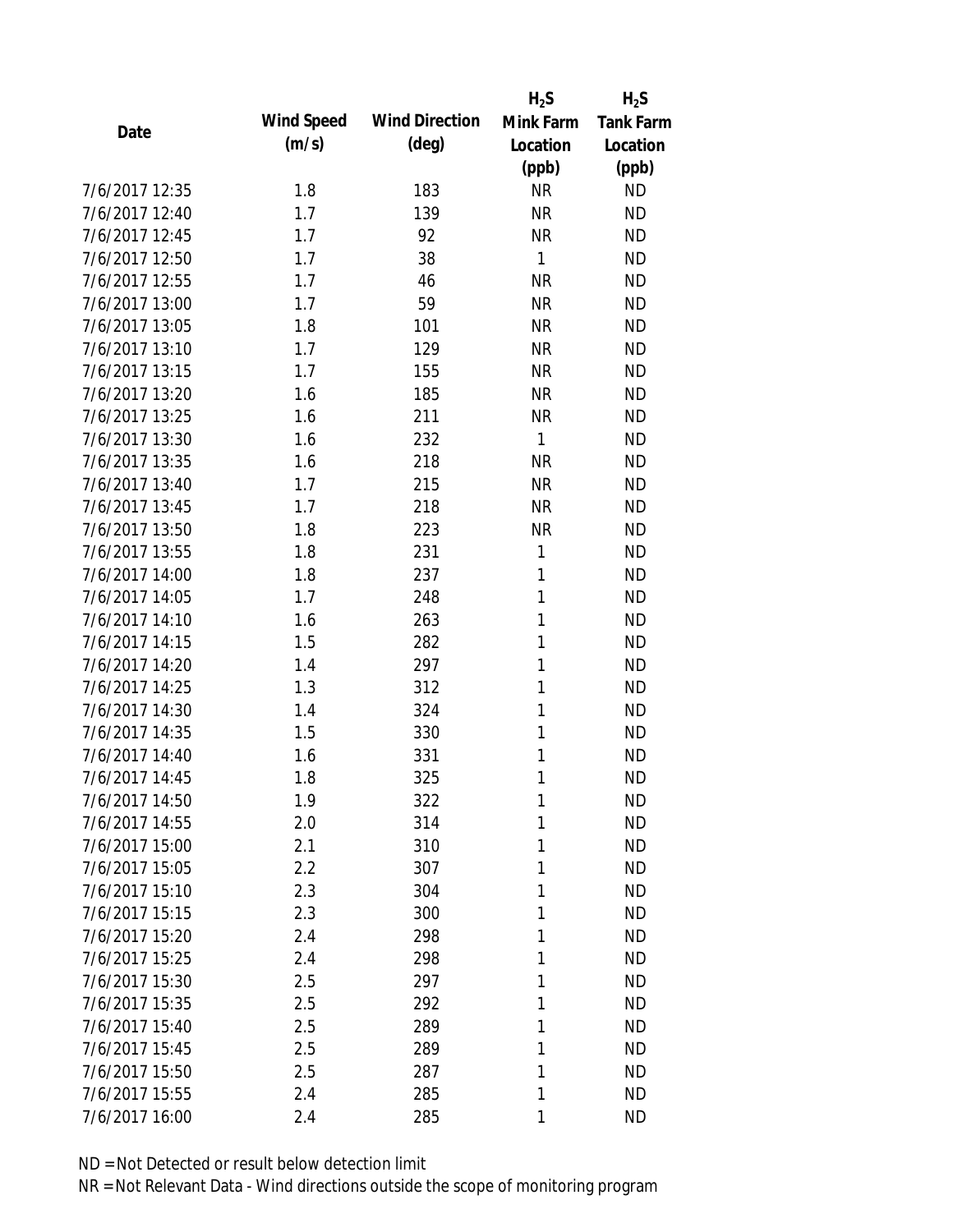| Date | Wind Speed (m/s) | Wind Direction (deg) | $H_2S$ Mink Farm Location (ppb) | $H_2S$ Tank Farm Location (ppb) |
|---|---|---|---|---|
| 7/6/2017 12:35 | 1.8 | 183 | NR | ND |
| 7/6/2017 12:40 | 1.7 | 139 | NR | ND |
| 7/6/2017 12:45 | 1.7 | 92 | NR | ND |
| 7/6/2017 12:50 | 1.7 | 38 | 1 | ND |
| 7/6/2017 12:55 | 1.7 | 46 | NR | ND |
| 7/6/2017 13:00 | 1.7 | 59 | NR | ND |
| 7/6/2017 13:05 | 1.8 | 101 | NR | ND |
| 7/6/2017 13:10 | 1.7 | 129 | NR | ND |
| 7/6/2017 13:15 | 1.7 | 155 | NR | ND |
| 7/6/2017 13:20 | 1.6 | 185 | NR | ND |
| 7/6/2017 13:25 | 1.6 | 211 | NR | ND |
| 7/6/2017 13:30 | 1.6 | 232 | 1 | ND |
| 7/6/2017 13:35 | 1.6 | 218 | NR | ND |
| 7/6/2017 13:40 | 1.7 | 215 | NR | ND |
| 7/6/2017 13:45 | 1.7 | 218 | NR | ND |
| 7/6/2017 13:50 | 1.8 | 223 | NR | ND |
| 7/6/2017 13:55 | 1.8 | 231 | 1 | ND |
| 7/6/2017 14:00 | 1.8 | 237 | 1 | ND |
| 7/6/2017 14:05 | 1.7 | 248 | 1 | ND |
| 7/6/2017 14:10 | 1.6 | 263 | 1 | ND |
| 7/6/2017 14:15 | 1.5 | 282 | 1 | ND |
| 7/6/2017 14:20 | 1.4 | 297 | 1 | ND |
| 7/6/2017 14:25 | 1.3 | 312 | 1 | ND |
| 7/6/2017 14:30 | 1.4 | 324 | 1 | ND |
| 7/6/2017 14:35 | 1.5 | 330 | 1 | ND |
| 7/6/2017 14:40 | 1.6 | 331 | 1 | ND |
| 7/6/2017 14:45 | 1.8 | 325 | 1 | ND |
| 7/6/2017 14:50 | 1.9 | 322 | 1 | ND |
| 7/6/2017 14:55 | 2.0 | 314 | 1 | ND |
| 7/6/2017 15:00 | 2.1 | 310 | 1 | ND |
| 7/6/2017 15:05 | 2.2 | 307 | 1 | ND |
| 7/6/2017 15:10 | 2.3 | 304 | 1 | ND |
| 7/6/2017 15:15 | 2.3 | 300 | 1 | ND |
| 7/6/2017 15:20 | 2.4 | 298 | 1 | ND |
| 7/6/2017 15:25 | 2.4 | 298 | 1 | ND |
| 7/6/2017 15:30 | 2.5 | 297 | 1 | ND |
| 7/6/2017 15:35 | 2.5 | 292 | 1 | ND |
| 7/6/2017 15:40 | 2.5 | 289 | 1 | ND |
| 7/6/2017 15:45 | 2.5 | 289 | 1 | ND |
| 7/6/2017 15:50 | 2.5 | 287 | 1 | ND |
| 7/6/2017 15:55 | 2.4 | 285 | 1 | ND |
| 7/6/2017 16:00 | 2.4 | 285 | 1 | ND |

ND = Not Detected or result below detection limit

NR = Not Relevant Data - Wind directions outside the scope of monitoring program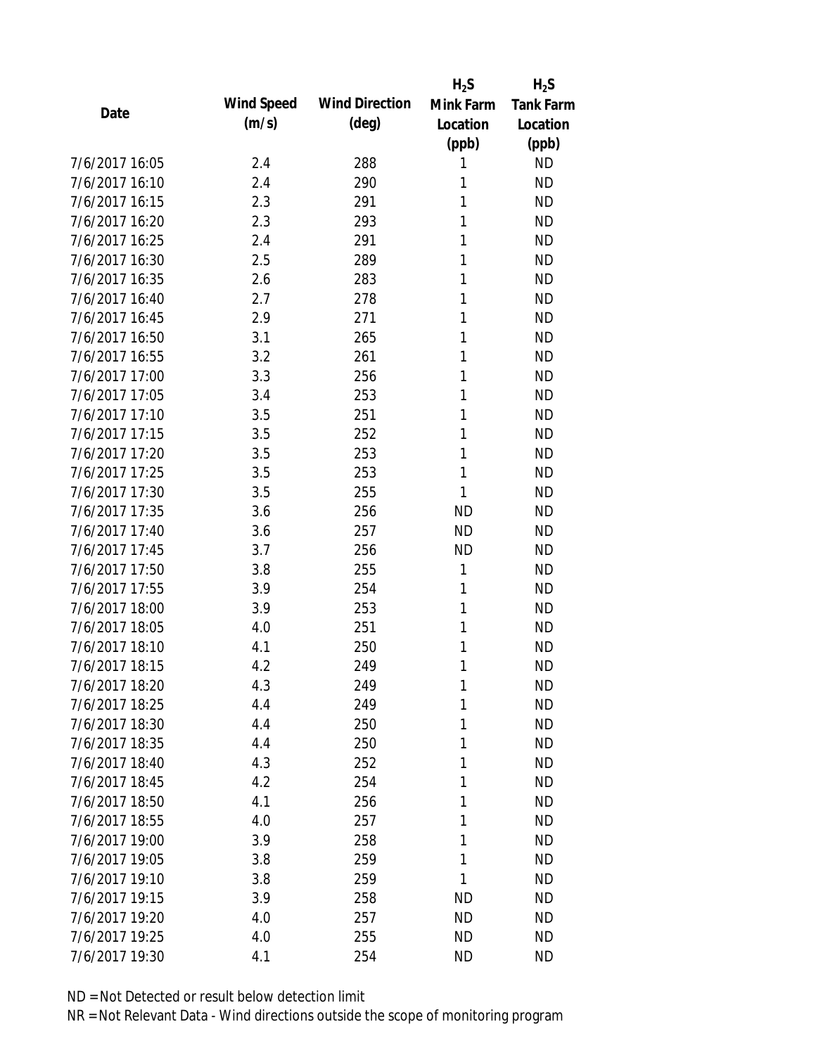| Date | Wind Speed (m/s) | Wind Direction (deg) | $H_2S$ Mink Farm Location (ppb) | $H_2S$ Tank Farm Location (ppb) |
|---|---|---|---|---|
| 7/6/2017 16:05 | 2.4 | 288 | 1 | ND |
| 7/6/2017 16:10 | 2.4 | 290 | 1 | ND |
| 7/6/2017 16:15 | 2.3 | 291 | 1 | ND |
| 7/6/2017 16:20 | 2.3 | 293 | 1 | ND |
| 7/6/2017 16:25 | 2.4 | 291 | 1 | ND |
| 7/6/2017 16:30 | 2.5 | 289 | 1 | ND |
| 7/6/2017 16:35 | 2.6 | 283 | 1 | ND |
| 7/6/2017 16:40 | 2.7 | 278 | 1 | ND |
| 7/6/2017 16:45 | 2.9 | 271 | 1 | ND |
| 7/6/2017 16:50 | 3.1 | 265 | 1 | ND |
| 7/6/2017 16:55 | 3.2 | 261 | 1 | ND |
| 7/6/2017 17:00 | 3.3 | 256 | 1 | ND |
| 7/6/2017 17:05 | 3.4 | 253 | 1 | ND |
| 7/6/2017 17:10 | 3.5 | 251 | 1 | ND |
| 7/6/2017 17:15 | 3.5 | 252 | 1 | ND |
| 7/6/2017 17:20 | 3.5 | 253 | 1 | ND |
| 7/6/2017 17:25 | 3.5 | 253 | 1 | ND |
| 7/6/2017 17:30 | 3.5 | 255 | 1 | ND |
| 7/6/2017 17:35 | 3.6 | 256 | ND | ND |
| 7/6/2017 17:40 | 3.6 | 257 | ND | ND |
| 7/6/2017 17:45 | 3.7 | 256 | ND | ND |
| 7/6/2017 17:50 | 3.8 | 255 | 1 | ND |
| 7/6/2017 17:55 | 3.9 | 254 | 1 | ND |
| 7/6/2017 18:00 | 3.9 | 253 | 1 | ND |
| 7/6/2017 18:05 | 4.0 | 251 | 1 | ND |
| 7/6/2017 18:10 | 4.1 | 250 | 1 | ND |
| 7/6/2017 18:15 | 4.2 | 249 | 1 | ND |
| 7/6/2017 18:20 | 4.3 | 249 | 1 | ND |
| 7/6/2017 18:25 | 4.4 | 249 | 1 | ND |
| 7/6/2017 18:30 | 4.4 | 250 | 1 | ND |
| 7/6/2017 18:35 | 4.4 | 250 | 1 | ND |
| 7/6/2017 18:40 | 4.3 | 252 | 1 | ND |
| 7/6/2017 18:45 | 4.2 | 254 | 1 | ND |
| 7/6/2017 18:50 | 4.1 | 256 | 1 | ND |
| 7/6/2017 18:55 | 4.0 | 257 | 1 | ND |
| 7/6/2017 19:00 | 3.9 | 258 | 1 | ND |
| 7/6/2017 19:05 | 3.8 | 259 | 1 | ND |
| 7/6/2017 19:10 | 3.8 | 259 | 1 | ND |
| 7/6/2017 19:15 | 3.9 | 258 | ND | ND |
| 7/6/2017 19:20 | 4.0 | 257 | ND | ND |
| 7/6/2017 19:25 | 4.0 | 255 | ND | ND |
| 7/6/2017 19:30 | 4.1 | 254 | ND | ND |

ND = Not Detected or result below detection limit

NR = Not Relevant Data - Wind directions outside the scope of monitoring program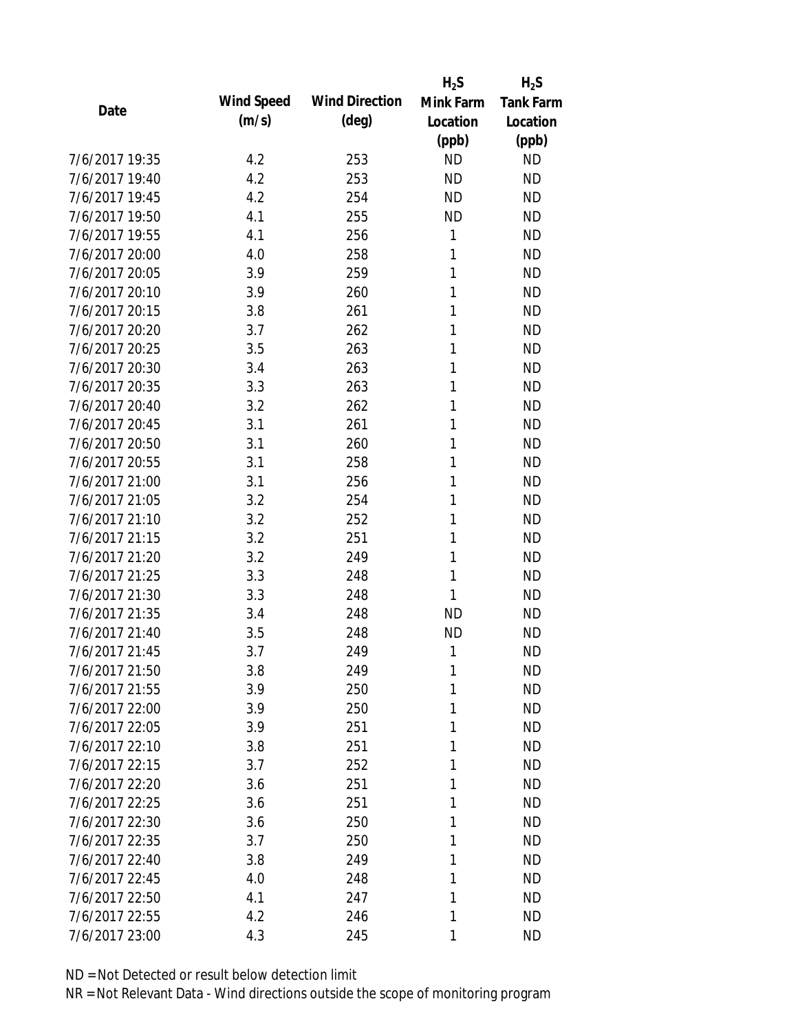| Date | Wind Speed (m/s) | Wind Direction (deg) | $H_2S$ Mink Farm Location (ppb) | $H_2S$ Tank Farm Location (ppb) |
|---|---|---|---|---|
| 7/6/2017 19:35 | 4.2 | 253 | ND | ND |
| 7/6/2017 19:40 | 4.2 | 253 | ND | ND |
| 7/6/2017 19:45 | 4.2 | 254 | ND | ND |
| 7/6/2017 19:50 | 4.1 | 255 | ND | ND |
| 7/6/2017 19:55 | 4.1 | 256 | 1 | ND |
| 7/6/2017 20:00 | 4.0 | 258 | 1 | ND |
| 7/6/2017 20:05 | 3.9 | 259 | 1 | ND |
| 7/6/2017 20:10 | 3.9 | 260 | 1 | ND |
| 7/6/2017 20:15 | 3.8 | 261 | 1 | ND |
| 7/6/2017 20:20 | 3.7 | 262 | 1 | ND |
| 7/6/2017 20:25 | 3.5 | 263 | 1 | ND |
| 7/6/2017 20:30 | 3.4 | 263 | 1 | ND |
| 7/6/2017 20:35 | 3.3 | 263 | 1 | ND |
| 7/6/2017 20:40 | 3.2 | 262 | 1 | ND |
| 7/6/2017 20:45 | 3.1 | 261 | 1 | ND |
| 7/6/2017 20:50 | 3.1 | 260 | 1 | ND |
| 7/6/2017 20:55 | 3.1 | 258 | 1 | ND |
| 7/6/2017 21:00 | 3.1 | 256 | 1 | ND |
| 7/6/2017 21:05 | 3.2 | 254 | 1 | ND |
| 7/6/2017 21:10 | 3.2 | 252 | 1 | ND |
| 7/6/2017 21:15 | 3.2 | 251 | 1 | ND |
| 7/6/2017 21:20 | 3.2 | 249 | 1 | ND |
| 7/6/2017 21:25 | 3.3 | 248 | 1 | ND |
| 7/6/2017 21:30 | 3.3 | 248 | 1 | ND |
| 7/6/2017 21:35 | 3.4 | 248 | ND | ND |
| 7/6/2017 21:40 | 3.5 | 248 | ND | ND |
| 7/6/2017 21:45 | 3.7 | 249 | 1 | ND |
| 7/6/2017 21:50 | 3.8 | 249 | 1 | ND |
| 7/6/2017 21:55 | 3.9 | 250 | 1 | ND |
| 7/6/2017 22:00 | 3.9 | 250 | 1 | ND |
| 7/6/2017 22:05 | 3.9 | 251 | 1 | ND |
| 7/6/2017 22:10 | 3.8 | 251 | 1 | ND |
| 7/6/2017 22:15 | 3.7 | 252 | 1 | ND |
| 7/6/2017 22:20 | 3.6 | 251 | 1 | ND |
| 7/6/2017 22:25 | 3.6 | 251 | 1 | ND |
| 7/6/2017 22:30 | 3.6 | 250 | 1 | ND |
| 7/6/2017 22:35 | 3.7 | 250 | 1 | ND |
| 7/6/2017 22:40 | 3.8 | 249 | 1 | ND |
| 7/6/2017 22:45 | 4.0 | 248 | 1 | ND |
| 7/6/2017 22:50 | 4.1 | 247 | 1 | ND |
| 7/6/2017 22:55 | 4.2 | 246 | 1 | ND |
| 7/6/2017 23:00 | 4.3 | 245 | 1 | ND |

ND = Not Detected or result below detection limit

NR = Not Relevant Data - Wind directions outside the scope of monitoring program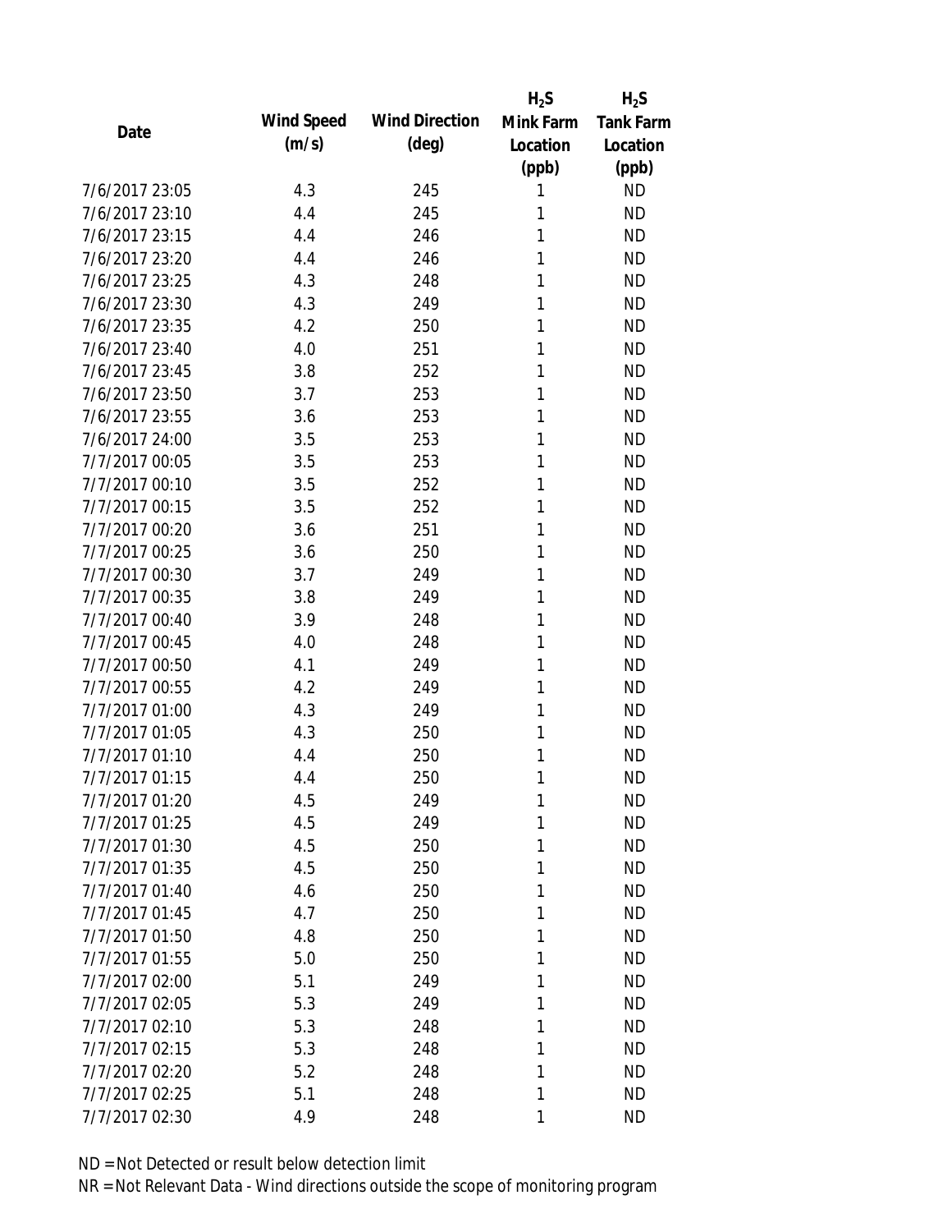| Date | Wind Speed (m/s) | Wind Direction (deg) | $H_2S$ Mink Farm Location (ppb) | $H_2S$ Tank Farm Location (ppb) |
|---|---|---|---|---|
| 7/6/2017 23:05 | 4.3 | 245 | 1 | ND |
| 7/6/2017 23:10 | 4.4 | 245 | 1 | ND |
| 7/6/2017 23:15 | 4.4 | 246 | 1 | ND |
| 7/6/2017 23:20 | 4.4 | 246 | 1 | ND |
| 7/6/2017 23:25 | 4.3 | 248 | 1 | ND |
| 7/6/2017 23:30 | 4.3 | 249 | 1 | ND |
| 7/6/2017 23:35 | 4.2 | 250 | 1 | ND |
| 7/6/2017 23:40 | 4.0 | 251 | 1 | ND |
| 7/6/2017 23:45 | 3.8 | 252 | 1 | ND |
| 7/6/2017 23:50 | 3.7 | 253 | 1 | ND |
| 7/6/2017 23:55 | 3.6 | 253 | 1 | ND |
| 7/6/2017 24:00 | 3.5 | 253 | 1 | ND |
| 7/7/2017 00:05 | 3.5 | 253 | 1 | ND |
| 7/7/2017 00:10 | 3.5 | 252 | 1 | ND |
| 7/7/2017 00:15 | 3.5 | 252 | 1 | ND |
| 7/7/2017 00:20 | 3.6 | 251 | 1 | ND |
| 7/7/2017 00:25 | 3.6 | 250 | 1 | ND |
| 7/7/2017 00:30 | 3.7 | 249 | 1 | ND |
| 7/7/2017 00:35 | 3.8 | 249 | 1 | ND |
| 7/7/2017 00:40 | 3.9 | 248 | 1 | ND |
| 7/7/2017 00:45 | 4.0 | 248 | 1 | ND |
| 7/7/2017 00:50 | 4.1 | 249 | 1 | ND |
| 7/7/2017 00:55 | 4.2 | 249 | 1 | ND |
| 7/7/2017 01:00 | 4.3 | 249 | 1 | ND |
| 7/7/2017 01:05 | 4.3 | 250 | 1 | ND |
| 7/7/2017 01:10 | 4.4 | 250 | 1 | ND |
| 7/7/2017 01:15 | 4.4 | 250 | 1 | ND |
| 7/7/2017 01:20 | 4.5 | 249 | 1 | ND |
| 7/7/2017 01:25 | 4.5 | 249 | 1 | ND |
| 7/7/2017 01:30 | 4.5 | 250 | 1 | ND |
| 7/7/2017 01:35 | 4.5 | 250 | 1 | ND |
| 7/7/2017 01:40 | 4.6 | 250 | 1 | ND |
| 7/7/2017 01:45 | 4.7 | 250 | 1 | ND |
| 7/7/2017 01:50 | 4.8 | 250 | 1 | ND |
| 7/7/2017 01:55 | 5.0 | 250 | 1 | ND |
| 7/7/2017 02:00 | 5.1 | 249 | 1 | ND |
| 7/7/2017 02:05 | 5.3 | 249 | 1 | ND |
| 7/7/2017 02:10 | 5.3 | 248 | 1 | ND |
| 7/7/2017 02:15 | 5.3 | 248 | 1 | ND |
| 7/7/2017 02:20 | 5.2 | 248 | 1 | ND |
| 7/7/2017 02:25 | 5.1 | 248 | 1 | ND |
| 7/7/2017 02:30 | 4.9 | 248 | 1 | ND |

ND = Not Detected or result below detection limit

NR = Not Relevant Data - Wind directions outside the scope of monitoring program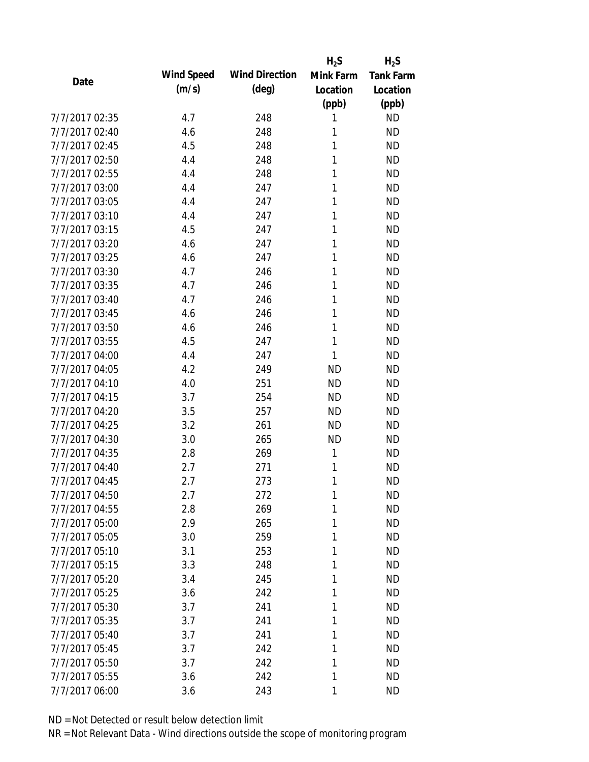| Date | Wind Speed (m/s) | Wind Direction (deg) | $H_2S$ Mink Farm Location (ppb) | $H_2S$ Tank Farm Location (ppb) |
|---|---|---|---|---|
| 7/7/2017 02:35 | 4.7 | 248 | 1 | ND |
| 7/7/2017 02:40 | 4.6 | 248 | 1 | ND |
| 7/7/2017 02:45 | 4.5 | 248 | 1 | ND |
| 7/7/2017 02:50 | 4.4 | 248 | 1 | ND |
| 7/7/2017 02:55 | 4.4 | 248 | 1 | ND |
| 7/7/2017 03:00 | 4.4 | 247 | 1 | ND |
| 7/7/2017 03:05 | 4.4 | 247 | 1 | ND |
| 7/7/2017 03:10 | 4.4 | 247 | 1 | ND |
| 7/7/2017 03:15 | 4.5 | 247 | 1 | ND |
| 7/7/2017 03:20 | 4.6 | 247 | 1 | ND |
| 7/7/2017 03:25 | 4.6 | 247 | 1 | ND |
| 7/7/2017 03:30 | 4.7 | 246 | 1 | ND |
| 7/7/2017 03:35 | 4.7 | 246 | 1 | ND |
| 7/7/2017 03:40 | 4.7 | 246 | 1 | ND |
| 7/7/2017 03:45 | 4.6 | 246 | 1 | ND |
| 7/7/2017 03:50 | 4.6 | 246 | 1 | ND |
| 7/7/2017 03:55 | 4.5 | 247 | 1 | ND |
| 7/7/2017 04:00 | 4.4 | 247 | 1 | ND |
| 7/7/2017 04:05 | 4.2 | 249 | ND | ND |
| 7/7/2017 04:10 | 4.0 | 251 | ND | ND |
| 7/7/2017 04:15 | 3.7 | 254 | ND | ND |
| 7/7/2017 04:20 | 3.5 | 257 | ND | ND |
| 7/7/2017 04:25 | 3.2 | 261 | ND | ND |
| 7/7/2017 04:30 | 3.0 | 265 | ND | ND |
| 7/7/2017 04:35 | 2.8 | 269 | 1 | ND |
| 7/7/2017 04:40 | 2.7 | 271 | 1 | ND |
| 7/7/2017 04:45 | 2.7 | 273 | 1 | ND |
| 7/7/2017 04:50 | 2.7 | 272 | 1 | ND |
| 7/7/2017 04:55 | 2.8 | 269 | 1 | ND |
| 7/7/2017 05:00 | 2.9 | 265 | 1 | ND |
| 7/7/2017 05:05 | 3.0 | 259 | 1 | ND |
| 7/7/2017 05:10 | 3.1 | 253 | 1 | ND |
| 7/7/2017 05:15 | 3.3 | 248 | 1 | ND |
| 7/7/2017 05:20 | 3.4 | 245 | 1 | ND |
| 7/7/2017 05:25 | 3.6 | 242 | 1 | ND |
| 7/7/2017 05:30 | 3.7 | 241 | 1 | ND |
| 7/7/2017 05:35 | 3.7 | 241 | 1 | ND |
| 7/7/2017 05:40 | 3.7 | 241 | 1 | ND |
| 7/7/2017 05:45 | 3.7 | 242 | 1 | ND |
| 7/7/2017 05:50 | 3.7 | 242 | 1 | ND |
| 7/7/2017 05:55 | 3.6 | 242 | 1 | ND |
| 7/7/2017 06:00 | 3.6 | 243 | 1 | ND |

ND = Not Detected or result below detection limit

NR = Not Relevant Data - Wind directions outside the scope of monitoring program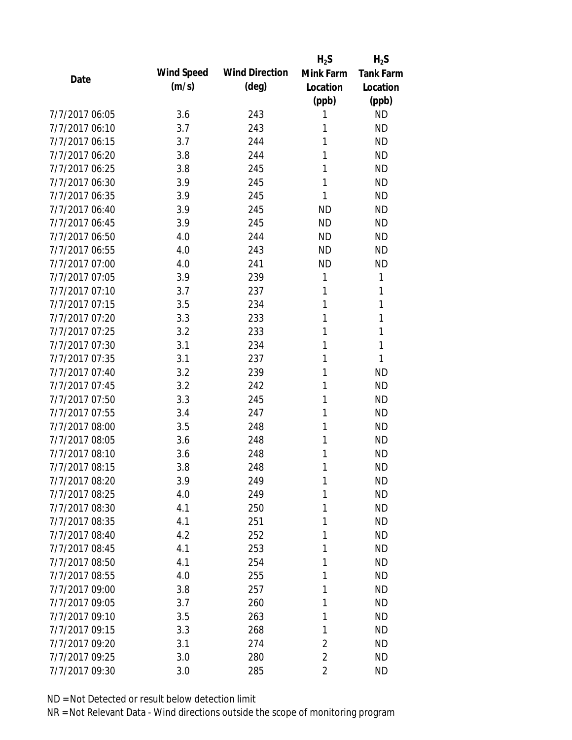| Date | Wind Speed (m/s) | Wind Direction (deg) | $H_2S$ Mink Farm Location (ppb) | $H_2S$ Tank Farm Location (ppb) |
|---|---|---|---|---|
| 7/7/2017 06:05 | 3.6 | 243 | 1 | ND |
| 7/7/2017 06:10 | 3.7 | 243 | 1 | ND |
| 7/7/2017 06:15 | 3.7 | 244 | 1 | ND |
| 7/7/2017 06:20 | 3.8 | 244 | 1 | ND |
| 7/7/2017 06:25 | 3.8 | 245 | 1 | ND |
| 7/7/2017 06:30 | 3.9 | 245 | 1 | ND |
| 7/7/2017 06:35 | 3.9 | 245 | 1 | ND |
| 7/7/2017 06:40 | 3.9 | 245 | ND | ND |
| 7/7/2017 06:45 | 3.9 | 245 | ND | ND |
| 7/7/2017 06:50 | 4.0 | 244 | ND | ND |
| 7/7/2017 06:55 | 4.0 | 243 | ND | ND |
| 7/7/2017 07:00 | 4.0 | 241 | ND | ND |
| 7/7/2017 07:05 | 3.9 | 239 | 1 | 1 |
| 7/7/2017 07:10 | 3.7 | 237 | 1 | 1 |
| 7/7/2017 07:15 | 3.5 | 234 | 1 | 1 |
| 7/7/2017 07:20 | 3.3 | 233 | 1 | 1 |
| 7/7/2017 07:25 | 3.2 | 233 | 1 | 1 |
| 7/7/2017 07:30 | 3.1 | 234 | 1 | 1 |
| 7/7/2017 07:35 | 3.1 | 237 | 1 | 1 |
| 7/7/2017 07:40 | 3.2 | 239 | 1 | ND |
| 7/7/2017 07:45 | 3.2 | 242 | 1 | ND |
| 7/7/2017 07:50 | 3.3 | 245 | 1 | ND |
| 7/7/2017 07:55 | 3.4 | 247 | 1 | ND |
| 7/7/2017 08:00 | 3.5 | 248 | 1 | ND |
| 7/7/2017 08:05 | 3.6 | 248 | 1 | ND |
| 7/7/2017 08:10 | 3.6 | 248 | 1 | ND |
| 7/7/2017 08:15 | 3.8 | 248 | 1 | ND |
| 7/7/2017 08:20 | 3.9 | 249 | 1 | ND |
| 7/7/2017 08:25 | 4.0 | 249 | 1 | ND |
| 7/7/2017 08:30 | 4.1 | 250 | 1 | ND |
| 7/7/2017 08:35 | 4.1 | 251 | 1 | ND |
| 7/7/2017 08:40 | 4.2 | 252 | 1 | ND |
| 7/7/2017 08:45 | 4.1 | 253 | 1 | ND |
| 7/7/2017 08:50 | 4.1 | 254 | 1 | ND |
| 7/7/2017 08:55 | 4.0 | 255 | 1 | ND |
| 7/7/2017 09:00 | 3.8 | 257 | 1 | ND |
| 7/7/2017 09:05 | 3.7 | 260 | 1 | ND |
| 7/7/2017 09:10 | 3.5 | 263 | 1 | ND |
| 7/7/2017 09:15 | 3.3 | 268 | 1 | ND |
| 7/7/2017 09:20 | 3.1 | 274 | 2 | ND |
| 7/7/2017 09:25 | 3.0 | 280 | 2 | ND |
| 7/7/2017 09:30 | 3.0 | 285 | 2 | ND |

ND = Not Detected or result below detection limit

NR = Not Relevant Data - Wind directions outside the scope of monitoring program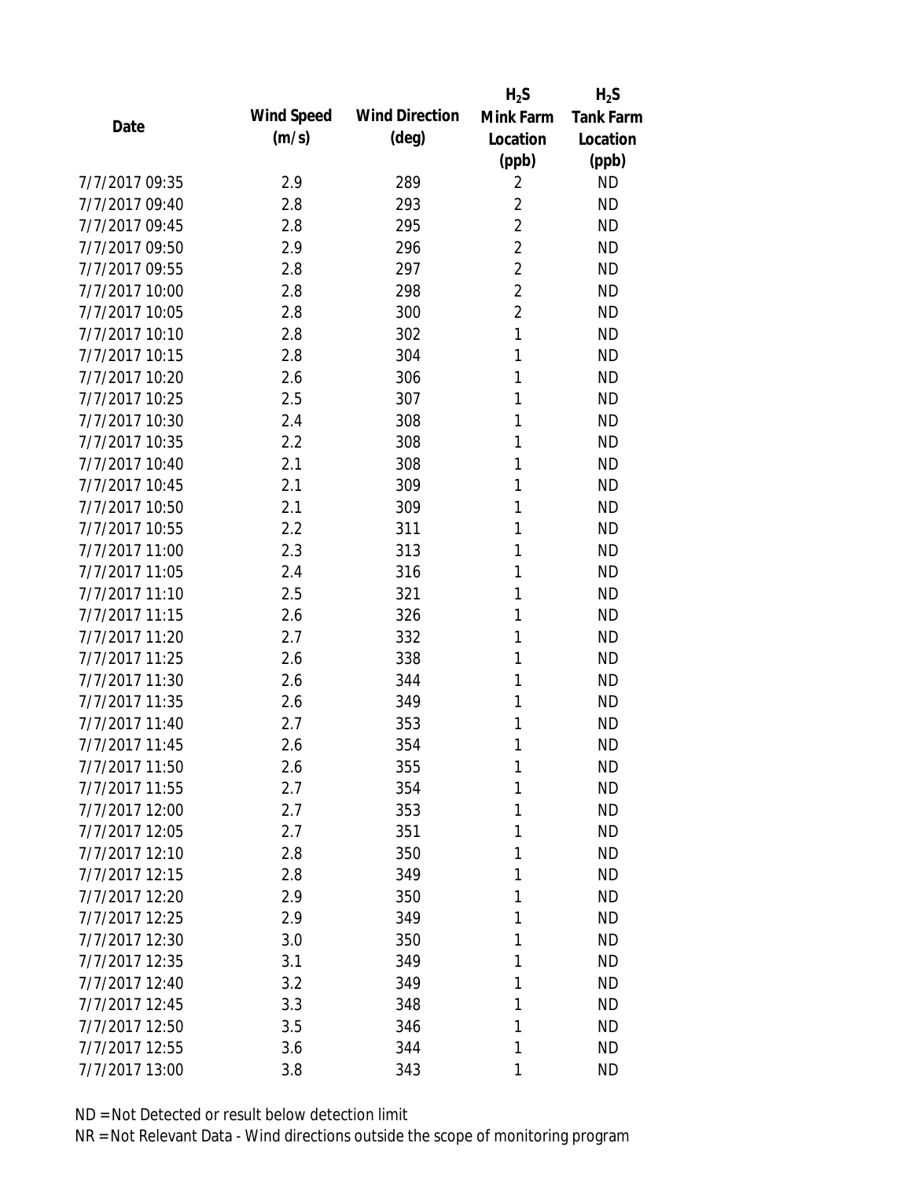| Date | Wind Speed (m/s) | Wind Direction (deg) | $H_2S$ Mink Farm Location (ppb) | $H_2S$ Tank Farm Location (ppb) |
|---|---|---|---|---|
| 7/7/2017 09:35 | 2.9 | 289 | 2 | ND |
| 7/7/2017 09:40 | 2.8 | 293 | 2 | ND |
| 7/7/2017 09:45 | 2.8 | 295 | 2 | ND |
| 7/7/2017 09:50 | 2.9 | 296 | 2 | ND |
| 7/7/2017 09:55 | 2.8 | 297 | 2 | ND |
| 7/7/2017 10:00 | 2.8 | 298 | 2 | ND |
| 7/7/2017 10:05 | 2.8 | 300 | 2 | ND |
| 7/7/2017 10:10 | 2.8 | 302 | 1 | ND |
| 7/7/2017 10:15 | 2.8 | 304 | 1 | ND |
| 7/7/2017 10:20 | 2.6 | 306 | 1 | ND |
| 7/7/2017 10:25 | 2.5 | 307 | 1 | ND |
| 7/7/2017 10:30 | 2.4 | 308 | 1 | ND |
| 7/7/2017 10:35 | 2.2 | 308 | 1 | ND |
| 7/7/2017 10:40 | 2.1 | 308 | 1 | ND |
| 7/7/2017 10:45 | 2.1 | 309 | 1 | ND |
| 7/7/2017 10:50 | 2.1 | 309 | 1 | ND |
| 7/7/2017 10:55 | 2.2 | 311 | 1 | ND |
| 7/7/2017 11:00 | 2.3 | 313 | 1 | ND |
| 7/7/2017 11:05 | 2.4 | 316 | 1 | ND |
| 7/7/2017 11:10 | 2.5 | 321 | 1 | ND |
| 7/7/2017 11:15 | 2.6 | 326 | 1 | ND |
| 7/7/2017 11:20 | 2.7 | 332 | 1 | ND |
| 7/7/2017 11:25 | 2.6 | 338 | 1 | ND |
| 7/7/2017 11:30 | 2.6 | 344 | 1 | ND |
| 7/7/2017 11:35 | 2.6 | 349 | 1 | ND |
| 7/7/2017 11:40 | 2.7 | 353 | 1 | ND |
| 7/7/2017 11:45 | 2.6 | 354 | 1 | ND |
| 7/7/2017 11:50 | 2.6 | 355 | 1 | ND |
| 7/7/2017 11:55 | 2.7 | 354 | 1 | ND |
| 7/7/2017 12:00 | 2.7 | 353 | 1 | ND |
| 7/7/2017 12:05 | 2.7 | 351 | 1 | ND |
| 7/7/2017 12:10 | 2.8 | 350 | 1 | ND |
| 7/7/2017 12:15 | 2.8 | 349 | 1 | ND |
| 7/7/2017 12:20 | 2.9 | 350 | 1 | ND |
| 7/7/2017 12:25 | 2.9 | 349 | 1 | ND |
| 7/7/2017 12:30 | 3.0 | 350 | 1 | ND |
| 7/7/2017 12:35 | 3.1 | 349 | 1 | ND |
| 7/7/2017 12:40 | 3.2 | 349 | 1 | ND |
| 7/7/2017 12:45 | 3.3 | 348 | 1 | ND |
| 7/7/2017 12:50 | 3.5 | 346 | 1 | ND |
| 7/7/2017 12:55 | 3.6 | 344 | 1 | ND |
| 7/7/2017 13:00 | 3.8 | 343 | 1 | ND |

ND = Not Detected or result below detection limit

NR = Not Relevant Data - Wind directions outside the scope of monitoring program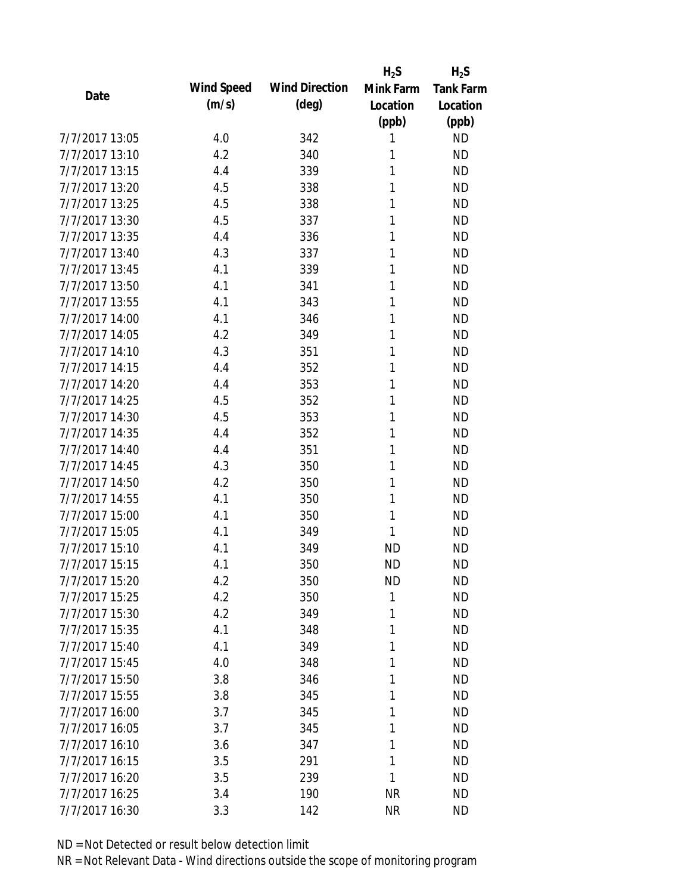| Date | Wind Speed (m/s) | Wind Direction (deg) | $H_2S$ Mink Farm Location (ppb) | $H_2S$ Tank Farm Location (ppb) |
|---|---|---|---|---|
| 7/7/2017 13:05 | 4.0 | 342 | 1 | ND |
| 7/7/2017 13:10 | 4.2 | 340 | 1 | ND |
| 7/7/2017 13:15 | 4.4 | 339 | 1 | ND |
| 7/7/2017 13:20 | 4.5 | 338 | 1 | ND |
| 7/7/2017 13:25 | 4.5 | 338 | 1 | ND |
| 7/7/2017 13:30 | 4.5 | 337 | 1 | ND |
| 7/7/2017 13:35 | 4.4 | 336 | 1 | ND |
| 7/7/2017 13:40 | 4.3 | 337 | 1 | ND |
| 7/7/2017 13:45 | 4.1 | 339 | 1 | ND |
| 7/7/2017 13:50 | 4.1 | 341 | 1 | ND |
| 7/7/2017 13:55 | 4.1 | 343 | 1 | ND |
| 7/7/2017 14:00 | 4.1 | 346 | 1 | ND |
| 7/7/2017 14:05 | 4.2 | 349 | 1 | ND |
| 7/7/2017 14:10 | 4.3 | 351 | 1 | ND |
| 7/7/2017 14:15 | 4.4 | 352 | 1 | ND |
| 7/7/2017 14:20 | 4.4 | 353 | 1 | ND |
| 7/7/2017 14:25 | 4.5 | 352 | 1 | ND |
| 7/7/2017 14:30 | 4.5 | 353 | 1 | ND |
| 7/7/2017 14:35 | 4.4 | 352 | 1 | ND |
| 7/7/2017 14:40 | 4.4 | 351 | 1 | ND |
| 7/7/2017 14:45 | 4.3 | 350 | 1 | ND |
| 7/7/2017 14:50 | 4.2 | 350 | 1 | ND |
| 7/7/2017 14:55 | 4.1 | 350 | 1 | ND |
| 7/7/2017 15:00 | 4.1 | 350 | 1 | ND |
| 7/7/2017 15:05 | 4.1 | 349 | 1 | ND |
| 7/7/2017 15:10 | 4.1 | 349 | ND | ND |
| 7/7/2017 15:15 | 4.1 | 350 | ND | ND |
| 7/7/2017 15:20 | 4.2 | 350 | ND | ND |
| 7/7/2017 15:25 | 4.2 | 350 | 1 | ND |
| 7/7/2017 15:30 | 4.2 | 349 | 1 | ND |
| 7/7/2017 15:35 | 4.1 | 348 | 1 | ND |
| 7/7/2017 15:40 | 4.1 | 349 | 1 | ND |
| 7/7/2017 15:45 | 4.0 | 348 | 1 | ND |
| 7/7/2017 15:50 | 3.8 | 346 | 1 | ND |
| 7/7/2017 15:55 | 3.8 | 345 | 1 | ND |
| 7/7/2017 16:00 | 3.7 | 345 | 1 | ND |
| 7/7/2017 16:05 | 3.7 | 345 | 1 | ND |
| 7/7/2017 16:10 | 3.6 | 347 | 1 | ND |
| 7/7/2017 16:15 | 3.5 | 291 | 1 | ND |
| 7/7/2017 16:20 | 3.5 | 239 | 1 | ND |
| 7/7/2017 16:25 | 3.4 | 190 | NR | ND |
| 7/7/2017 16:30 | 3.3 | 142 | NR | ND |

ND = Not Detected or result below detection limit

NR = Not Relevant Data - Wind directions outside the scope of monitoring program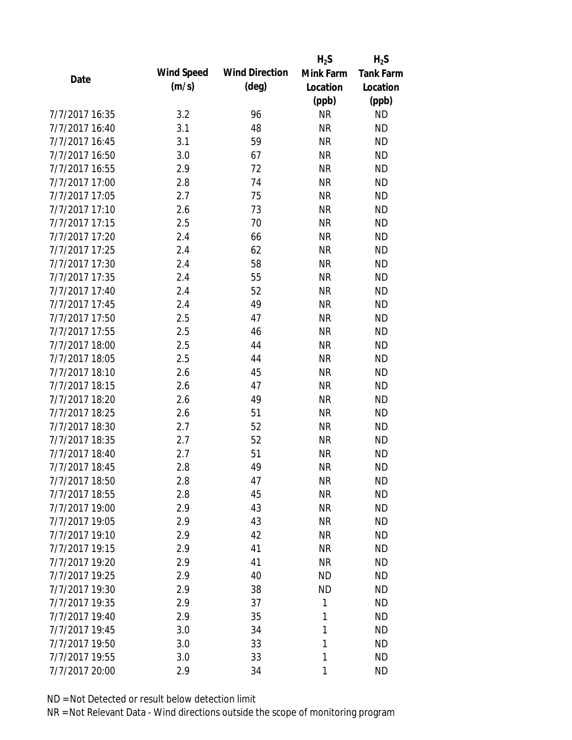| Date | Wind Speed (m/s) | Wind Direction (deg) | $H_2S$ Mink Farm Location (ppb) | $H_2S$ Tank Farm Location (ppb) |
|---|---|---|---|---|
| 7/7/2017 16:35 | 3.2 | 96 | NR | ND |
| 7/7/2017 16:40 | 3.1 | 48 | NR | ND |
| 7/7/2017 16:45 | 3.1 | 59 | NR | ND |
| 7/7/2017 16:50 | 3.0 | 67 | NR | ND |
| 7/7/2017 16:55 | 2.9 | 72 | NR | ND |
| 7/7/2017 17:00 | 2.8 | 74 | NR | ND |
| 7/7/2017 17:05 | 2.7 | 75 | NR | ND |
| 7/7/2017 17:10 | 2.6 | 73 | NR | ND |
| 7/7/2017 17:15 | 2.5 | 70 | NR | ND |
| 7/7/2017 17:20 | 2.4 | 66 | NR | ND |
| 7/7/2017 17:25 | 2.4 | 62 | NR | ND |
| 7/7/2017 17:30 | 2.4 | 58 | NR | ND |
| 7/7/2017 17:35 | 2.4 | 55 | NR | ND |
| 7/7/2017 17:40 | 2.4 | 52 | NR | ND |
| 7/7/2017 17:45 | 2.4 | 49 | NR | ND |
| 7/7/2017 17:50 | 2.5 | 47 | NR | ND |
| 7/7/2017 17:55 | 2.5 | 46 | NR | ND |
| 7/7/2017 18:00 | 2.5 | 44 | NR | ND |
| 7/7/2017 18:05 | 2.5 | 44 | NR | ND |
| 7/7/2017 18:10 | 2.6 | 45 | NR | ND |
| 7/7/2017 18:15 | 2.6 | 47 | NR | ND |
| 7/7/2017 18:20 | 2.6 | 49 | NR | ND |
| 7/7/2017 18:25 | 2.6 | 51 | NR | ND |
| 7/7/2017 18:30 | 2.7 | 52 | NR | ND |
| 7/7/2017 18:35 | 2.7 | 52 | NR | ND |
| 7/7/2017 18:40 | 2.7 | 51 | NR | ND |
| 7/7/2017 18:45 | 2.8 | 49 | NR | ND |
| 7/7/2017 18:50 | 2.8 | 47 | NR | ND |
| 7/7/2017 18:55 | 2.8 | 45 | NR | ND |
| 7/7/2017 19:00 | 2.9 | 43 | NR | ND |
| 7/7/2017 19:05 | 2.9 | 43 | NR | ND |
| 7/7/2017 19:10 | 2.9 | 42 | NR | ND |
| 7/7/2017 19:15 | 2.9 | 41 | NR | ND |
| 7/7/2017 19:20 | 2.9 | 41 | NR | ND |
| 7/7/2017 19:25 | 2.9 | 40 | ND | ND |
| 7/7/2017 19:30 | 2.9 | 38 | ND | ND |
| 7/7/2017 19:35 | 2.9 | 37 | 1 | ND |
| 7/7/2017 19:40 | 2.9 | 35 | 1 | ND |
| 7/7/2017 19:45 | 3.0 | 34 | 1 | ND |
| 7/7/2017 19:50 | 3.0 | 33 | 1 | ND |
| 7/7/2017 19:55 | 3.0 | 33 | 1 | ND |
| 7/7/2017 20:00 | 2.9 | 34 | 1 | ND |

ND = Not Detected or result below detection limit

NR = Not Relevant Data - Wind directions outside the scope of monitoring program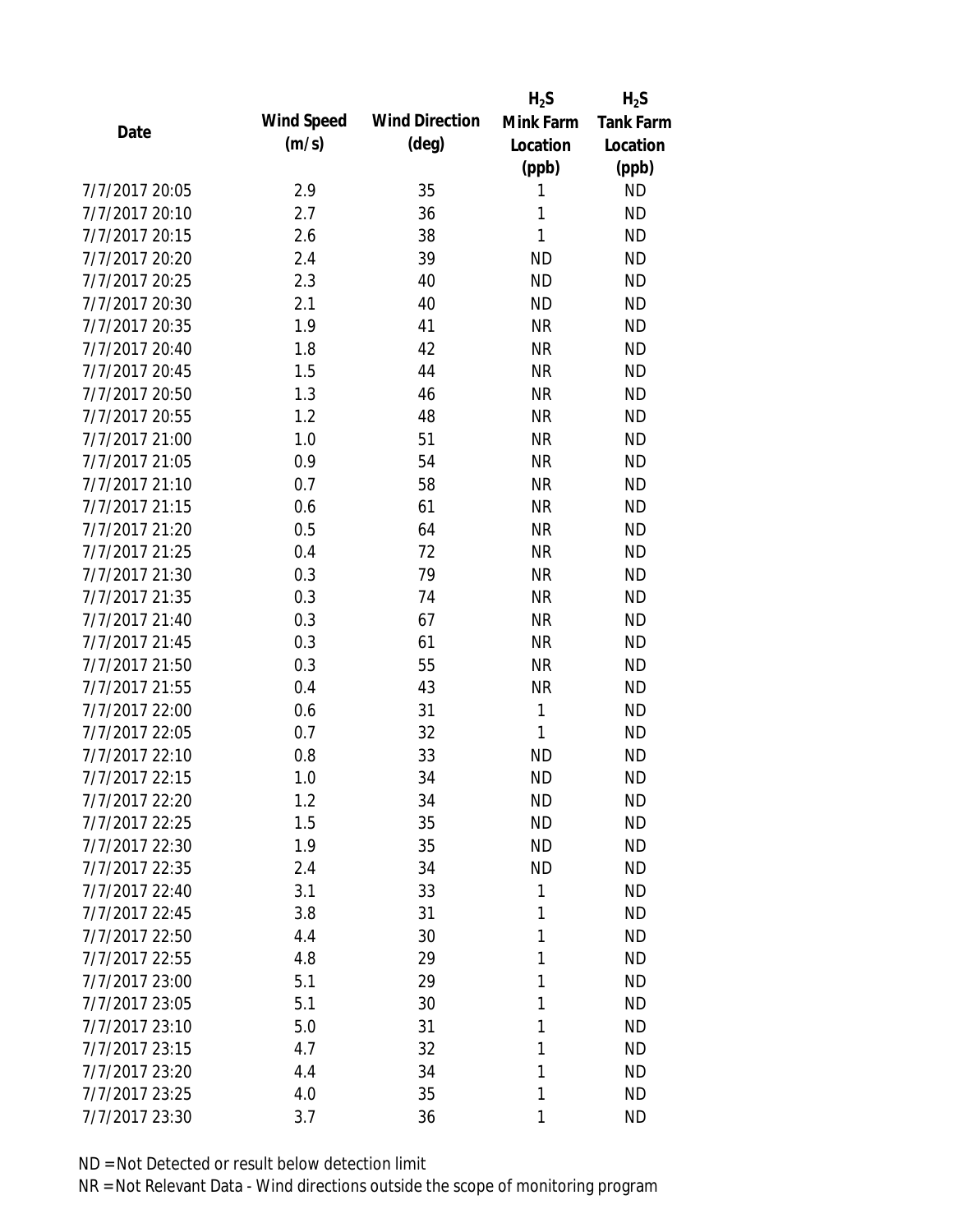| Date | Wind Speed (m/s) | Wind Direction (deg) | $H_2S$ Mink Farm Location (ppb) | $H_2S$ Tank Farm Location (ppb) |
|---|---|---|---|---|
| 7/7/2017 20:05 | 2.9 | 35 | 1 | ND |
| 7/7/2017 20:10 | 2.7 | 36 | 1 | ND |
| 7/7/2017 20:15 | 2.6 | 38 | 1 | ND |
| 7/7/2017 20:20 | 2.4 | 39 | ND | ND |
| 7/7/2017 20:25 | 2.3 | 40 | ND | ND |
| 7/7/2017 20:30 | 2.1 | 40 | ND | ND |
| 7/7/2017 20:35 | 1.9 | 41 | NR | ND |
| 7/7/2017 20:40 | 1.8 | 42 | NR | ND |
| 7/7/2017 20:45 | 1.5 | 44 | NR | ND |
| 7/7/2017 20:50 | 1.3 | 46 | NR | ND |
| 7/7/2017 20:55 | 1.2 | 48 | NR | ND |
| 7/7/2017 21:00 | 1.0 | 51 | NR | ND |
| 7/7/2017 21:05 | 0.9 | 54 | NR | ND |
| 7/7/2017 21:10 | 0.7 | 58 | NR | ND |
| 7/7/2017 21:15 | 0.6 | 61 | NR | ND |
| 7/7/2017 21:20 | 0.5 | 64 | NR | ND |
| 7/7/2017 21:25 | 0.4 | 72 | NR | ND |
| 7/7/2017 21:30 | 0.3 | 79 | NR | ND |
| 7/7/2017 21:35 | 0.3 | 74 | NR | ND |
| 7/7/2017 21:40 | 0.3 | 67 | NR | ND |
| 7/7/2017 21:45 | 0.3 | 61 | NR | ND |
| 7/7/2017 21:50 | 0.3 | 55 | NR | ND |
| 7/7/2017 21:55 | 0.4 | 43 | NR | ND |
| 7/7/2017 22:00 | 0.6 | 31 | 1 | ND |
| 7/7/2017 22:05 | 0.7 | 32 | 1 | ND |
| 7/7/2017 22:10 | 0.8 | 33 | ND | ND |
| 7/7/2017 22:15 | 1.0 | 34 | ND | ND |
| 7/7/2017 22:20 | 1.2 | 34 | ND | ND |
| 7/7/2017 22:25 | 1.5 | 35 | ND | ND |
| 7/7/2017 22:30 | 1.9 | 35 | ND | ND |
| 7/7/2017 22:35 | 2.4 | 34 | ND | ND |
| 7/7/2017 22:40 | 3.1 | 33 | 1 | ND |
| 7/7/2017 22:45 | 3.8 | 31 | 1 | ND |
| 7/7/2017 22:50 | 4.4 | 30 | 1 | ND |
| 7/7/2017 22:55 | 4.8 | 29 | 1 | ND |
| 7/7/2017 23:00 | 5.1 | 29 | 1 | ND |
| 7/7/2017 23:05 | 5.1 | 30 | 1 | ND |
| 7/7/2017 23:10 | 5.0 | 31 | 1 | ND |
| 7/7/2017 23:15 | 4.7 | 32 | 1 | ND |
| 7/7/2017 23:20 | 4.4 | 34 | 1 | ND |
| 7/7/2017 23:25 | 4.0 | 35 | 1 | ND |
| 7/7/2017 23:30 | 3.7 | 36 | 1 | ND |

ND = Not Detected or result below detection limit

NR = Not Relevant Data - Wind directions outside the scope of monitoring program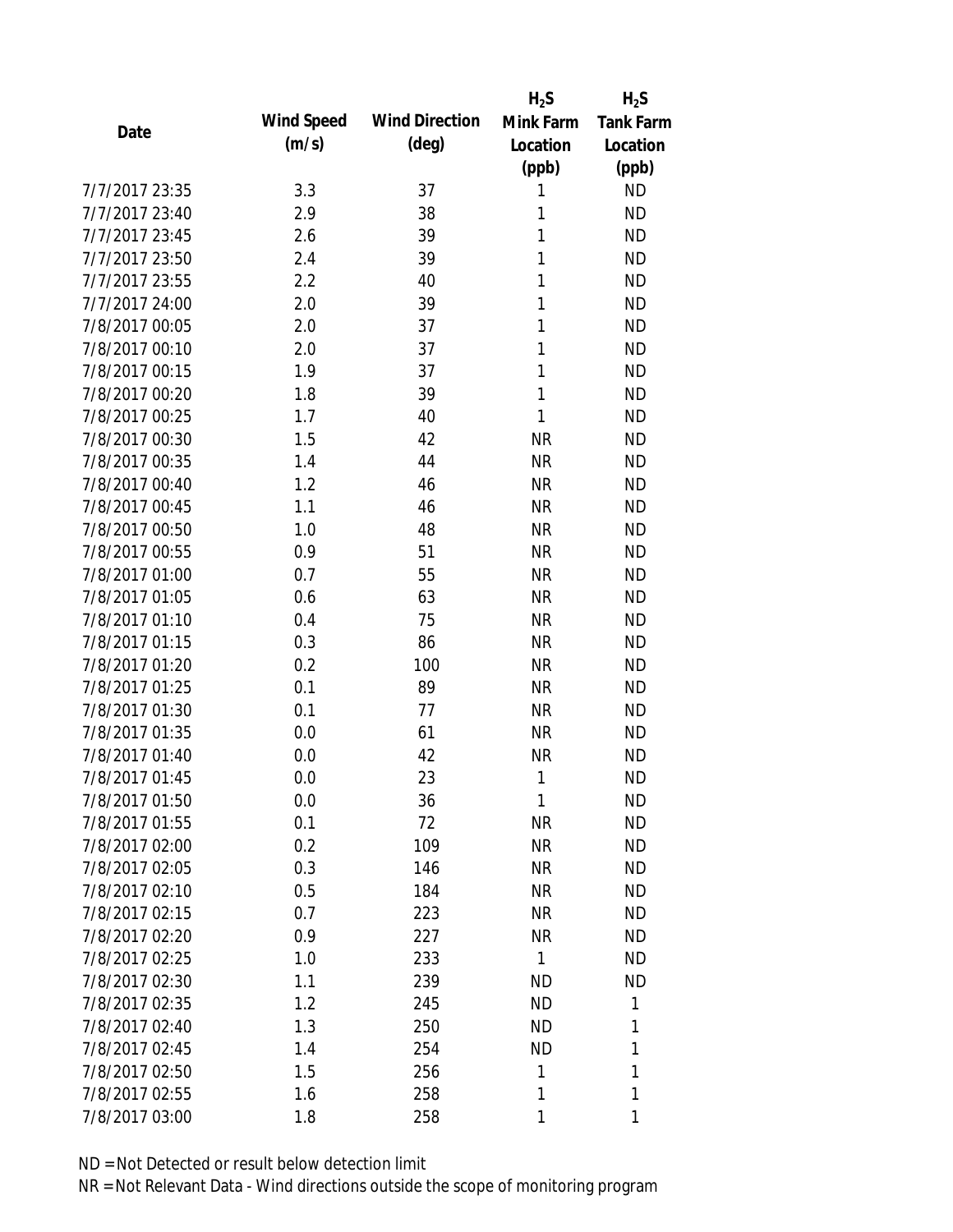| Date | Wind Speed (m/s) | Wind Direction (deg) | $H_2S$ Mink Farm Location (ppb) | $H_2S$ Tank Farm Location (ppb) |
|---|---|---|---|---|
| 7/7/2017 23:35 | 3.3 | 37 | 1 | ND |
| 7/7/2017 23:40 | 2.9 | 38 | 1 | ND |
| 7/7/2017 23:45 | 2.6 | 39 | 1 | ND |
| 7/7/2017 23:50 | 2.4 | 39 | 1 | ND |
| 7/7/2017 23:55 | 2.2 | 40 | 1 | ND |
| 7/7/2017 24:00 | 2.0 | 39 | 1 | ND |
| 7/8/2017 00:05 | 2.0 | 37 | 1 | ND |
| 7/8/2017 00:10 | 2.0 | 37 | 1 | ND |
| 7/8/2017 00:15 | 1.9 | 37 | 1 | ND |
| 7/8/2017 00:20 | 1.8 | 39 | 1 | ND |
| 7/8/2017 00:25 | 1.7 | 40 | 1 | ND |
| 7/8/2017 00:30 | 1.5 | 42 | NR | ND |
| 7/8/2017 00:35 | 1.4 | 44 | NR | ND |
| 7/8/2017 00:40 | 1.2 | 46 | NR | ND |
| 7/8/2017 00:45 | 1.1 | 46 | NR | ND |
| 7/8/2017 00:50 | 1.0 | 48 | NR | ND |
| 7/8/2017 00:55 | 0.9 | 51 | NR | ND |
| 7/8/2017 01:00 | 0.7 | 55 | NR | ND |
| 7/8/2017 01:05 | 0.6 | 63 | NR | ND |
| 7/8/2017 01:10 | 0.4 | 75 | NR | ND |
| 7/8/2017 01:15 | 0.3 | 86 | NR | ND |
| 7/8/2017 01:20 | 0.2 | 100 | NR | ND |
| 7/8/2017 01:25 | 0.1 | 89 | NR | ND |
| 7/8/2017 01:30 | 0.1 | 77 | NR | ND |
| 7/8/2017 01:35 | 0.0 | 61 | NR | ND |
| 7/8/2017 01:40 | 0.0 | 42 | NR | ND |
| 7/8/2017 01:45 | 0.0 | 23 | 1 | ND |
| 7/8/2017 01:50 | 0.0 | 36 | 1 | ND |
| 7/8/2017 01:55 | 0.1 | 72 | NR | ND |
| 7/8/2017 02:00 | 0.2 | 109 | NR | ND |
| 7/8/2017 02:05 | 0.3 | 146 | NR | ND |
| 7/8/2017 02:10 | 0.5 | 184 | NR | ND |
| 7/8/2017 02:15 | 0.7 | 223 | NR | ND |
| 7/8/2017 02:20 | 0.9 | 227 | NR | ND |
| 7/8/2017 02:25 | 1.0 | 233 | 1 | ND |
| 7/8/2017 02:30 | 1.1 | 239 | ND | ND |
| 7/8/2017 02:35 | 1.2 | 245 | ND | 1 |
| 7/8/2017 02:40 | 1.3 | 250 | ND | 1 |
| 7/8/2017 02:45 | 1.4 | 254 | ND | 1 |
| 7/8/2017 02:50 | 1.5 | 256 | 1 | 1 |
| 7/8/2017 02:55 | 1.6 | 258 | 1 | 1 |
| 7/8/2017 03:00 | 1.8 | 258 | 1 | 1 |

ND = Not Detected or result below detection limit

NR = Not Relevant Data - Wind directions outside the scope of monitoring program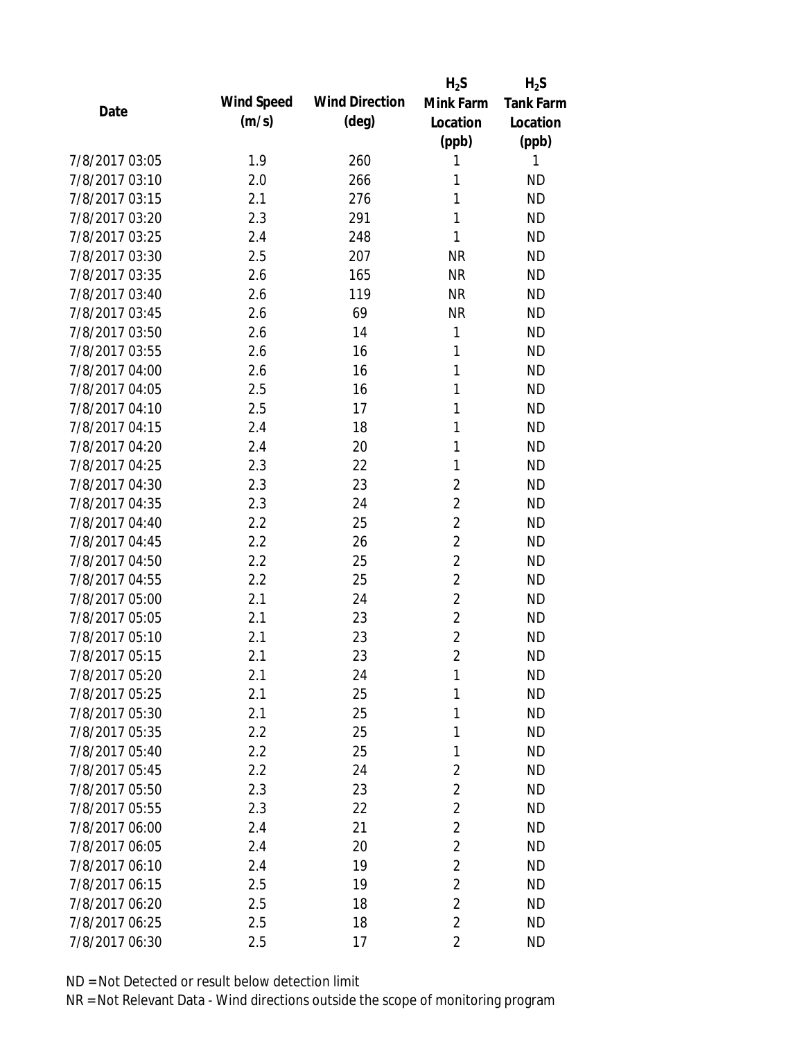| Date | Wind Speed (m/s) | Wind Direction (deg) | $H_2S$ Mink Farm Location (ppb) | $H_2S$ Tank Farm Location (ppb) |
|---|---|---|---|---|
| 7/8/2017 03:05 | 1.9 | 260 | 1 | 1 |
| 7/8/2017 03:10 | 2.0 | 266 | 1 | ND |
| 7/8/2017 03:15 | 2.1 | 276 | 1 | ND |
| 7/8/2017 03:20 | 2.3 | 291 | 1 | ND |
| 7/8/2017 03:25 | 2.4 | 248 | 1 | ND |
| 7/8/2017 03:30 | 2.5 | 207 | NR | ND |
| 7/8/2017 03:35 | 2.6 | 165 | NR | ND |
| 7/8/2017 03:40 | 2.6 | 119 | NR | ND |
| 7/8/2017 03:45 | 2.6 | 69 | NR | ND |
| 7/8/2017 03:50 | 2.6 | 14 | 1 | ND |
| 7/8/2017 03:55 | 2.6 | 16 | 1 | ND |
| 7/8/2017 04:00 | 2.6 | 16 | 1 | ND |
| 7/8/2017 04:05 | 2.5 | 16 | 1 | ND |
| 7/8/2017 04:10 | 2.5 | 17 | 1 | ND |
| 7/8/2017 04:15 | 2.4 | 18 | 1 | ND |
| 7/8/2017 04:20 | 2.4 | 20 | 1 | ND |
| 7/8/2017 04:25 | 2.3 | 22 | 1 | ND |
| 7/8/2017 04:30 | 2.3 | 23 | 2 | ND |
| 7/8/2017 04:35 | 2.3 | 24 | 2 | ND |
| 7/8/2017 04:40 | 2.2 | 25 | 2 | ND |
| 7/8/2017 04:45 | 2.2 | 26 | 2 | ND |
| 7/8/2017 04:50 | 2.2 | 25 | 2 | ND |
| 7/8/2017 04:55 | 2.2 | 25 | 2 | ND |
| 7/8/2017 05:00 | 2.1 | 24 | 2 | ND |
| 7/8/2017 05:05 | 2.1 | 23 | 2 | ND |
| 7/8/2017 05:10 | 2.1 | 23 | 2 | ND |
| 7/8/2017 05:15 | 2.1 | 23 | 2 | ND |
| 7/8/2017 05:20 | 2.1 | 24 | 1 | ND |
| 7/8/2017 05:25 | 2.1 | 25 | 1 | ND |
| 7/8/2017 05:30 | 2.1 | 25 | 1 | ND |
| 7/8/2017 05:35 | 2.2 | 25 | 1 | ND |
| 7/8/2017 05:40 | 2.2 | 25 | 1 | ND |
| 7/8/2017 05:45 | 2.2 | 24 | 2 | ND |
| 7/8/2017 05:50 | 2.3 | 23 | 2 | ND |
| 7/8/2017 05:55 | 2.3 | 22 | 2 | ND |
| 7/8/2017 06:00 | 2.4 | 21 | 2 | ND |
| 7/8/2017 06:05 | 2.4 | 20 | 2 | ND |
| 7/8/2017 06:10 | 2.4 | 19 | 2 | ND |
| 7/8/2017 06:15 | 2.5 | 19 | 2 | ND |
| 7/8/2017 06:20 | 2.5 | 18 | 2 | ND |
| 7/8/2017 06:25 | 2.5 | 18 | 2 | ND |
| 7/8/2017 06:30 | 2.5 | 17 | 2 | ND |

ND = Not Detected or result below detection limit

NR = Not Relevant Data - Wind directions outside the scope of monitoring program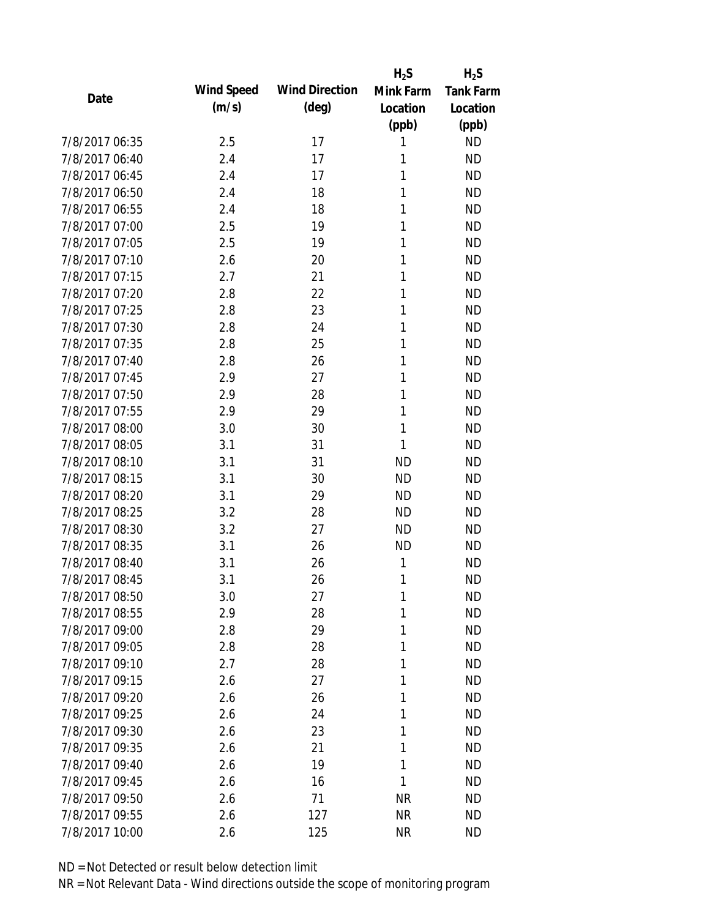| Date | Wind Speed (m/s) | Wind Direction (deg) | $H_2S$ Mink Farm Location (ppb) | $H_2S$ Tank Farm Location (ppb) |
|---|---|---|---|---|
| 7/8/2017 06:35 | 2.5 | 17 | 1 | ND |
| 7/8/2017 06:40 | 2.4 | 17 | 1 | ND |
| 7/8/2017 06:45 | 2.4 | 17 | 1 | ND |
| 7/8/2017 06:50 | 2.4 | 18 | 1 | ND |
| 7/8/2017 06:55 | 2.4 | 18 | 1 | ND |
| 7/8/2017 07:00 | 2.5 | 19 | 1 | ND |
| 7/8/2017 07:05 | 2.5 | 19 | 1 | ND |
| 7/8/2017 07:10 | 2.6 | 20 | 1 | ND |
| 7/8/2017 07:15 | 2.7 | 21 | 1 | ND |
| 7/8/2017 07:20 | 2.8 | 22 | 1 | ND |
| 7/8/2017 07:25 | 2.8 | 23 | 1 | ND |
| 7/8/2017 07:30 | 2.8 | 24 | 1 | ND |
| 7/8/2017 07:35 | 2.8 | 25 | 1 | ND |
| 7/8/2017 07:40 | 2.8 | 26 | 1 | ND |
| 7/8/2017 07:45 | 2.9 | 27 | 1 | ND |
| 7/8/2017 07:50 | 2.9 | 28 | 1 | ND |
| 7/8/2017 07:55 | 2.9 | 29 | 1 | ND |
| 7/8/2017 08:00 | 3.0 | 30 | 1 | ND |
| 7/8/2017 08:05 | 3.1 | 31 | 1 | ND |
| 7/8/2017 08:10 | 3.1 | 31 | ND | ND |
| 7/8/2017 08:15 | 3.1 | 30 | ND | ND |
| 7/8/2017 08:20 | 3.1 | 29 | ND | ND |
| 7/8/2017 08:25 | 3.2 | 28 | ND | ND |
| 7/8/2017 08:30 | 3.2 | 27 | ND | ND |
| 7/8/2017 08:35 | 3.1 | 26 | ND | ND |
| 7/8/2017 08:40 | 3.1 | 26 | 1 | ND |
| 7/8/2017 08:45 | 3.1 | 26 | 1 | ND |
| 7/8/2017 08:50 | 3.0 | 27 | 1 | ND |
| 7/8/2017 08:55 | 2.9 | 28 | 1 | ND |
| 7/8/2017 09:00 | 2.8 | 29 | 1 | ND |
| 7/8/2017 09:05 | 2.8 | 28 | 1 | ND |
| 7/8/2017 09:10 | 2.7 | 28 | 1 | ND |
| 7/8/2017 09:15 | 2.6 | 27 | 1 | ND |
| 7/8/2017 09:20 | 2.6 | 26 | 1 | ND |
| 7/8/2017 09:25 | 2.6 | 24 | 1 | ND |
| 7/8/2017 09:30 | 2.6 | 23 | 1 | ND |
| 7/8/2017 09:35 | 2.6 | 21 | 1 | ND |
| 7/8/2017 09:40 | 2.6 | 19 | 1 | ND |
| 7/8/2017 09:45 | 2.6 | 16 | 1 | ND |
| 7/8/2017 09:50 | 2.6 | 71 | NR | ND |
| 7/8/2017 09:55 | 2.6 | 127 | NR | ND |
| 7/8/2017 10:00 | 2.6 | 125 | NR | ND |

ND = Not Detected or result below detection limit

NR = Not Relevant Data - Wind directions outside the scope of monitoring program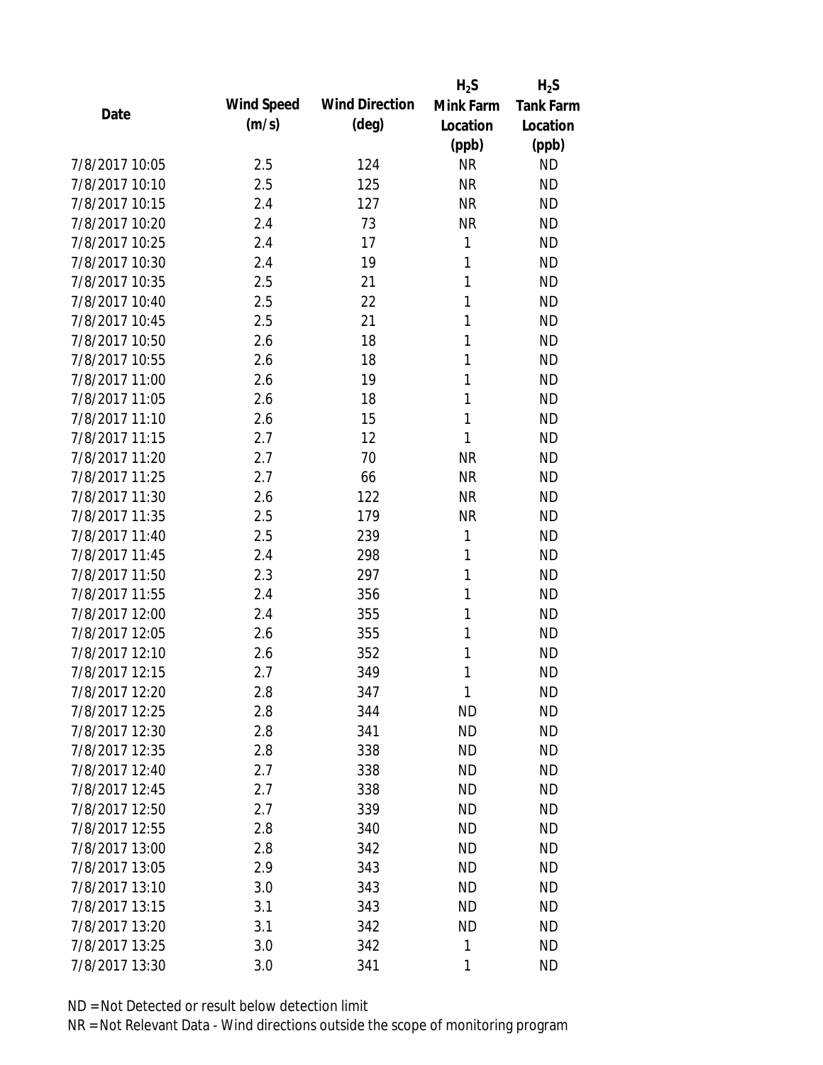| Date | Wind Speed (m/s) | Wind Direction (deg) | $H_2S$ Mink Farm Location (ppb) | $H_2S$ Tank Farm Location (ppb) |
|---|---|---|---|---|
| 7/8/2017 10:05 | 2.5 | 124 | NR | ND |
| 7/8/2017 10:10 | 2.5 | 125 | NR | ND |
| 7/8/2017 10:15 | 2.4 | 127 | NR | ND |
| 7/8/2017 10:20 | 2.4 | 73 | NR | ND |
| 7/8/2017 10:25 | 2.4 | 17 | 1 | ND |
| 7/8/2017 10:30 | 2.4 | 19 | 1 | ND |
| 7/8/2017 10:35 | 2.5 | 21 | 1 | ND |
| 7/8/2017 10:40 | 2.5 | 22 | 1 | ND |
| 7/8/2017 10:45 | 2.5 | 21 | 1 | ND |
| 7/8/2017 10:50 | 2.6 | 18 | 1 | ND |
| 7/8/2017 10:55 | 2.6 | 18 | 1 | ND |
| 7/8/2017 11:00 | 2.6 | 19 | 1 | ND |
| 7/8/2017 11:05 | 2.6 | 18 | 1 | ND |
| 7/8/2017 11:10 | 2.6 | 15 | 1 | ND |
| 7/8/2017 11:15 | 2.7 | 12 | 1 | ND |
| 7/8/2017 11:20 | 2.7 | 70 | NR | ND |
| 7/8/2017 11:25 | 2.7 | 66 | NR | ND |
| 7/8/2017 11:30 | 2.6 | 122 | NR | ND |
| 7/8/2017 11:35 | 2.5 | 179 | NR | ND |
| 7/8/2017 11:40 | 2.5 | 239 | 1 | ND |
| 7/8/2017 11:45 | 2.4 | 298 | 1 | ND |
| 7/8/2017 11:50 | 2.3 | 297 | 1 | ND |
| 7/8/2017 11:55 | 2.4 | 356 | 1 | ND |
| 7/8/2017 12:00 | 2.4 | 355 | 1 | ND |
| 7/8/2017 12:05 | 2.6 | 355 | 1 | ND |
| 7/8/2017 12:10 | 2.6 | 352 | 1 | ND |
| 7/8/2017 12:15 | 2.7 | 349 | 1 | ND |
| 7/8/2017 12:20 | 2.8 | 347 | 1 | ND |
| 7/8/2017 12:25 | 2.8 | 344 | ND | ND |
| 7/8/2017 12:30 | 2.8 | 341 | ND | ND |
| 7/8/2017 12:35 | 2.8 | 338 | ND | ND |
| 7/8/2017 12:40 | 2.7 | 338 | ND | ND |
| 7/8/2017 12:45 | 2.7 | 338 | ND | ND |
| 7/8/2017 12:50 | 2.7 | 339 | ND | ND |
| 7/8/2017 12:55 | 2.8 | 340 | ND | ND |
| 7/8/2017 13:00 | 2.8 | 342 | ND | ND |
| 7/8/2017 13:05 | 2.9 | 343 | ND | ND |
| 7/8/2017 13:10 | 3.0 | 343 | ND | ND |
| 7/8/2017 13:15 | 3.1 | 343 | ND | ND |
| 7/8/2017 13:20 | 3.1 | 342 | ND | ND |
| 7/8/2017 13:25 | 3.0 | 342 | 1 | ND |
| 7/8/2017 13:30 | 3.0 | 341 | 1 | ND |

ND = Not Detected or result below detection limit

NR = Not Relevant Data - Wind directions outside the scope of monitoring program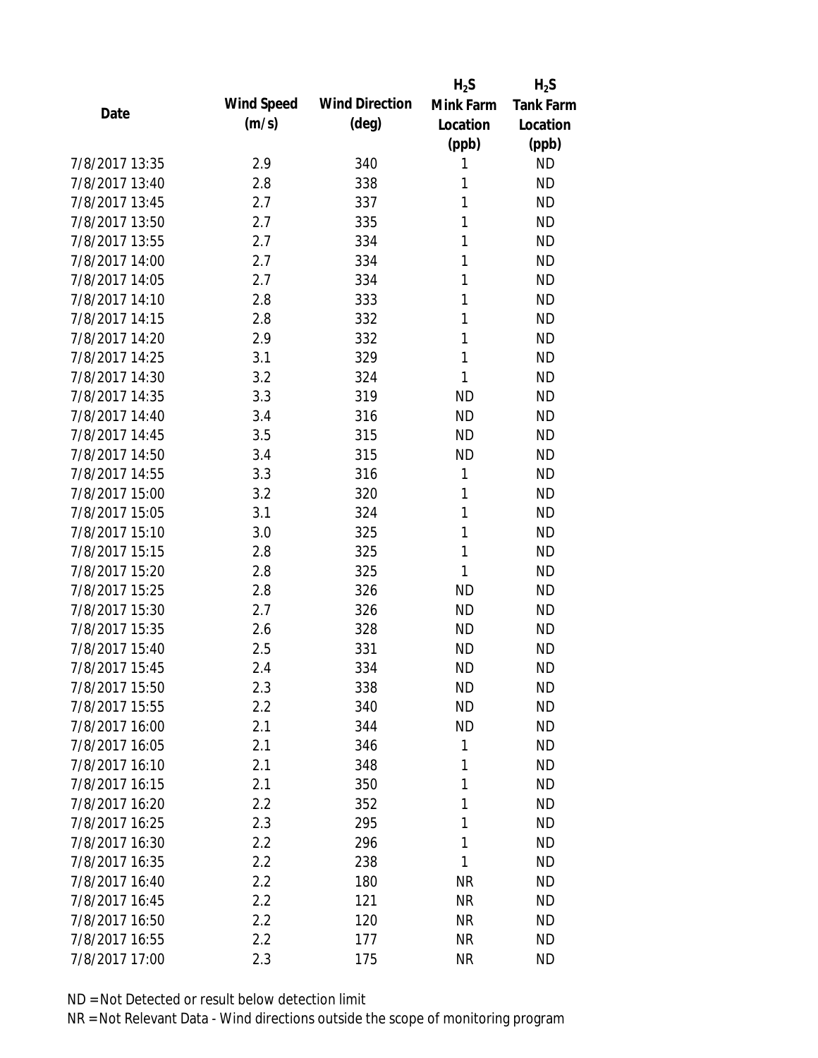| Date | Wind Speed (m/s) | Wind Direction (deg) | $H_2S$ Mink Farm Location (ppb) | $H_2S$ Tank Farm Location (ppb) |
|---|---|---|---|---|
| 7/8/2017 13:35 | 2.9 | 340 | 1 | ND |
| 7/8/2017 13:40 | 2.8 | 338 | 1 | ND |
| 7/8/2017 13:45 | 2.7 | 337 | 1 | ND |
| 7/8/2017 13:50 | 2.7 | 335 | 1 | ND |
| 7/8/2017 13:55 | 2.7 | 334 | 1 | ND |
| 7/8/2017 14:00 | 2.7 | 334 | 1 | ND |
| 7/8/2017 14:05 | 2.7 | 334 | 1 | ND |
| 7/8/2017 14:10 | 2.8 | 333 | 1 | ND |
| 7/8/2017 14:15 | 2.8 | 332 | 1 | ND |
| 7/8/2017 14:20 | 2.9 | 332 | 1 | ND |
| 7/8/2017 14:25 | 3.1 | 329 | 1 | ND |
| 7/8/2017 14:30 | 3.2 | 324 | 1 | ND |
| 7/8/2017 14:35 | 3.3 | 319 | ND | ND |
| 7/8/2017 14:40 | 3.4 | 316 | ND | ND |
| 7/8/2017 14:45 | 3.5 | 315 | ND | ND |
| 7/8/2017 14:50 | 3.4 | 315 | ND | ND |
| 7/8/2017 14:55 | 3.3 | 316 | 1 | ND |
| 7/8/2017 15:00 | 3.2 | 320 | 1 | ND |
| 7/8/2017 15:05 | 3.1 | 324 | 1 | ND |
| 7/8/2017 15:10 | 3.0 | 325 | 1 | ND |
| 7/8/2017 15:15 | 2.8 | 325 | 1 | ND |
| 7/8/2017 15:20 | 2.8 | 325 | 1 | ND |
| 7/8/2017 15:25 | 2.8 | 326 | ND | ND |
| 7/8/2017 15:30 | 2.7 | 326 | ND | ND |
| 7/8/2017 15:35 | 2.6 | 328 | ND | ND |
| 7/8/2017 15:40 | 2.5 | 331 | ND | ND |
| 7/8/2017 15:45 | 2.4 | 334 | ND | ND |
| 7/8/2017 15:50 | 2.3 | 338 | ND | ND |
| 7/8/2017 15:55 | 2.2 | 340 | ND | ND |
| 7/8/2017 16:00 | 2.1 | 344 | ND | ND |
| 7/8/2017 16:05 | 2.1 | 346 | 1 | ND |
| 7/8/2017 16:10 | 2.1 | 348 | 1 | ND |
| 7/8/2017 16:15 | 2.1 | 350 | 1 | ND |
| 7/8/2017 16:20 | 2.2 | 352 | 1 | ND |
| 7/8/2017 16:25 | 2.3 | 295 | 1 | ND |
| 7/8/2017 16:30 | 2.2 | 296 | 1 | ND |
| 7/8/2017 16:35 | 2.2 | 238 | 1 | ND |
| 7/8/2017 16:40 | 2.2 | 180 | NR | ND |
| 7/8/2017 16:45 | 2.2 | 121 | NR | ND |
| 7/8/2017 16:50 | 2.2 | 120 | NR | ND |
| 7/8/2017 16:55 | 2.2 | 177 | NR | ND |
| 7/8/2017 17:00 | 2.3 | 175 | NR | ND |

ND = Not Detected or result below detection limit

NR = Not Relevant Data - Wind directions outside the scope of monitoring program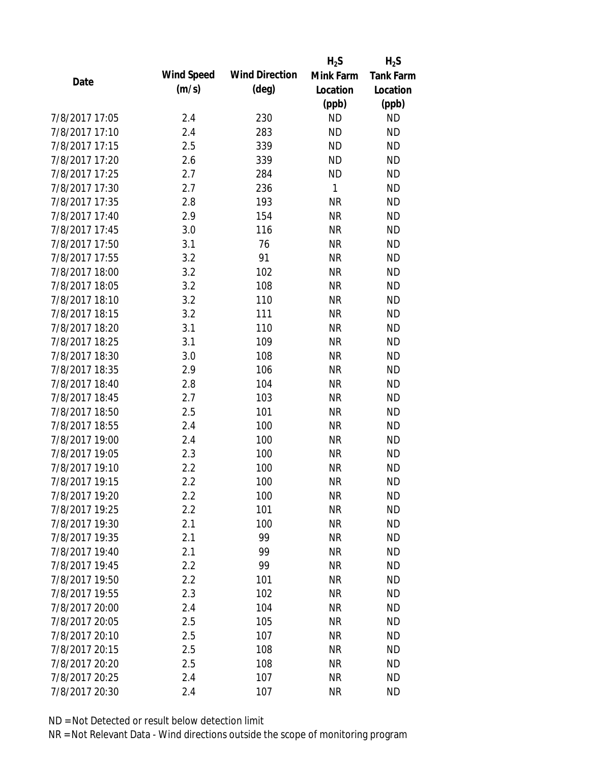| Date | Wind Speed (m/s) | Wind Direction (deg) | $H_2S$ Mink Farm Location (ppb) | $H_2S$ Tank Farm Location (ppb) |
|---|---|---|---|---|
| 7/8/2017 17:05 | 2.4 | 230 | ND | ND |
| 7/8/2017 17:10 | 2.4 | 283 | ND | ND |
| 7/8/2017 17:15 | 2.5 | 339 | ND | ND |
| 7/8/2017 17:20 | 2.6 | 339 | ND | ND |
| 7/8/2017 17:25 | 2.7 | 284 | ND | ND |
| 7/8/2017 17:30 | 2.7 | 236 | 1 | ND |
| 7/8/2017 17:35 | 2.8 | 193 | NR | ND |
| 7/8/2017 17:40 | 2.9 | 154 | NR | ND |
| 7/8/2017 17:45 | 3.0 | 116 | NR | ND |
| 7/8/2017 17:50 | 3.1 | 76 | NR | ND |
| 7/8/2017 17:55 | 3.2 | 91 | NR | ND |
| 7/8/2017 18:00 | 3.2 | 102 | NR | ND |
| 7/8/2017 18:05 | 3.2 | 108 | NR | ND |
| 7/8/2017 18:10 | 3.2 | 110 | NR | ND |
| 7/8/2017 18:15 | 3.2 | 111 | NR | ND |
| 7/8/2017 18:20 | 3.1 | 110 | NR | ND |
| 7/8/2017 18:25 | 3.1 | 109 | NR | ND |
| 7/8/2017 18:30 | 3.0 | 108 | NR | ND |
| 7/8/2017 18:35 | 2.9 | 106 | NR | ND |
| 7/8/2017 18:40 | 2.8 | 104 | NR | ND |
| 7/8/2017 18:45 | 2.7 | 103 | NR | ND |
| 7/8/2017 18:50 | 2.5 | 101 | NR | ND |
| 7/8/2017 18:55 | 2.4 | 100 | NR | ND |
| 7/8/2017 19:00 | 2.4 | 100 | NR | ND |
| 7/8/2017 19:05 | 2.3 | 100 | NR | ND |
| 7/8/2017 19:10 | 2.2 | 100 | NR | ND |
| 7/8/2017 19:15 | 2.2 | 100 | NR | ND |
| 7/8/2017 19:20 | 2.2 | 100 | NR | ND |
| 7/8/2017 19:25 | 2.2 | 101 | NR | ND |
| 7/8/2017 19:30 | 2.1 | 100 | NR | ND |
| 7/8/2017 19:35 | 2.1 | 99 | NR | ND |
| 7/8/2017 19:40 | 2.1 | 99 | NR | ND |
| 7/8/2017 19:45 | 2.2 | 99 | NR | ND |
| 7/8/2017 19:50 | 2.2 | 101 | NR | ND |
| 7/8/2017 19:55 | 2.3 | 102 | NR | ND |
| 7/8/2017 20:00 | 2.4 | 104 | NR | ND |
| 7/8/2017 20:05 | 2.5 | 105 | NR | ND |
| 7/8/2017 20:10 | 2.5 | 107 | NR | ND |
| 7/8/2017 20:15 | 2.5 | 108 | NR | ND |
| 7/8/2017 20:20 | 2.5 | 108 | NR | ND |
| 7/8/2017 20:25 | 2.4 | 107 | NR | ND |
| 7/8/2017 20:30 | 2.4 | 107 | NR | ND |

ND = Not Detected or result below detection limit

NR = Not Relevant Data - Wind directions outside the scope of monitoring program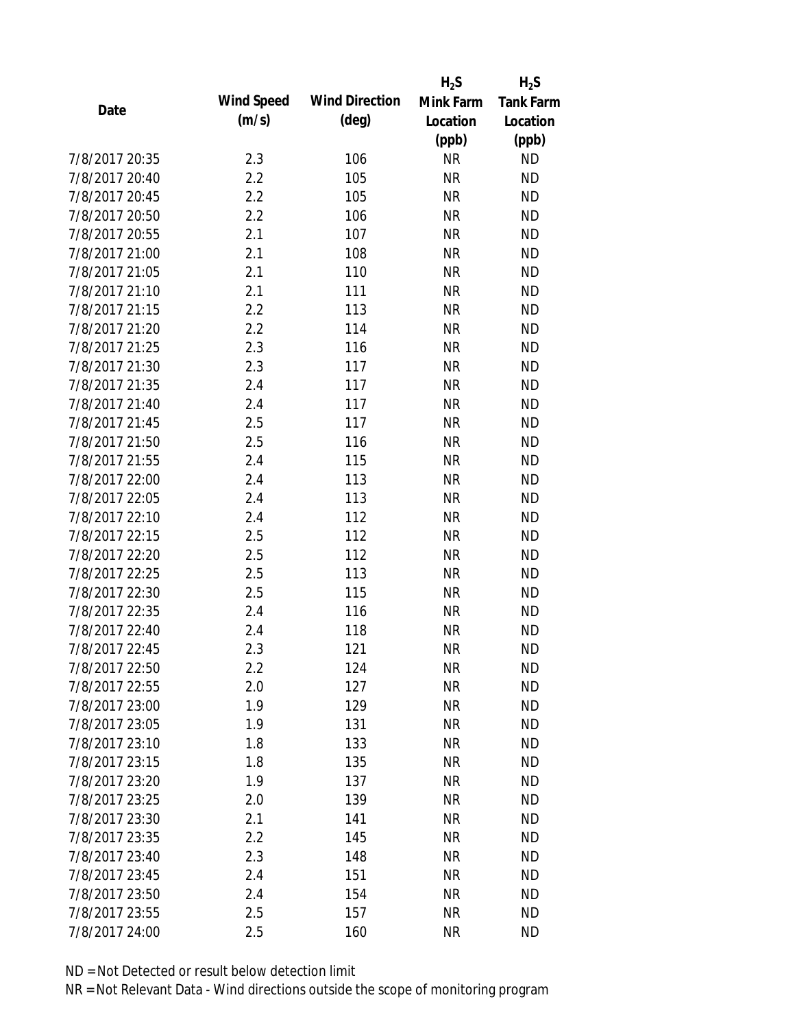| Date | Wind Speed (m/s) | Wind Direction (deg) | $H_2S$ Mink Farm Location (ppb) | $H_2S$ Tank Farm Location (ppb) |
|---|---|---|---|---|
| 7/8/2017 20:35 | 2.3 | 106 | NR | ND |
| 7/8/2017 20:40 | 2.2 | 105 | NR | ND |
| 7/8/2017 20:45 | 2.2 | 105 | NR | ND |
| 7/8/2017 20:50 | 2.2 | 106 | NR | ND |
| 7/8/2017 20:55 | 2.1 | 107 | NR | ND |
| 7/8/2017 21:00 | 2.1 | 108 | NR | ND |
| 7/8/2017 21:05 | 2.1 | 110 | NR | ND |
| 7/8/2017 21:10 | 2.1 | 111 | NR | ND |
| 7/8/2017 21:15 | 2.2 | 113 | NR | ND |
| 7/8/2017 21:20 | 2.2 | 114 | NR | ND |
| 7/8/2017 21:25 | 2.3 | 116 | NR | ND |
| 7/8/2017 21:30 | 2.3 | 117 | NR | ND |
| 7/8/2017 21:35 | 2.4 | 117 | NR | ND |
| 7/8/2017 21:40 | 2.4 | 117 | NR | ND |
| 7/8/2017 21:45 | 2.5 | 117 | NR | ND |
| 7/8/2017 21:50 | 2.5 | 116 | NR | ND |
| 7/8/2017 21:55 | 2.4 | 115 | NR | ND |
| 7/8/2017 22:00 | 2.4 | 113 | NR | ND |
| 7/8/2017 22:05 | 2.4 | 113 | NR | ND |
| 7/8/2017 22:10 | 2.4 | 112 | NR | ND |
| 7/8/2017 22:15 | 2.5 | 112 | NR | ND |
| 7/8/2017 22:20 | 2.5 | 112 | NR | ND |
| 7/8/2017 22:25 | 2.5 | 113 | NR | ND |
| 7/8/2017 22:30 | 2.5 | 115 | NR | ND |
| 7/8/2017 22:35 | 2.4 | 116 | NR | ND |
| 7/8/2017 22:40 | 2.4 | 118 | NR | ND |
| 7/8/2017 22:45 | 2.3 | 121 | NR | ND |
| 7/8/2017 22:50 | 2.2 | 124 | NR | ND |
| 7/8/2017 22:55 | 2.0 | 127 | NR | ND |
| 7/8/2017 23:00 | 1.9 | 129 | NR | ND |
| 7/8/2017 23:05 | 1.9 | 131 | NR | ND |
| 7/8/2017 23:10 | 1.8 | 133 | NR | ND |
| 7/8/2017 23:15 | 1.8 | 135 | NR | ND |
| 7/8/2017 23:20 | 1.9 | 137 | NR | ND |
| 7/8/2017 23:25 | 2.0 | 139 | NR | ND |
| 7/8/2017 23:30 | 2.1 | 141 | NR | ND |
| 7/8/2017 23:35 | 2.2 | 145 | NR | ND |
| 7/8/2017 23:40 | 2.3 | 148 | NR | ND |
| 7/8/2017 23:45 | 2.4 | 151 | NR | ND |
| 7/8/2017 23:50 | 2.4 | 154 | NR | ND |
| 7/8/2017 23:55 | 2.5 | 157 | NR | ND |
| 7/8/2017 24:00 | 2.5 | 160 | NR | ND |

ND = Not Detected or result below detection limit

NR = Not Relevant Data - Wind directions outside the scope of monitoring program